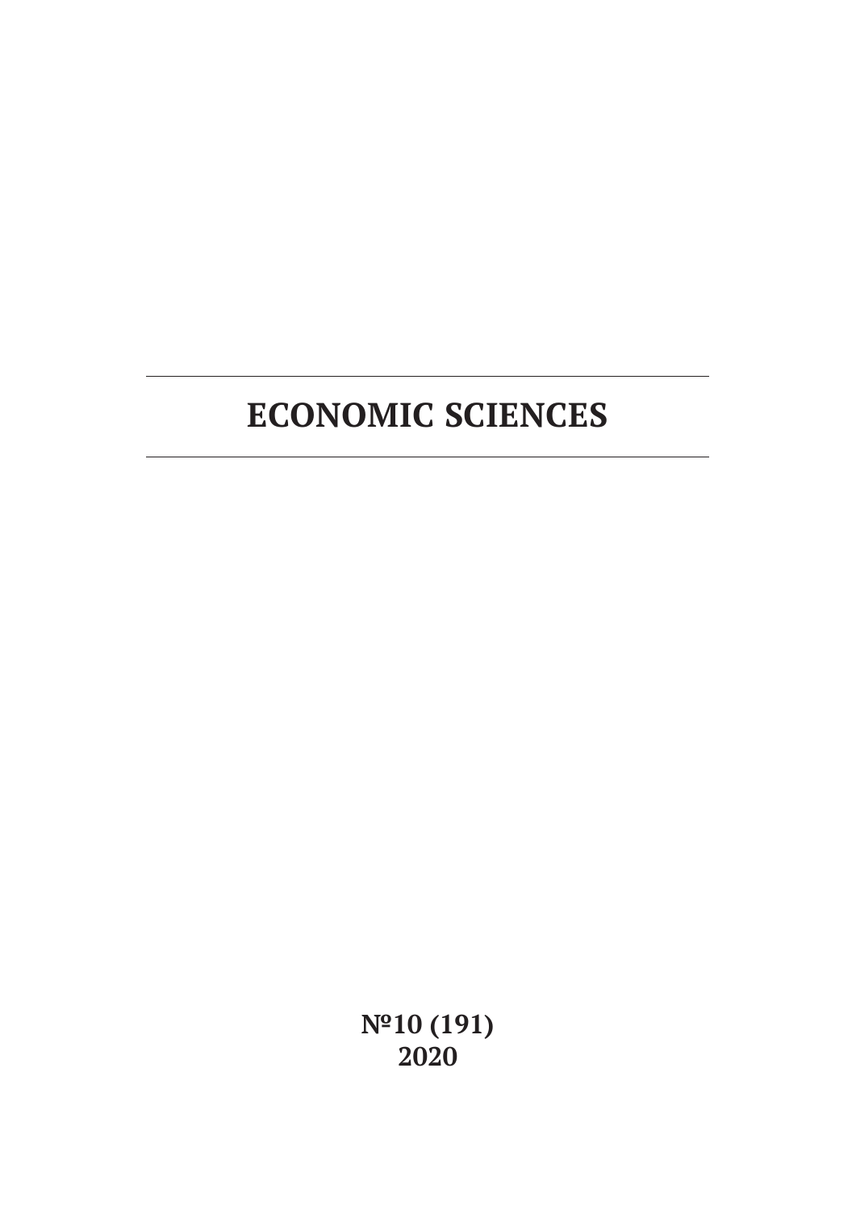# ECONOMIC SCIENCES

**№10 (191)**
**2020**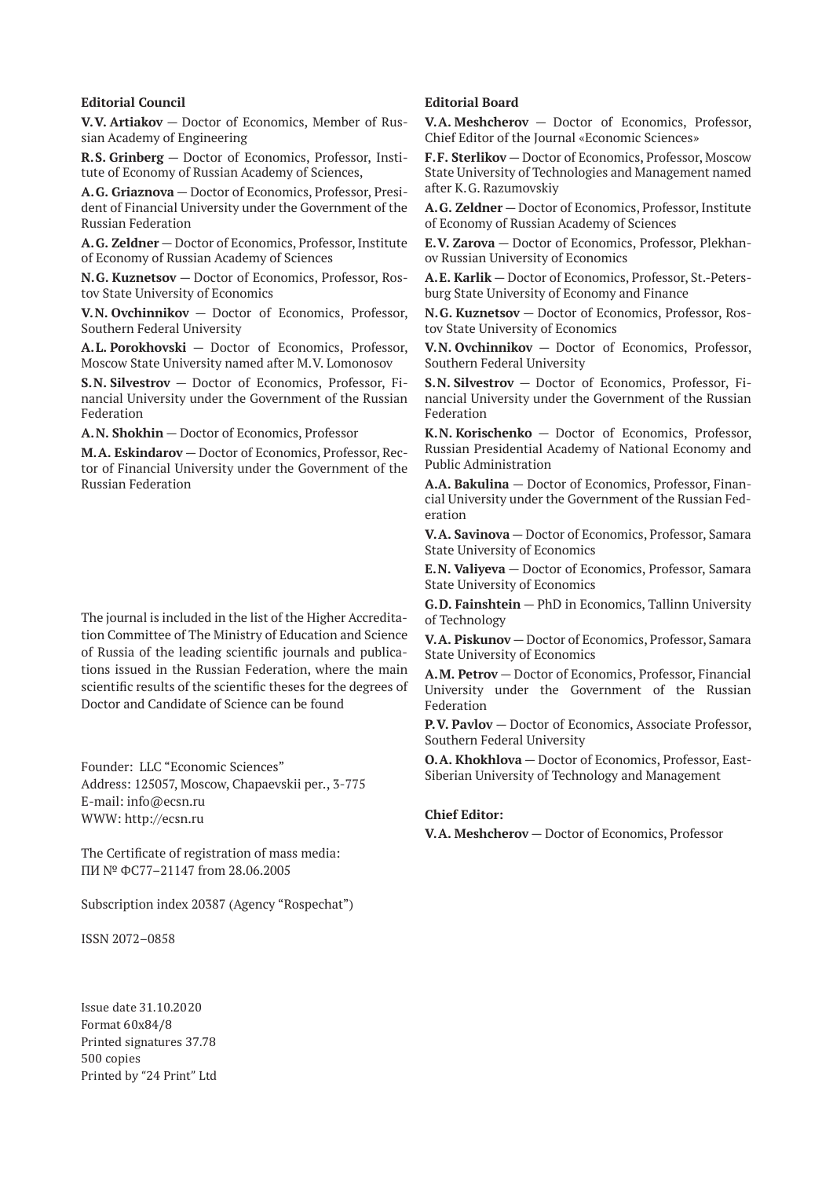**Editorial Council**

**V.V. Artiakov** — Doctor of Economics, Member of Russian Academy of Engineering

**R.S. Grinberg** — Doctor of Economics, Professor, Institute of Economy of Russian Academy of Sciences,

**A.G. Griaznova** — Doctor of Economics, Professor, President of Financial University under the Government of the Russian Federation

**A.G. Zeldner** — Doctor of Economics, Professor, Institute of Economy of Russian Academy of Sciences

**N.G. Kuznetsov** — Doctor of Economics, Professor, Rostov State University of Economics

**V.N. Ovchinnikov** — Doctor of Economics, Professor, Southern Federal University

**A.L. Porokhovski** — Doctor of Economics, Professor, Moscow State University named after M.V. Lomonosov

**S.N. Silvestrov** — Doctor of Economics, Professor, Financial University under the Government of the Russian Federation

**A.N. Shokhin** — Doctor of Economics, Professor

**M.A. Eskindarov** — Doctor of Economics, Professor, Rector of Financial University under the Government of the Russian Federation

The journal is included in the list of the Higher Accreditation Committee of The Ministry of Education and Science of Russia of the leading scientific journals and publications issued in the Russian Federation, where the main scientific results of the scientific theses for the degrees of Doctor and Candidate of Science can be found

Founder: LLC "Economic Sciences"
Address: 125057, Moscow, Chapaevskii per., 3-775
E-mail: info@ecsn.ru
WWW: http://ecsn.ru

The Certificate of registration of mass media:
ПИ № ФС77–21147 from 28.06.2005

Subscription index 20387 (Agency "Rospechat")

ISSN 2072–0858

Issue date 31.10.2020
Format 60x84/8
Printed signatures 37.78
500 copies
Printed by "24 Print" Ltd

**Editorial Board**

**V.A. Meshcherov** — Doctor of Economics, Professor, Chief Editor of the Journal «Economic Sciences»

**F.F. Sterlikov** — Doctor of Economics, Professor, Moscow State University of Technologies and Management named after K.G. Razumovskiy

**A.G. Zeldner** — Doctor of Economics, Professor, Institute of Economy of Russian Academy of Sciences

**E.V. Zarova** — Doctor of Economics, Professor, Plekhanov Russian University of Economics

**A.E. Karlik** — Doctor of Economics, Professor, St.-Petersburg State University of Economy and Finance

**N.G. Kuznetsov** — Doctor of Economics, Professor, Rostov State University of Economics

**V.N. Ovchinnikov** — Doctor of Economics, Professor, Southern Federal University

**S.N. Silvestrov** — Doctor of Economics, Professor, Financial University under the Government of the Russian Federation

**K.N. Korischenko** — Doctor of Economics, Professor, Russian Presidential Academy of National Economy and Public Administration

**A.A. Bakulina** — Doctor of Economics, Professor, Financial University under the Government of the Russian Federation

**V.A. Savinova** — Doctor of Economics, Professor, Samara State University of Economics

**E.N. Valiyeva** — Doctor of Economics, Professor, Samara State University of Economics

**G.D. Fainshtein** — PhD in Economics, Tallinn University of Technology

**V.A. Piskunov** — Doctor of Economics, Professor, Samara State University of Economics

**A.M. Petrov** — Doctor of Economics, Professor, Financial University under the Government of the Russian Federation

**P.V. Pavlov** — Doctor of Economics, Associate Professor, Southern Federal University

**O.A. Khokhlova** — Doctor of Economics, Professor, East-Siberian University of Technology and Management

**Chief Editor:**

**V.A. Meshcherov** — Doctor of Economics, Professor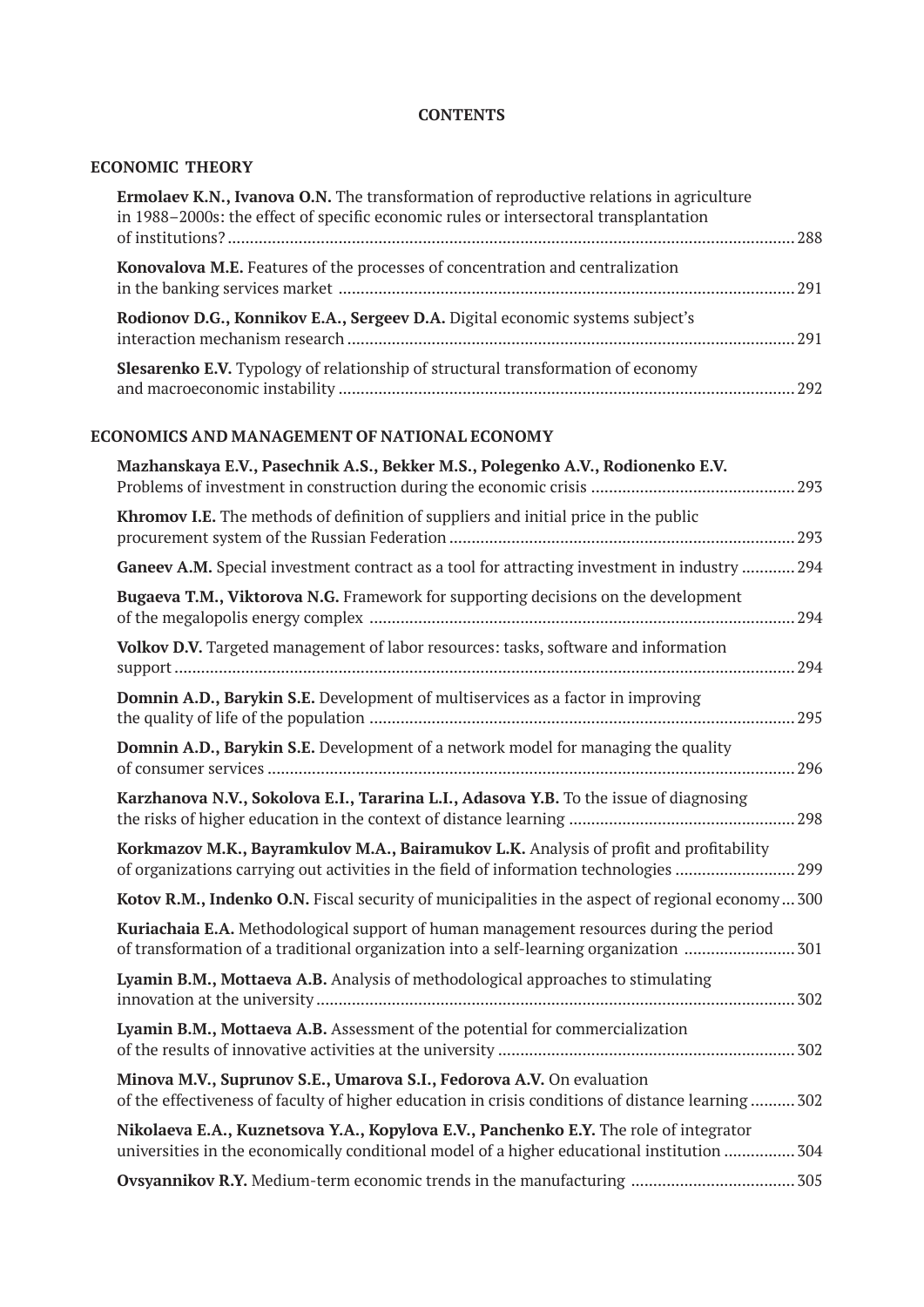# CONTENTS

## ECONOMIC THEORY

**Ermolaev K.N., Ivanova O.N.** The transformation of reproductive relations in agriculture in 1988–2000s: the effect of specific economic rules or intersectoral transplantation of institutions? ............ 288

**Konovalova M.E.** Features of the processes of concentration and centralization in the banking services market ............ 291

**Rodionov D.G., Konnikov E.A., Sergeev D.A.** Digital economic systems subject's interaction mechanism research ............ 291

**Slesarenko E.V.** Typology of relationship of structural transformation of economy and macroeconomic instability ............ 292

## ECONOMICS AND MANAGEMENT OF NATIONAL ECONOMY

**Mazhanskaya E.V., Pasechnik A.S., Bekker M.S., Polegenko A.V., Rodionenko E.V.** Problems of investment in construction during the economic crisis ............ 293

**Khromov I.E.** The methods of definition of suppliers and initial price in the public procurement system of the Russian Federation ............ 293

**Ganeev A.M.** Special investment contract as a tool for attracting investment in industry ............ 294

**Bugaeva T.M., Viktorova N.G.** Framework for supporting decisions on the development of the megalopolis energy complex ............ 294

**Volkov D.V.** Targeted management of labor resources: tasks, software and information support ............ 294

**Domnin A.D., Barykin S.E.** Development of multiservices as a factor in improving the quality of life of the population ............ 295

**Domnin A.D., Barykin S.E.** Development of a network model for managing the quality of consumer services ............ 296

**Karzhanova N.V., Sokolova E.I., Tararina L.I., Adasova Y.B.** To the issue of diagnosing the risks of higher education in the context of distance learning ............ 298

**Korkmazov M.K., Bayramkulov M.A., Bairamukov L.K.** Analysis of profit and profitability of organizations carrying out activities in the field of information technologies ............ 299

**Kotov R.M., Indenko O.N.** Fiscal security of municipalities in the aspect of regional economy ... 300

**Kuriachaia E.A.** Methodological support of human management resources during the period of transformation of a traditional organization into a self-learning organization ............ 301

**Lyamin B.M., Mottaeva A.B.** Analysis of methodological approaches to stimulating innovation at the university ............ 302

**Lyamin B.M., Mottaeva A.B.** Assessment of the potential for commercialization of the results of innovative activities at the university ............ 302

**Minova M.V., Suprunov S.E., Umarova S.I., Fedorova A.V.** On evaluation of the effectiveness of faculty of higher education in crisis conditions of distance learning ............ 302

**Nikolaeva E.A., Kuznetsova Y.A., Kopylova E.V., Panchenko E.Y.** The role of integrator universities in the economically conditional model of a higher educational institution ............ 304

**Ovsyannikov R.Y.** Medium-term economic trends in the manufacturing ............ 305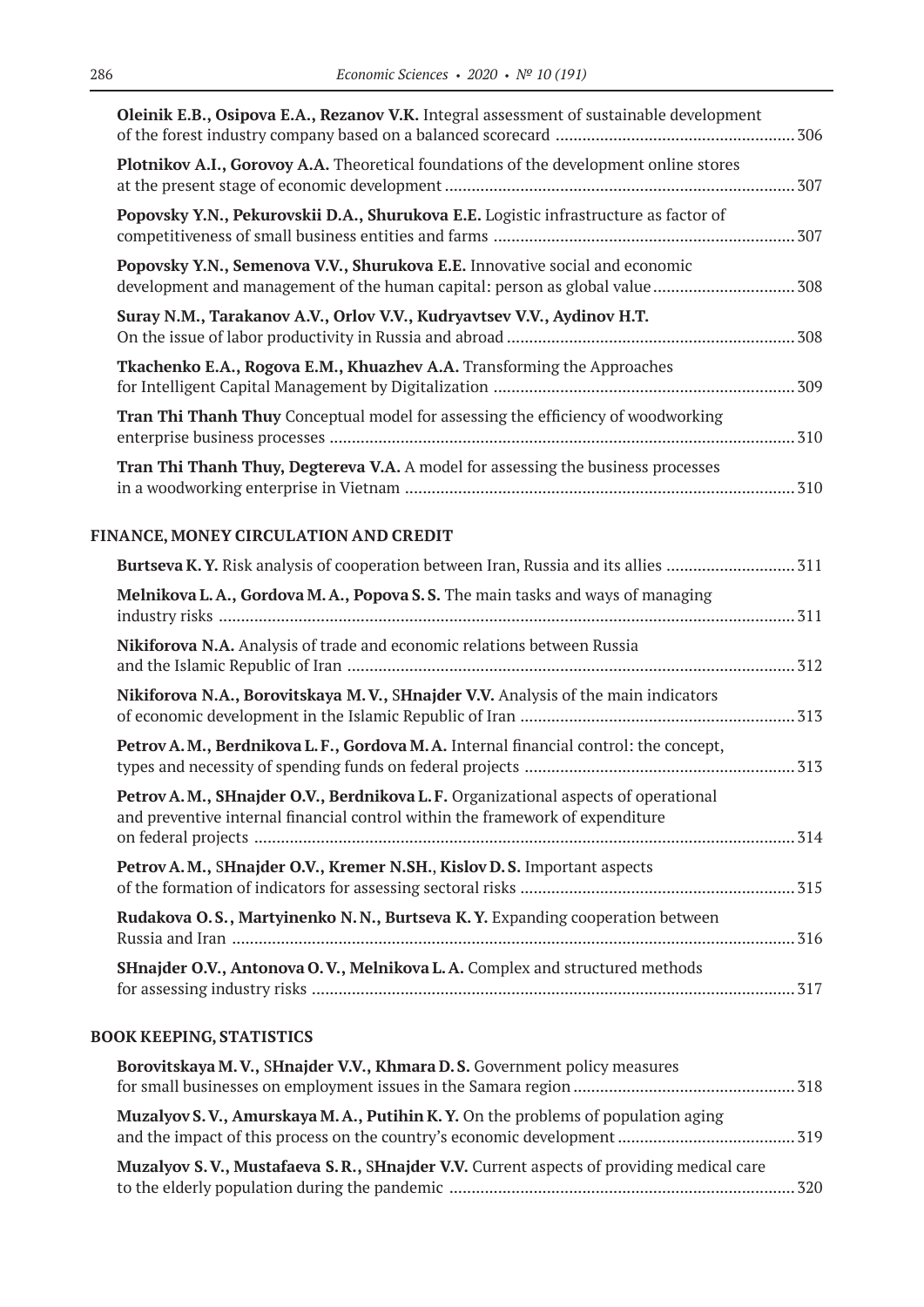**Oleinik E.B., Osipova E.A., Rezanov V.K.** Integral assessment of sustainable development of the forest industry company based on a balanced scorecard ...................................................... 306

**Plotnikov A.I., Gorovoy A.A.** Theoretical foundations of the development online stores at the present stage of economic development ............................................................................... 307

**Popovsky Y.N., Pekurovskii D.A., Shurukova E.E.** Logistic infrastructure as factor of competitiveness of small business entities and farms .................................................................... 307

**Popovsky Y.N., Semenova V.V., Shurukova E.E.** Innovative social and economic development and management of the human capital: person as global value ................................ 308

**Suray N.M., Tarakanov A.V., Orlov V.V., Kudryavtsev V.V., Aydinov H.T.** On the issue of labor productivity in Russia and abroad ................................................................. 308

**Tkachenko E.A., Rogova E.M., Khuazhev A.A.** Transforming the Approaches for Intelligent Capital Management by Digitalization .................................................................... 309

**Tran Thi Thanh Thuy** Conceptual model for assessing the efficiency of woodworking enterprise business processes .......................................................................................................... 310

**Tran Thi Thanh Thuy, Degtereva V.A.** A model for assessing the business processes in a woodworking enterprise in Vietnam ......................................................................................... 310

## FINANCE, MONEY CIRCULATION AND CREDIT

**Burtseva K.Y.** Risk analysis of cooperation between Iran, Russia and its allies ............................. 311

**Melnikova L.A., Gordova M.A., Popova S.S.** The main tasks and ways of managing industry risks .................................................................................................................................. 311

**Nikiforova N.A.** Analysis of trade and economic relations between Russia and the Islamic Republic of Iran ..................................................................................................... 312

**Nikiforova N.A., Borovitskaya M.V., SHnajder V.V.** Analysis of the main indicators of economic development in the Islamic Republic of Iran .............................................................. 313

**Petrov A.M., Berdnikova L.F., Gordova M.A.** Internal financial control: the concept, types and necessity of spending funds on federal projects ............................................................. 313

**Petrov A.M., SHnajder O.V., Berdnikova L.F.** Organizational aspects of operational and preventive internal financial control within the framework of expenditure on federal projects .......................................................................................................................... 314

**Petrov A.M., SHnajder O.V., Kremer N.SH., Kislov D.S.** Important aspects of the formation of indicators for assessing sectoral risks .............................................................. 315

**Rudakova O.S., Martyinenko N.N., Burtseva K.Y.** Expanding cooperation between Russia and Iran .............................................................................................................................. 316

**SHnajder O.V., Antonova O.V., Melnikova L.A.** Complex and structured methods for assessing industry risks ............................................................................................................ 317

## BOOK KEEPING, STATISTICS

**Borovitskaya M.V., SHnajder V.V., Khmara D.S.** Government policy measures for small businesses on employment issues in the Samara region .................................................. 318

**Muzalyov S.V., Amurskaya M.A., Putihin K.Y.** On the problems of population aging and the impact of this process on the country's economic development ........................................ 319

**Muzalyov S.V., Mustafaeva S.R., SHnajder V.V.** Current aspects of providing medical care to the elderly population during the pandemic ............................................................................. 320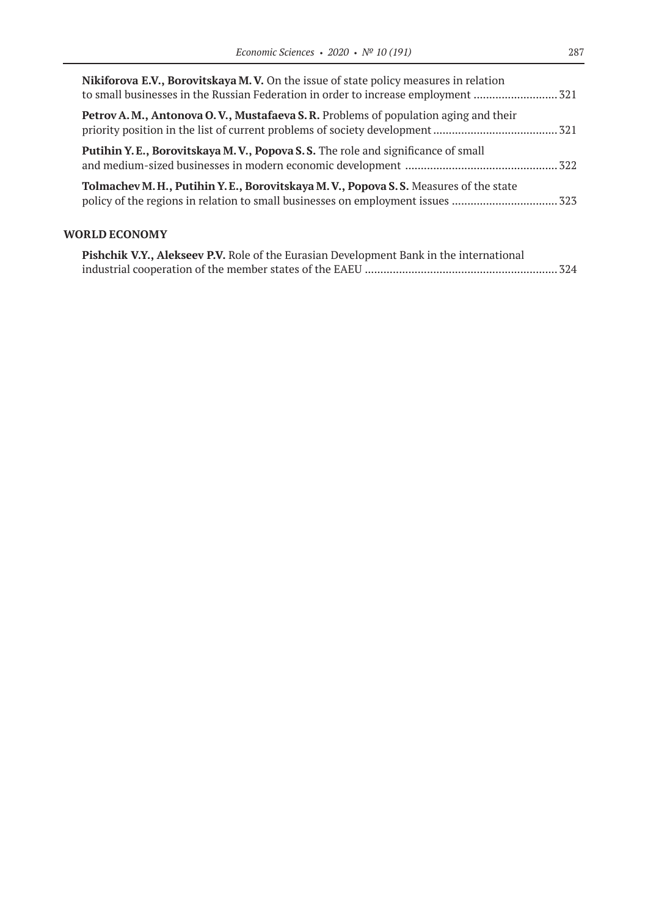**Nikiforova E.V., Borovitskaya M. V.** On the issue of state policy measures in relation to small businesses in the Russian Federation in order to increase employment ........................... 321

**Petrov A. M., Antonova O. V., Mustafaeva S. R.** Problems of population aging and their priority position in the list of current problems of society development ........................................ 321

**Putihin Y. E., Borovitskaya M. V., Popova S. S.** The role and significance of small and medium-sized businesses in modern economic development ................................................. 322

**Tolmachev M. H., Putihin Y. E., Borovitskaya M. V., Popova S. S.** Measures of the state policy of the regions in relation to small businesses on employment issues .................................. 323

## WORLD ECONOMY

**Pishchik V.Y., Alekseev P.V.** Role of the Eurasian Development Bank in the international industrial cooperation of the member states of the EAEU .............................................................. 324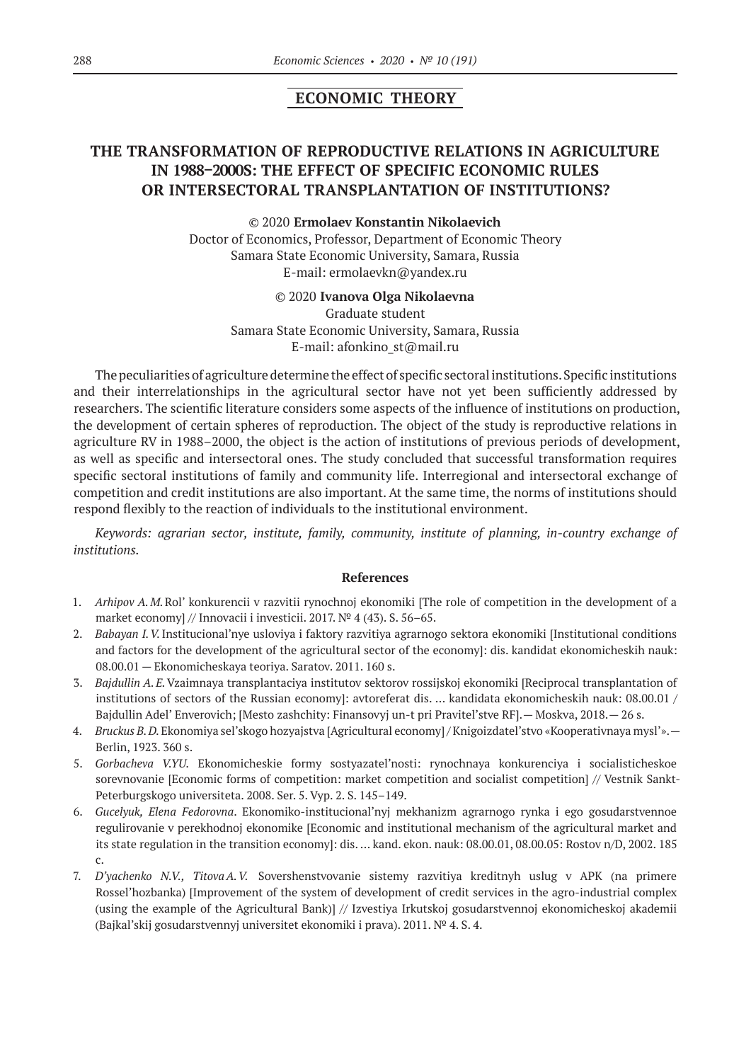## ECONOMIC THEORY

# THE TRANSFORMATION OF REPRODUCTIVE RELATIONS IN AGRICULTURE IN 1988–2000S: THE EFFECT OF SPECIFIC ECONOMIC RULES OR INTERSECTORAL TRANSPLANTATION OF INSTITUTIONS?

© 2020 **Ermolaev Konstantin Nikolaevich**
Doctor of Economics, Professor, Department of Economic Theory
Samara State Economic University, Samara, Russia
E-mail: ermolaevkn@yandex.ru

© 2020 **Ivanova Olga Nikolaevna**
Graduate student
Samara State Economic University, Samara, Russia
E-mail: afonkino_st@mail.ru

The peculiarities of agriculture determine the effect of specific sectoral institutions. Specific institutions and their interrelationships in the agricultural sector have not yet been sufficiently addressed by researchers. The scientific literature considers some aspects of the influence of institutions on production, the development of certain spheres of reproduction. The object of the study is reproductive relations in agriculture RV in 1988–2000, the object is the action of institutions of previous periods of development, as well as specific and intersectoral ones. The study concluded that successful transformation requires specific sectoral institutions of family and community life. Interregional and intersectoral exchange of competition and credit institutions are also important. At the same time, the norms of institutions should respond flexibly to the reaction of individuals to the institutional environment.

*Keywords: agrarian sector, institute, family, community, institute of planning, in-country exchange of institutions.*

### References

1. *Arhipov A. M.* Rol' konkurencii v razvitii rynochnoj ekonomiki [The role of competition in the development of a market economy] // Innovacii i investicii. 2017. № 4 (43). S. 56–65.
2. *Babayan I. V.* Institucional'nye usloviya i faktory razvitiya agrarnogo sektora ekonomiki [Institutional conditions and factors for the development of the agricultural sector of the economy]: dis. kandidat ekonomicheskih nauk: 08.00.01 — Ekonomicheskaya teoriya. Saratov. 2011. 160 s.
3. *Bajdullin A. E.* Vzaimnaya transplantaciya institutov sektorov rossijskoj ekonomiki [Reciprocal transplantation of institutions of sectors of the Russian economy]: avtoreferat dis. … kandidata ekonomicheskih nauk: 08.00.01 / Bajdullin Adel' Enverovich; [Mesto zashchity: Finansovyj un-t pri Pravitel'stve RF].— Moskva, 2018.— 26 s.
4. *Bruckus B. D.* Ekonomiya sel'skogo hozyajstva [Agricultural economy] / Knigoizdatel'stvo «Kooperativnaya mysl'».— Berlin, 1923. 360 s.
5. *Gorbacheva V.YU.* Ekonomicheskie formy sostyazatel'nosti: rynochnaya konkurenciya i socialisticheskoe sorevnovanie [Economic forms of competition: market competition and socialist competition] // Vestnik Sankt-Peterburgskogo universiteta. 2008. Ser. 5. Vyp. 2. S. 145–149.
6. *Gucelyuk, Elena Fedorovna*. Ekonomiko-institucional'nyj mekhanizm agrarnogo rynka i ego gosudarstvennoe regulirovanie v perekhodnoj ekonomike [Economic and institutional mechanism of the agricultural market and its state regulation in the transition economy]: dis. … kand. ekon. nauk: 08.00.01, 08.00.05: Rostov n/D, 2002. 185 c.
7. *D'yachenko N.V., Titova A. V.* Sovershenstvovanie sistemy razvitiya kreditnyh uslug v APK (na primere Rossel'hozbanka) [Improvement of the system of development of credit services in the agro-industrial complex (using the example of the Agricultural Bank)] // Izvestiya Irkutskoj gosudarstvennoj ekonomicheskoj akademii (Bajkal'skij gosudarstvennyj universitet ekonomiki i prava). 2011. № 4. S. 4.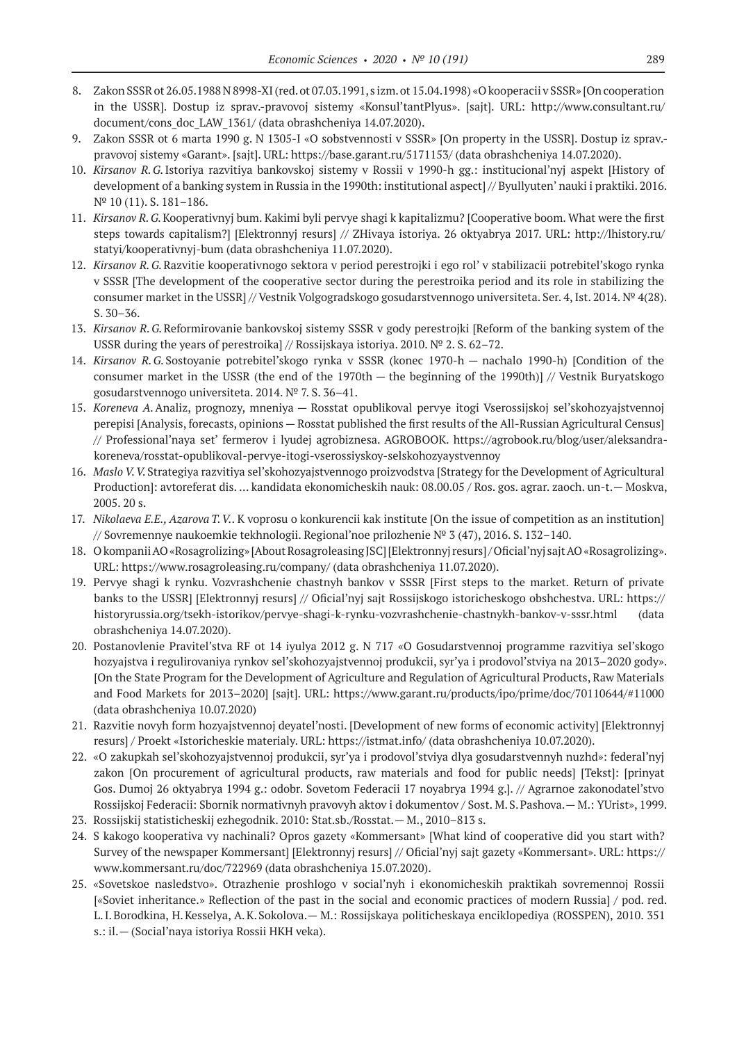8. Zakon SSSR ot 26.05.1988 N 8998-XI (red. ot 07.03.1991, s izm. ot 15.04.1998) «O kooperacii v SSSR» [On cooperation in the USSR]. Dostup iz sprav.-pravovoj sistemy «Konsul'tantPlyus». [sajt]. URL: http://www.consultant.ru/document/cons_doc_LAW_1361/ (data obrashcheniya 14.07.2020).
9. Zakon SSSR ot 6 marta 1990 g. N 1305-I «O sobstvennosti v SSSR» [On property in the USSR]. Dostup iz sprav.-pravovoj sistemy «Garant». [sajt]. URL: https://base.garant.ru/5171153/ (data obrashcheniya 14.07.2020).
10. *Kirsanov R. G.* Istoriya razvitiya bankovskoj sistemy v Rossii v 1990-h gg.: institucional'nyj aspekt [History of development of a banking system in Russia in the 1990th: institutional aspect] // Byullyuten' nauki i praktiki. 2016. № 10 (11). S. 181–186.
11. *Kirsanov R. G.* Kooperativnyj bum. Kakimi byli pervye shagi k kapitalizmu? [Cooperative boom. What were the first steps towards capitalism?] [Elektronnyj resurs] // ZHivaya istoriya. 26 oktyabrya 2017. URL: http://lhistory.ru/statyi/kooperativnyj-bum (data obrashcheniya 11.07.2020).
12. *Kirsanov R. G.* Razvitie kooperativnogo sektora v period perestrojki i ego rol' v stabilizacii potrebitel'skogo rynka v SSSR [The development of the cooperative sector during the perestroika period and its role in stabilizing the consumer market in the USSR] // Vestnik Volgogradskogo gosudarstvennogo universiteta. Ser. 4, Ist. 2014. № 4(28). S. 30–36.
13. *Kirsanov R. G.* Reformirovanie bankovskoj sistemy SSSR v gody perestrojki [Reform of the banking system of the USSR during the years of perestroika] // Rossijskaya istoriya. 2010. № 2. S. 62–72.
14. *Kirsanov R. G.* Sostoyanie potrebitel'skogo rynka v SSSR (konec 1970-h — nachalo 1990-h) [Condition of the consumer market in the USSR (the end of the 1970th — the beginning of the 1990th)] // Vestnik Buryatskogo gosudarstvennogo universiteta. 2014. № 7. S. 36–41.
15. *Koreneva A.* Analiz, prognozy, mneniya — Rosstat opublikoval pervye itogi Vserossijskoj sel'skohozyajstvennoj perepisi [Analysis, forecasts, opinions — Rosstat published the first results of the All-Russian Agricultural Census] // Professional'naya set' fermerov i lyudej agrobiznesa. AGROBOOK. https://agrobook.ru/blog/user/aleksandra-koreneva/rosstat-opublikoval-pervye-itogi-vserossiyskoy-selskohozyaystvennoy
16. *Maslo V. V.* Strategiya razvitiya sel'skohozyajstvennogo proizvodstva [Strategy for the Development of Agricultural Production]: avtoreferat dis. … kandidata ekonomicheskih nauk: 08.00.05 / Ros. gos. agrar. zaoch. un-t.— Moskva, 2005. 20 s.
17. *Nikolaeva E.E., Azarova T. V.*. K voprosu o konkurencii kak institute [On the issue of competition as an institution] // Sovremennye naukoemkie tekhnologii. Regional'noe prilozhenie № 3 (47), 2016. S. 132–140.
18. O kompanii AO «Rosagrolizing» [About Rosagroleasing JSC] [Elektronnyj resurs] / Oficial'nyj sajt AO «Rosagrolizing». URL: https://www.rosagroleasing.ru/company/ (data obrashcheniya 11.07.2020).
19. Pervye shagi k rynku. Vozvrashchenie chastnyh bankov v SSSR [First steps to the market. Return of private banks to the USSR] [Elektronnyj resurs] // Oficial'nyj sajt Rossijskogo istoricheskogo obshchestva. URL: https://historyrussia.org/tsekh-istorikov/pervye-shagi-k-rynku-vozvrashchenie-chastnykh-bankov-v-sssr.html (data obrashcheniya 14.07.2020).
20. Postanovlenie Pravitel'stva RF ot 14 iyulya 2012 g. N 717 «O Gosudarstvennoj programme razvitiya sel'skogo hozyajstva i regulirovaniya rynkov sel'skohozyajstvennoj produkcii, syr'ya i prodovol'stviya na 2013–2020 gody». [On the State Program for the Development of Agriculture and Regulation of Agricultural Products, Raw Materials and Food Markets for 2013–2020] [sajt]. URL: https://www.garant.ru/products/ipo/prime/doc/70110644/#11000 (data obrashcheniya 10.07.2020)
21. Razvitie novyh form hozyajstvennoj deyatel'nosti. [Development of new forms of economic activity] [Elektronnyj resurs] / Proekt «Istoricheskie materialy. URL: https://istmat.info/ (data obrashcheniya 10.07.2020).
22. «O zakupkah sel'skohozyajstvennoj produkcii, syr'ya i prodovol'stviya dlya gosudarstvennyh nuzhd»: federal'nyj zakon [On procurement of agricultural products, raw materials and food for public needs] [Tekst]: [prinyat Gos. Dumoj 26 oktyabrya 1994 g.: odobr. Sovetom Federacii 17 noyabrya 1994 g.]. // Agrarnoe zakonodatel'stvo Rossijskoj Federacii: Sbornik normativnyh pravovyh aktov i dokumentov / Sost. M. S. Pashova.— M.: YUrist», 1999.
23. Rossijskij statisticheskij ezhegodnik. 2010: Stat.sb./Rosstat.— M., 2010–813 s.
24. S kakogo kooperativa vy nachinali? Opros gazety «Kommersant» [What kind of cooperative did you start with? Survey of the newspaper Kommersant] [Elektronnyj resurs] // Oficial'nyj sajt gazety «Kommersant». URL: https://www.kommersant.ru/doc/722969 (data obrashcheniya 15.07.2020).
25. «Sovetskoe nasledstvo». Otrazhenie proshlogo v social'nyh i ekonomicheskih praktikah sovremennoj Rossii [«Soviet inheritance.» Reflection of the past in the social and economic practices of modern Russia] / pod. red. L. I. Borodkina, H. Kesselya, A. K. Sokolova.— M.: Rossijskaya politicheskaya enciklopediya (ROSSPEN), 2010. 351 s.: il.— (Social'naya istoriya Rossii HKH veka).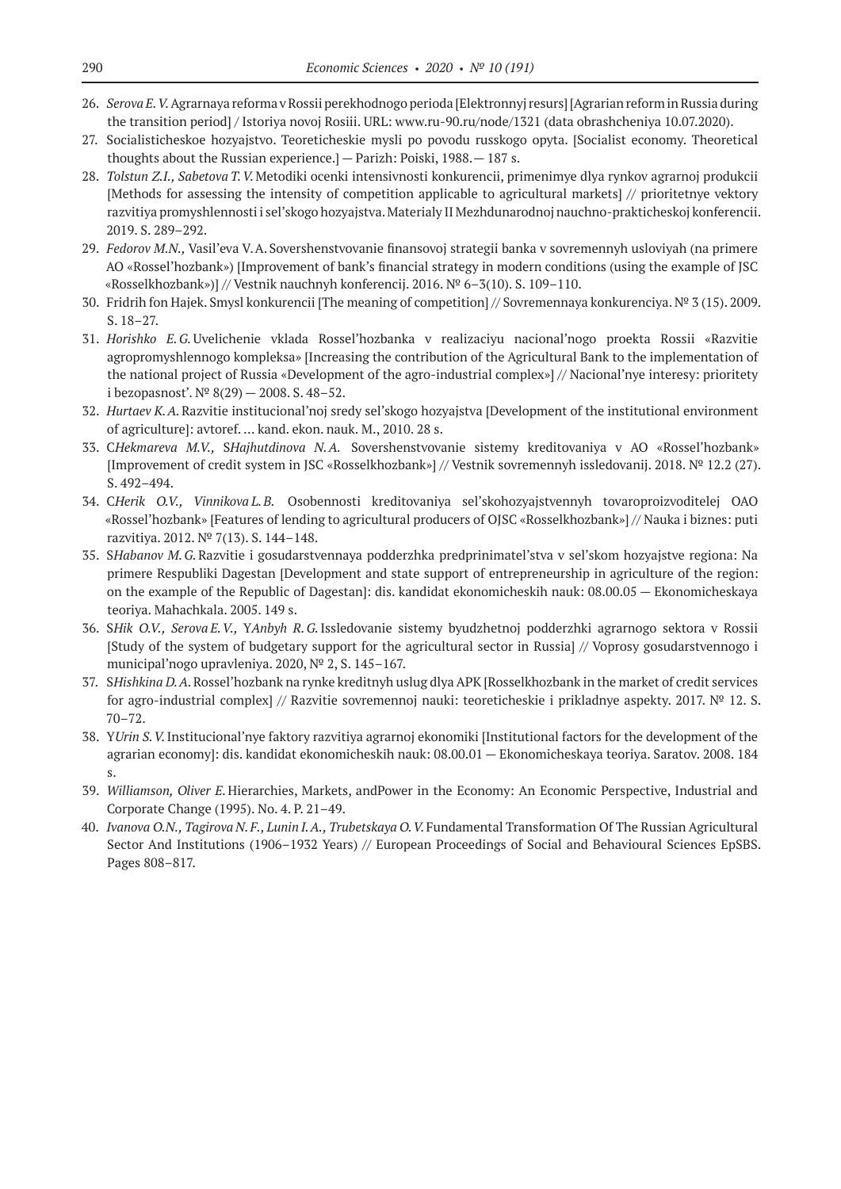26. *Serova E. V.* Agrarnaya reforma v Rossii perekhodnogo perioda [Elektronnyj resurs] [Agrarian reform in Russia during the transition period] / Istoriya novoj Rosiii. URL: www.ru-90.ru/node/1321 (data obrashcheniya 10.07.2020).
27. Socialisticheskoe hozyajstvo. Teoreticheskie mysli po povodu russkogo opyta. [Socialist economy. Theoretical thoughts about the Russian experience.] — Parizh: Poiski, 1988.— 187 s.
28. *Tolstun Z.I., Sabetova T. V.* Metodiki ocenki intensivnosti konkurencii, primenimye dlya rynkov agrarnoj produkcii [Methods for assessing the intensity of competition applicable to agricultural markets] // prioritetnye vektory razvitiya promyshlennosti i sel'skogo hozyajstva. Materialy II Mezhdunarodnoj nauchno-prakticheskoj konferencii. 2019. S. 289–292.
29. *Fedorov M.N.,* Vasil'eva V. A. Sovershenstvovanie finansovoj strategii banka v sovremennyh usloviyah (na primere AO «Rossel'hozbank») [Improvement of bank's financial strategy in modern conditions (using the example of JSC «Rosselkhozbank»)] // Vestnik nauchnyh konferencij. 2016. № 6–3(10). S. 109–110.
30. Fridrih fon Hajek. Smysl konkurencii [The meaning of competition] // Sovremennaya konkurenciya. № 3 (15). 2009. S. 18–27.
31. *Horishko E. G.* Uvelichenie vklada Rossel'hozbanka v realizaciyu nacional'nogo proekta Rossii «Razvitie agropromyshlennogo kompleksa» [Increasing the contribution of the Agricultural Bank to the implementation of the national project of Russia «Development of the agro-industrial complex»] // Nacional'nye interesy: prioritety i bezopasnost'. № 8(29) — 2008. S. 48–52.
32. *Hurtaev K. A.* Razvitie institucional'noj sredy sel'skogo hozyajstva [Development of the institutional environment of agriculture]: avtoref. … kand. ekon. nauk. M., 2010. 28 s.
33. C*Hekmareva M.V.,* S*Hajhutdinova N. A.* Sovershenstvovanie sistemy kreditovaniya v AO «Rossel'hozbank» [Improvement of credit system in JSC «Rosselkhozbank»] // Vestnik sovremennyh issledovanij. 2018. № 12.2 (27). S. 492–494.
34. C*Herik O.V., Vinnikova L. B.* Osobennosti kreditovaniya sel'skohozyajstvennyh tovaroproizvoditelej OAO «Rossel'hozbank» [Features of lending to agricultural producers of OJSC «Rosselkhozbank»] // Nauka i biznes: puti razvitiya. 2012. № 7(13). S. 144–148.
35. S*Habanov M. G.* Razvitie i gosudarstvennaya podderzhka predprinimatel'stva v sel'skom hozyajstve regiona: Na primere Respubliki Dagestan [Development and state support of entrepreneurship in agriculture of the region: on the example of the Republic of Dagestan]: dis. kandidat ekonomicheskih nauk: 08.00.05 — Ekonomicheskaya teoriya. Mahachkala. 2005. 149 s.
36. S*Hik O.V., Serova E. V.,* Y*Anbyh R. G.* Issledovanie sistemy byudzhetnoj podderzhki agrarnogo sektora v Rossii [Study of the system of budgetary support for the agricultural sector in Russia] // Voprosy gosudarstvennogo i municipal'nogo upravleniya. 2020, № 2, S. 145–167.
37. S*Hishkina D. A.* Rossel'hozbank na rynke kreditnyh uslug dlya APK [Rosselkhozbank in the market of credit services for agro-industrial complex] // Razvitie sovremennoj nauki: teoreticheskie i prikladnye aspekty. 2017. № 12. S. 70–72.
38. Y*Urin S. V.* Institucional'nye faktory razvitiya agrarnoj ekonomiki [Institutional factors for the development of the agrarian economy]: dis. kandidat ekonomicheskih nauk: 08.00.01 — Ekonomicheskaya teoriya. Saratov. 2008. 184 s.
39. *Williamson, Oliver E.* Hierarchies, Markets, andPower in the Economy: An Economic Perspective, Industrial and Corporate Change (1995). No. 4. P. 21–49.
40. *Ivanova O.N., Tagirova N. F., Lunin I. A., Trubetskaya O. V.* Fundamental Transformation Of The Russian Agricultural Sector And Institutions (1906–1932 Years) // European Proceedings of Social and Behavioural Sciences EpSBS. Pages 808–817.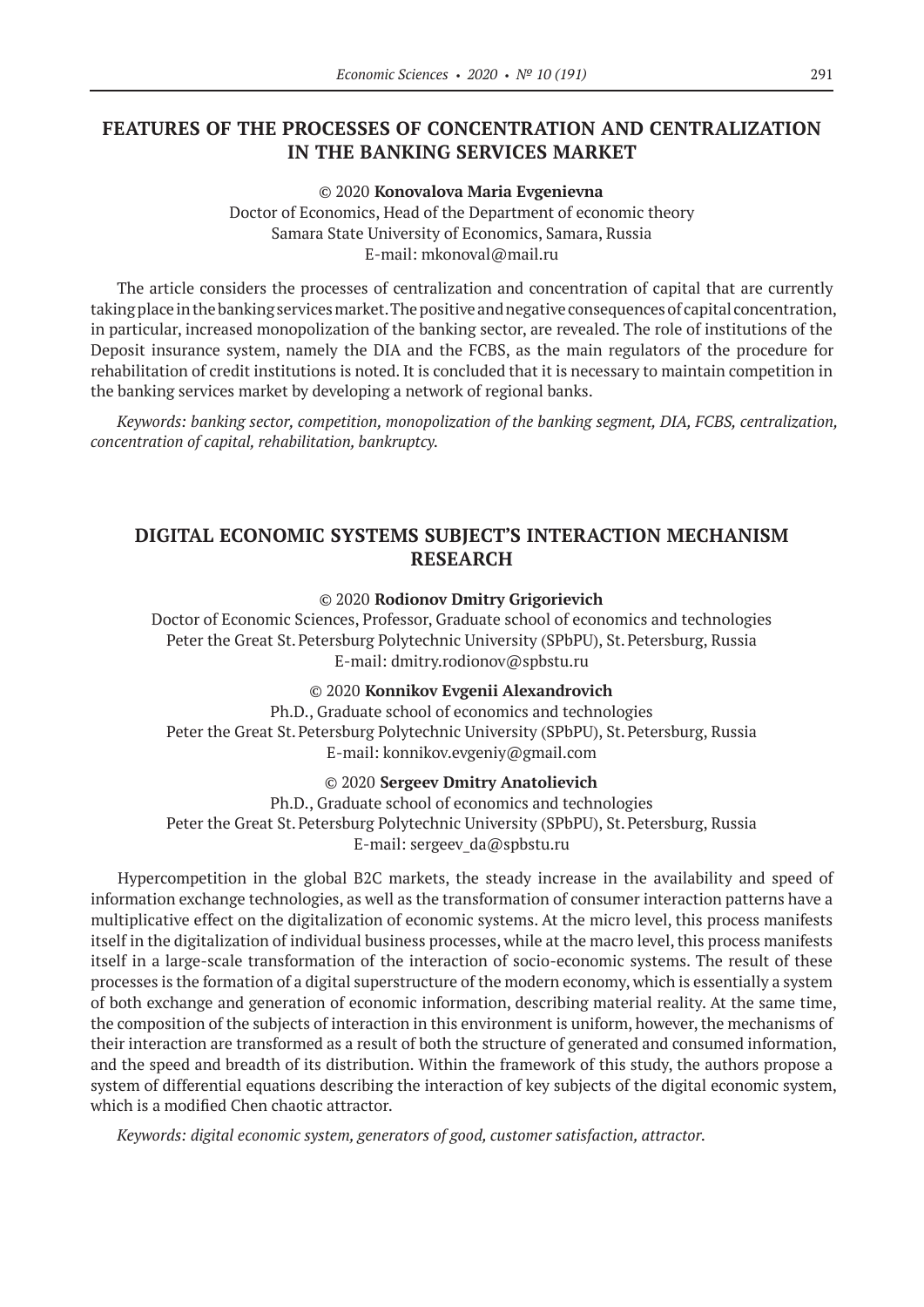## FEATURES OF THE PROCESSES OF CONCENTRATION AND CENTRALIZATION IN THE BANKING SERVICES MARKET

© 2020 **Konovalova Maria Evgenievna**
Doctor of Economics, Head of the Department of economic theory
Samara State University of Economics, Samara, Russia
E-mail: mkonoval@mail.ru

The article considers the processes of centralization and concentration of capital that are currently taking place in the banking services market. The positive and negative consequences of capital concentration, in particular, increased monopolization of the banking sector, are revealed. The role of institutions of the Deposit insurance system, namely the DIA and the FCBS, as the main regulators of the procedure for rehabilitation of credit institutions is noted. It is concluded that it is necessary to maintain competition in the banking services market by developing a network of regional banks.

*Keywords: banking sector, competition, monopolization of the banking segment, DIA, FCBS, centralization, concentration of capital, rehabilitation, bankruptcy.*

## DIGITAL ECONOMIC SYSTEMS SUBJECT'S INTERACTION MECHANISM RESEARCH

© 2020 **Rodionov Dmitry Grigorievich**
Doctor of Economic Sciences, Professor, Graduate school of economics and technologies
Peter the Great St. Petersburg Polytechnic University (SPbPU), St. Petersburg, Russia
E-mail: dmitry.rodionov@spbstu.ru

© 2020 **Konnikov Evgenii Alexandrovich**
Ph.D., Graduate school of economics and technologies
Peter the Great St. Petersburg Polytechnic University (SPbPU), St. Petersburg, Russia
E-mail: konnikov.evgeniy@gmail.com

© 2020 **Sergeev Dmitry Anatolievich**
Ph.D., Graduate school of economics and technologies
Peter the Great St. Petersburg Polytechnic University (SPbPU), St. Petersburg, Russia
E-mail: sergeev_da@spbstu.ru

Hypercompetition in the global B2C markets, the steady increase in the availability and speed of information exchange technologies, as well as the transformation of consumer interaction patterns have a multiplicative effect on the digitalization of economic systems. At the micro level, this process manifests itself in the digitalization of individual business processes, while at the macro level, this process manifests itself in a large-scale transformation of the interaction of socio-economic systems. The result of these processes is the formation of a digital superstructure of the modern economy, which is essentially a system of both exchange and generation of economic information, describing material reality. At the same time, the composition of the subjects of interaction in this environment is uniform, however, the mechanisms of their interaction are transformed as a result of both the structure of generated and consumed information, and the speed and breadth of its distribution. Within the framework of this study, the authors propose a system of differential equations describing the interaction of key subjects of the digital economic system, which is a modified Chen chaotic attractor.

*Keywords: digital economic system, generators of good, customer satisfaction, attractor.*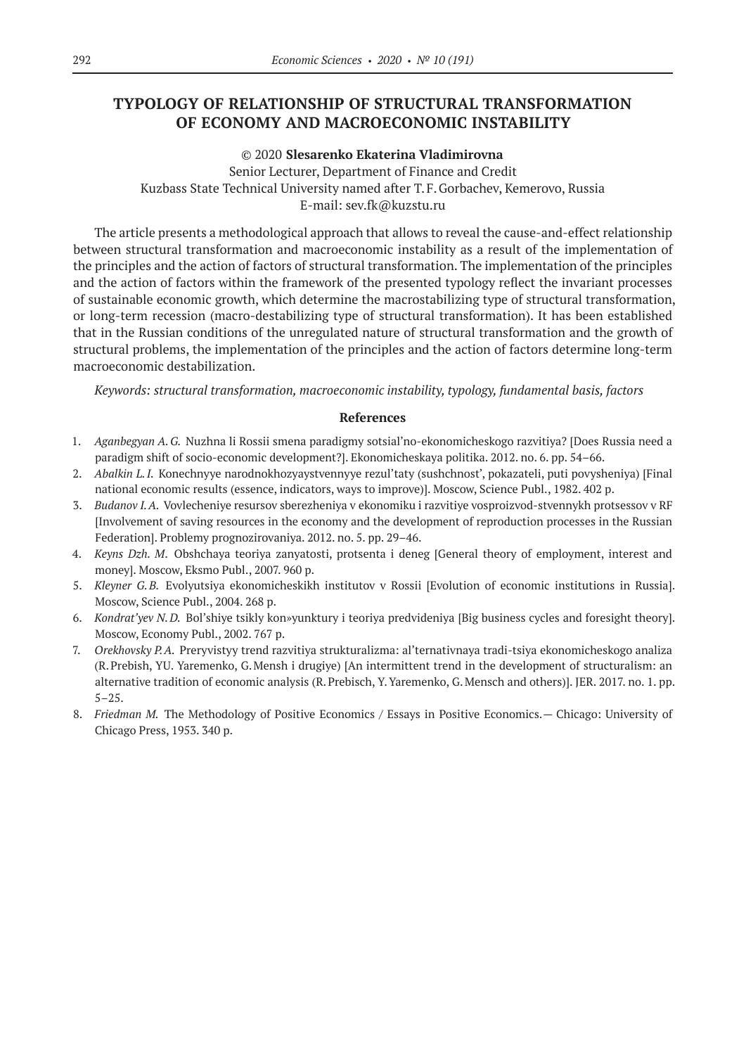# TYPOLOGY OF RELATIONSHIP OF STRUCTURAL TRANSFORMATION OF ECONOMY AND MACROECONOMIC INSTABILITY

© 2020 **Slesarenko Ekaterina Vladimirovna**

Senior Lecturer, Department of Finance and Credit
Kuzbass State Technical University named after T. F. Gorbachev, Kemerovo, Russia
E-mail: sev.fk@kuzstu.ru

The article presents a methodological approach that allows to reveal the cause-and-effect relationship between structural transformation and macroeconomic instability as a result of the implementation of the principles and the action of factors of structural transformation. The implementation of the principles and the action of factors within the framework of the presented typology reflect the invariant processes of sustainable economic growth, which determine the macrostabilizing type of structural transformation, or long-term recession (macro-destabilizing type of structural transformation). It has been established that in the Russian conditions of the unregulated nature of structural transformation and the growth of structural problems, the implementation of the principles and the action of factors determine long-term macroeconomic destabilization.

*Keywords: structural transformation, macroeconomic instability, typology, fundamental basis, factors*

## References

1. *Aganbegyan A. G.* Nuzhna li Rossii smena paradigmy sotsial'no-ekonomicheskogo razvitiya? [Does Russia need a paradigm shift of socio-economic development?]. Ekonomicheskaya politika. 2012. no. 6. pp. 54–66.
2. *Abalkin L. I.* Konechnyye narodnokhozyaystvennyye rezul'taty (sushchnost', pokazateli, puti povysheniya) [Final national economic results (essence, indicators, ways to improve)]. Moscow, Science Publ., 1982. 402 p.
3. *Budanov I. A.* Vovlecheniye resursov sberezheniya v ekonomiku i razvitiye vosproizvod-stvennykh protsessov v RF [Involvement of saving resources in the economy and the development of reproduction processes in the Russian Federation]. Problemy prognozirovaniya. 2012. no. 5. pp. 29–46.
4. *Keyns Dzh. M.* Obshchaya teoriya zanyatosti, protsenta i deneg [General theory of employment, interest and money]. Moscow, Eksmo Publ., 2007. 960 p.
5. *Kleyner G. B.* Evolyutsiya ekonomicheskikh institutov v Rossii [Evolution of economic institutions in Russia]. Moscow, Science Publ., 2004. 268 p.
6. *Kondrat'yev N. D.* Bol'shiye tsikly kon»yunktury i teoriya predvideniya [Big business cycles and foresight theory]. Moscow, Economy Publ., 2002. 767 p.
7. *Orekhovsky P. A.* Preryvistyy trend razvitiya strukturalizma: al'ternativnaya tradi-tsiya ekonomicheskogo analiza (R. Prebish, YU. Yaremenko, G. Mensh i drugiye) [An intermittent trend in the development of structuralism: an alternative tradition of economic analysis (R. Prebisch, Y. Yaremenko, G. Mensch and others)]. JER. 2017. no. 1. pp. 5–25.
8. *Friedman M.* The Methodology of Positive Economics / Essays in Positive Economics.— Chicago: University of Chicago Press, 1953. 340 p.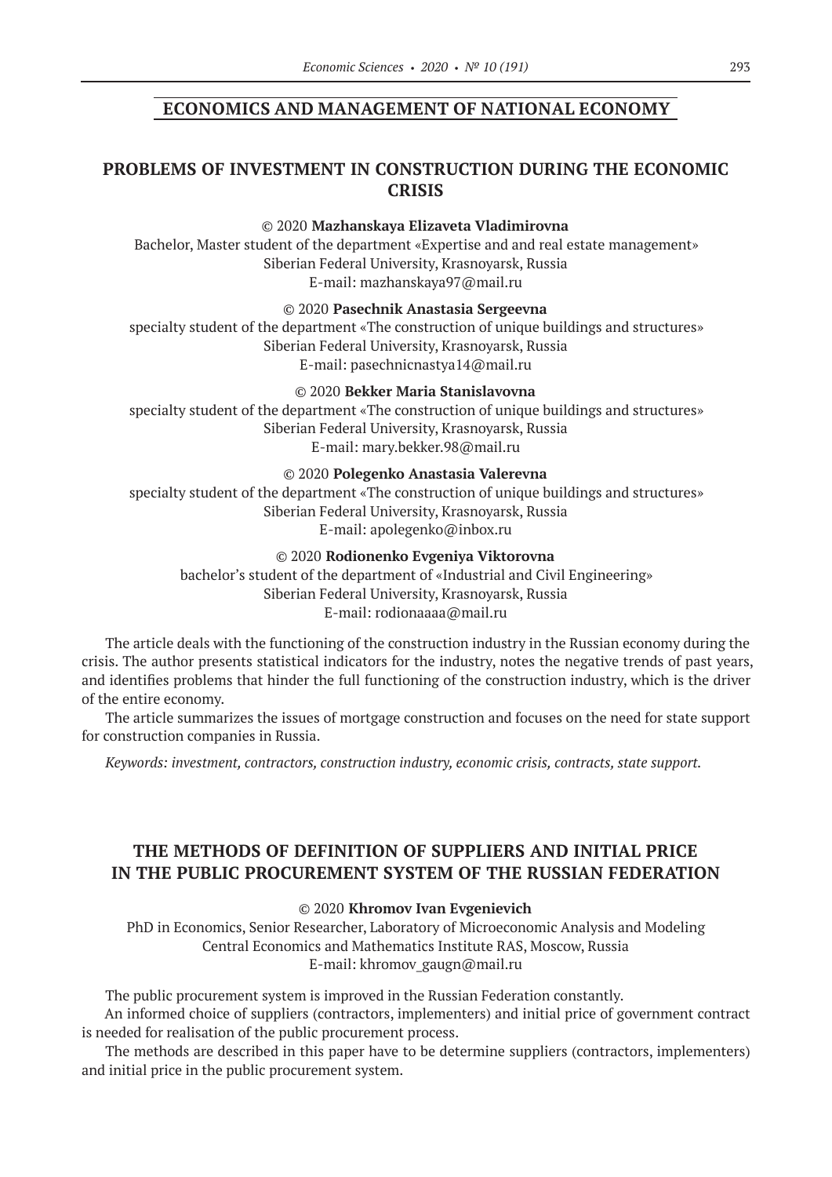## ECONOMICS AND MANAGEMENT OF NATIONAL ECONOMY

### PROBLEMS OF INVESTMENT IN CONSTRUCTION DURING THE ECONOMIC CRISIS

© 2020 **Mazhanskaya Elizaveta Vladimirovna**
Bachelor, Master student of the department «Expertise and and real estate management»
Siberian Federal University, Krasnoyarsk, Russia
E-mail: mazhanskaya97@mail.ru

© 2020 **Pasechnik Anastasia Sergeevna**
specialty student of the department «The construction of unique buildings and structures»
Siberian Federal University, Krasnoyarsk, Russia
E-mail: pasechnicnastya14@mail.ru

© 2020 **Bekker Maria Stanislavovna**
specialty student of the department «The construction of unique buildings and structures»
Siberian Federal University, Krasnoyarsk, Russia
E-mail: mary.bekker.98@mail.ru

© 2020 **Polegenko Anastasia Valerevna**
specialty student of the department «The construction of unique buildings and structures»
Siberian Federal University, Krasnoyarsk, Russia
E-mail: apolegenko@inbox.ru

© 2020 **Rodionenko Evgeniya Viktorovna**
bachelor's student of the department of «Industrial and Civil Engineering»
Siberian Federal University, Krasnoyarsk, Russia
E-mail: rodionaaaa@mail.ru

The article deals with the functioning of the construction industry in the Russian economy during the crisis. The author presents statistical indicators for the industry, notes the negative trends of past years, and identifies problems that hinder the full functioning of the construction industry, which is the driver of the entire economy.

The article summarizes the issues of mortgage construction and focuses on the need for state support for construction companies in Russia.

*Keywords: investment, contractors, construction industry, economic crisis, contracts, state support.*

### THE METHODS OF DEFINITION OF SUPPLIERS AND INITIAL PRICE IN THE PUBLIC PROCUREMENT SYSTEM OF THE RUSSIAN FEDERATION

© 2020 **Khromov Ivan Evgenievich**
PhD in Economics, Senior Researcher, Laboratory of Microeconomic Analysis and Modeling
Central Economics and Mathematics Institute RAS, Moscow, Russia
E-mail: khromov_gaugn@mail.ru

The public procurement system is improved in the Russian Federation constantly.

An informed choice of suppliers (contractors, implementers) and initial price of government contract is needed for realisation of the public procurement process.

The methods are described in this paper have to be determine suppliers (contractors, implementers) and initial price in the public procurement system.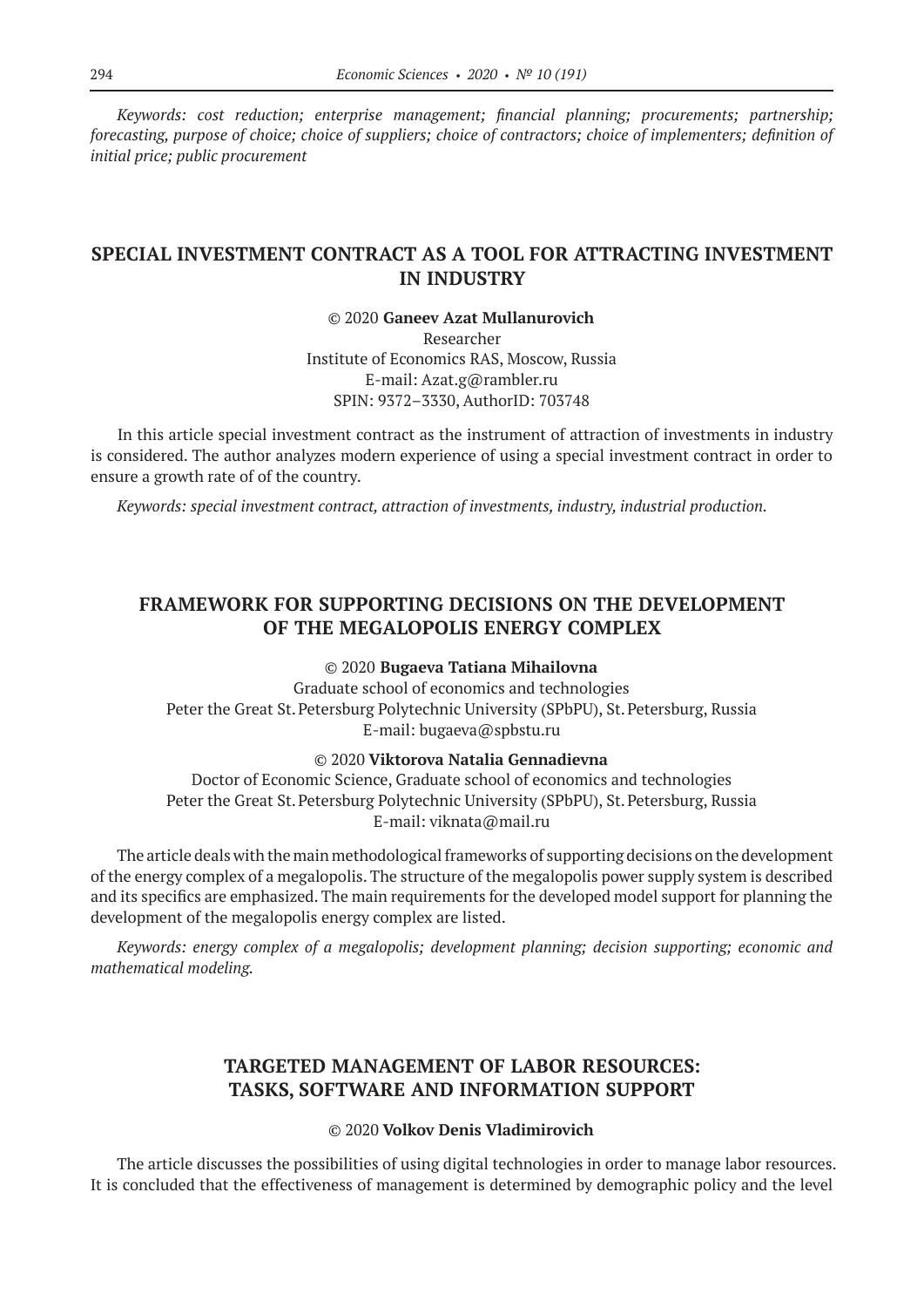*Keywords: cost reduction; enterprise management; financial planning; procurements; partnership; forecasting, purpose of choice; choice of suppliers; choice of contractors; choice of implementers; definition of initial price; public procurement*

## SPECIAL INVESTMENT CONTRACT AS A TOOL FOR ATTRACTING INVESTMENT IN INDUSTRY

© 2020 **Ganeev Azat Mullanurovich**
Researcher
Institute of Economics RAS, Moscow, Russia
E-mail: Azat.g@rambler.ru
SPIN: 9372–3330, AuthorID: 703748

In this article special investment contract as the instrument of attraction of investments in industry is considered. The author analyzes modern experience of using a special investment contract in order to ensure a growth rate of of the country.

*Keywords: special investment contract, attraction of investments, industry, industrial production.*

## FRAMEWORK FOR SUPPORTING DECISIONS ON THE DEVELOPMENT OF THE MEGALOPOLIS ENERGY COMPLEX

© 2020 **Bugaeva Tatiana Mihailovna**
Graduate school of economics and technologies
Peter the Great St. Petersburg Polytechnic University (SPbPU), St. Petersburg, Russia
E-mail: bugaeva@spbstu.ru

© 2020 **Viktorova Natalia Gennadievna**
Doctor of Economic Science, Graduate school of economics and technologies
Peter the Great St. Petersburg Polytechnic University (SPbPU), St. Petersburg, Russia
E-mail: viknata@mail.ru

The article deals with the main methodological frameworks of supporting decisions on the development of the energy complex of a megalopolis. The structure of the megalopolis power supply system is described and its specifics are emphasized. The main requirements for the developed model support for planning the development of the megalopolis energy complex are listed.

*Keywords: energy complex of a megalopolis; development planning; decision supporting; economic and mathematical modeling.*

## TARGETED MANAGEMENT OF LABOR RESOURCES: TASKS, SOFTWARE AND INFORMATION SUPPORT

© 2020 **Volkov Denis Vladimirovich**

The article discusses the possibilities of using digital technologies in order to manage labor resources. It is concluded that the effectiveness of management is determined by demographic policy and the level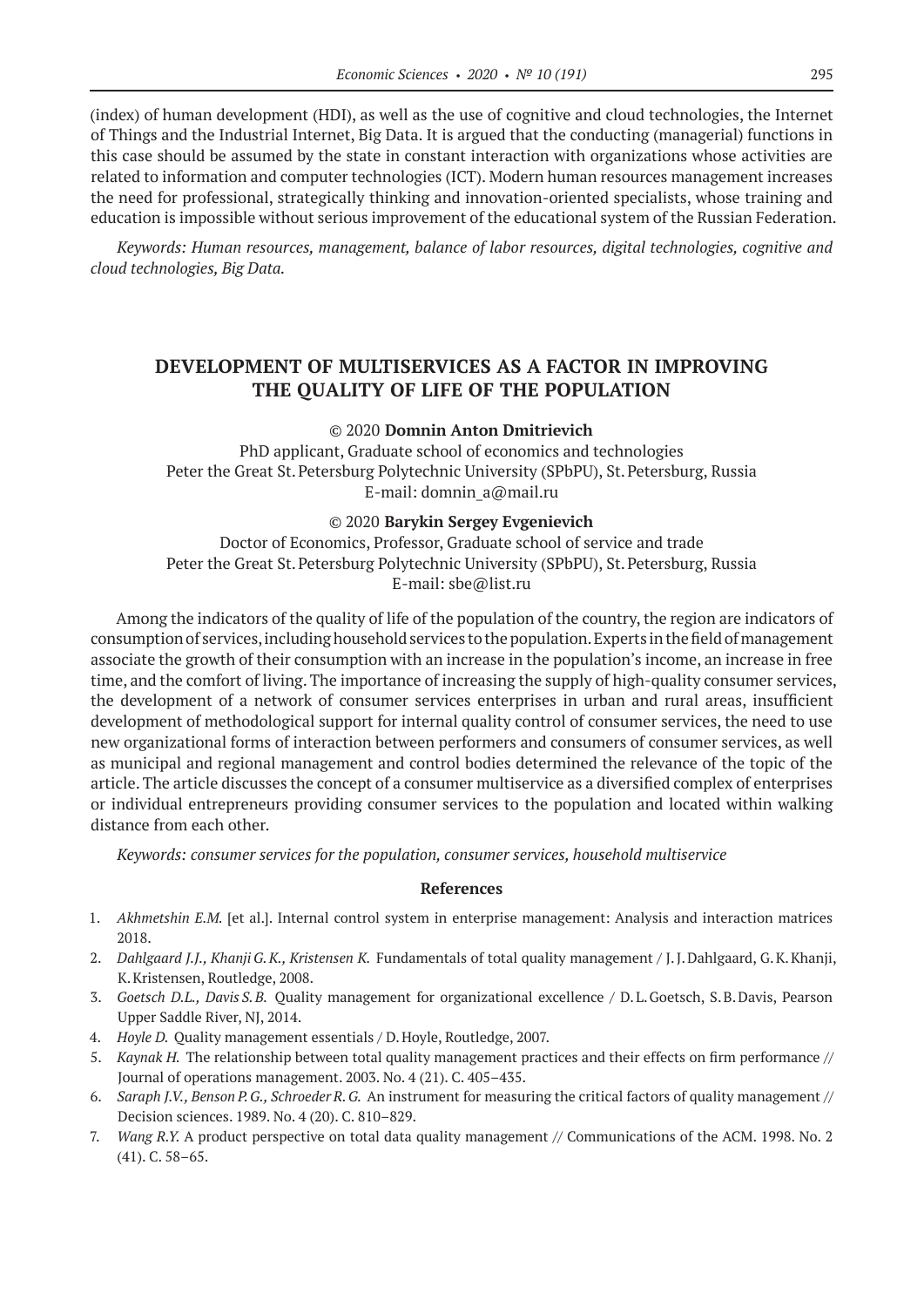(index) of human development (HDI), as well as the use of cognitive and cloud technologies, the Internet of Things and the Industrial Internet, Big Data. It is argued that the conducting (managerial) functions in this case should be assumed by the state in constant interaction with organizations whose activities are related to information and computer technologies (ICT). Modern human resources management increases the need for professional, strategically thinking and innovation-oriented specialists, whose training and education is impossible without serious improvement of the educational system of the Russian Federation.

*Keywords: Human resources, management, balance of labor resources, digital technologies, cognitive and cloud technologies, Big Data.*

## DEVELOPMENT OF MULTISERVICES AS A FACTOR IN IMPROVING THE QUALITY OF LIFE OF THE POPULATION

© 2020 **Domnin Anton Dmitrievich**

PhD applicant, Graduate school of economics and technologies
Peter the Great St. Petersburg Polytechnic University (SPbPU), St. Petersburg, Russia
E-mail: domnin_a@mail.ru

© 2020 **Barykin Sergey Evgenievich**

Doctor of Economics, Professor, Graduate school of service and trade
Peter the Great St. Petersburg Polytechnic University (SPbPU), St. Petersburg, Russia
E-mail: sbe@list.ru

Among the indicators of the quality of life of the population of the country, the region are indicators of consumption of services, including household services to the population. Experts in the field of management associate the growth of their consumption with an increase in the population's income, an increase in free time, and the comfort of living. The importance of increasing the supply of high-quality consumer services, the development of a network of consumer services enterprises in urban and rural areas, insufficient development of methodological support for internal quality control of consumer services, the need to use new organizational forms of interaction between performers and consumers of consumer services, as well as municipal and regional management and control bodies determined the relevance of the topic of the article. The article discusses the concept of a consumer multiservice as a diversified complex of enterprises or individual entrepreneurs providing consumer services to the population and located within walking distance from each other.

*Keywords: consumer services for the population, consumer services, household multiservice*

### References

1. *Akhmetshin E.M.* [et al.]. Internal control system in enterprise management: Analysis and interaction matrices 2018.
2. *Dahlgaard J.J., Khanji G.K., Kristensen K.* Fundamentals of total quality management / J. J. Dahlgaard, G. K. Khanji, K. Kristensen, Routledge, 2008.
3. *Goetsch D.L., Davis S.B.* Quality management for organizational excellence / D. L. Goetsch, S. B. Davis, Pearson Upper Saddle River, NJ, 2014.
4. *Hoyle D.* Quality management essentials / D. Hoyle, Routledge, 2007.
5. *Kaynak H.* The relationship between total quality management practices and their effects on firm performance // Journal of operations management. 2003. No. 4 (21). C. 405–435.
6. *Saraph J.V., Benson P.G., Schroeder R.G.* An instrument for measuring the critical factors of quality management // Decision sciences. 1989. No. 4 (20). C. 810–829.
7. *Wang R.Y.* A product perspective on total data quality management // Communications of the ACM. 1998. No. 2 (41). C. 58–65.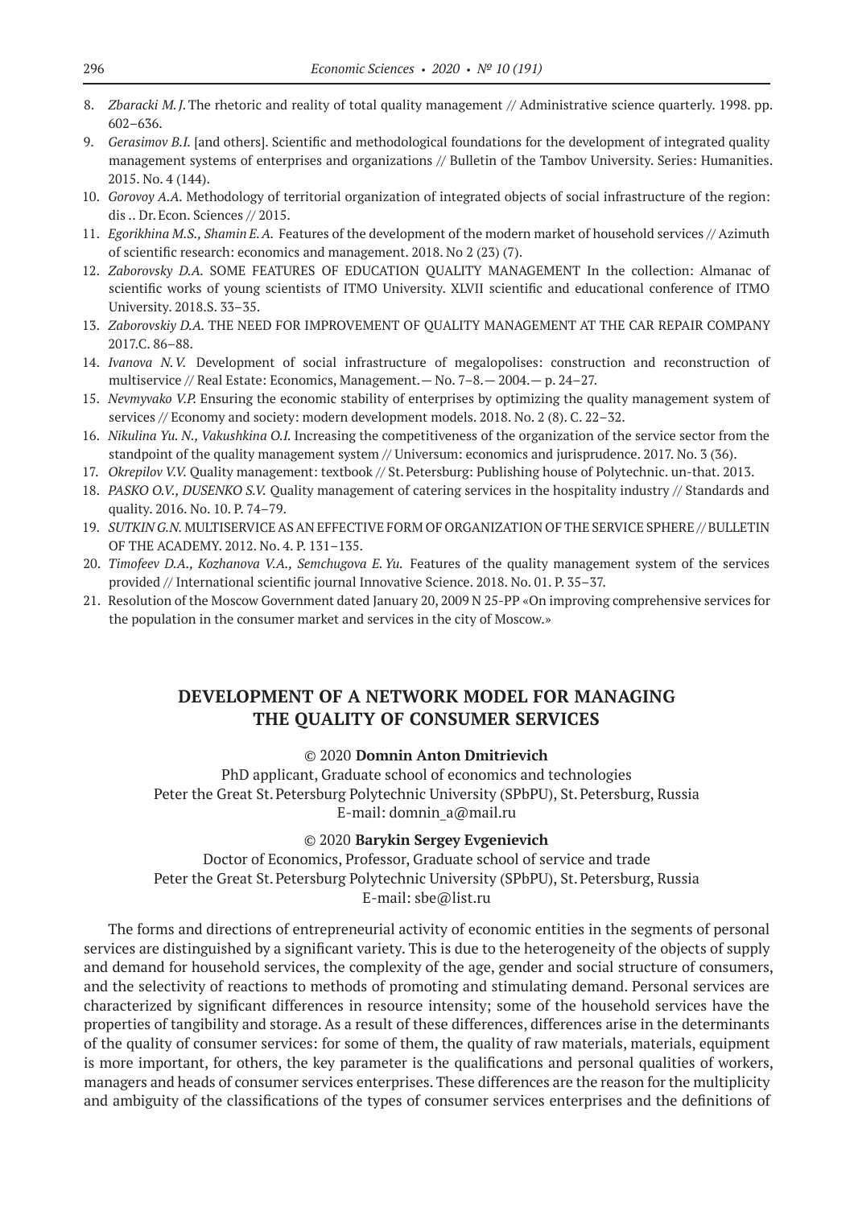8. *Zbaracki M.J.* The rhetoric and reality of total quality management // Administrative science quarterly. 1998. pp. 602–636.
9. *Gerasimov B.I.* [and others]. Scientific and methodological foundations for the development of integrated quality management systems of enterprises and organizations // Bulletin of the Tambov University. Series: Humanities. 2015. No. 4 (144).
10. *Gorovoy A.A.* Methodology of territorial organization of integrated objects of social infrastructure of the region: dis .. Dr. Econ. Sciences // 2015.
11. *Egorikhina M.S., Shamin E.A.* Features of the development of the modern market of household services // Azimuth of scientific research: economics and management. 2018. No 2 (23) (7).
12. *Zaborovsky D.A.* SOME FEATURES OF EDUCATION QUALITY MANAGEMENT In the collection: Almanac of scientific works of young scientists of ITMO University. XLVII scientific and educational conference of ITMO University. 2018.S. 33–35.
13. *Zaborovskiy D.A.* THE NEED FOR IMPROVEMENT OF QUALITY MANAGEMENT AT THE CAR REPAIR COMPANY 2017.C. 86–88.
14. *Ivanova N.V.* Development of social infrastructure of megalopolises: construction and reconstruction of multiservice // Real Estate: Economics, Management.— No. 7–8.— 2004.— p. 24–27.
15. *Nevmyvako V.P.* Ensuring the economic stability of enterprises by optimizing the quality management system of services // Economy and society: modern development models. 2018. No. 2 (8). C. 22–32.
16. *Nikulina Yu. N., Vakushkina O.I.* Increasing the competitiveness of the organization of the service sector from the standpoint of the quality management system // Universum: economics and jurisprudence. 2017. No. 3 (36).
17. *Okrepilov V.V.* Quality management: textbook // St. Petersburg: Publishing house of Polytechnic. un-that. 2013.
18. *PASKO O.V., DUSENKO S.V.* Quality management of catering services in the hospitality industry // Standards and quality. 2016. No. 10. P. 74–79.
19. *SUTKIN G.N.* MULTISERVICE AS AN EFFECTIVE FORM OF ORGANIZATION OF THE SERVICE SPHERE // BULLETIN OF THE ACADEMY. 2012. No. 4. P. 131–135.
20. *Timofeev D.A., Kozhanova V.A., Semchugova E.Yu.* Features of the quality management system of the services provided // International scientific journal Innovative Science. 2018. No. 01. P. 35–37.
21. Resolution of the Moscow Government dated January 20, 2009 N 25-PP «On improving comprehensive services for the population in the consumer market and services in the city of Moscow.»

## DEVELOPMENT OF A NETWORK MODEL FOR MANAGING THE QUALITY OF CONSUMER SERVICES

© 2020 **Domnin Anton Dmitrievich**

PhD applicant, Graduate school of economics and technologies
Peter the Great St. Petersburg Polytechnic University (SPbPU), St. Petersburg, Russia
E-mail: domnin_a@mail.ru

© 2020 **Barykin Sergey Evgenievich**

Doctor of Economics, Professor, Graduate school of service and trade
Peter the Great St. Petersburg Polytechnic University (SPbPU), St. Petersburg, Russia
E-mail: sbe@list.ru

The forms and directions of entrepreneurial activity of economic entities in the segments of personal services are distinguished by a significant variety. This is due to the heterogeneity of the objects of supply and demand for household services, the complexity of the age, gender and social structure of consumers, and the selectivity of reactions to methods of promoting and stimulating demand. Personal services are characterized by significant differences in resource intensity; some of the household services have the properties of tangibility and storage. As a result of these differences, differences arise in the determinants of the quality of consumer services: for some of them, the quality of raw materials, materials, equipment is more important, for others, the key parameter is the qualifications and personal qualities of workers, managers and heads of consumer services enterprises. These differences are the reason for the multiplicity and ambiguity of the classifications of the types of consumer services enterprises and the definitions of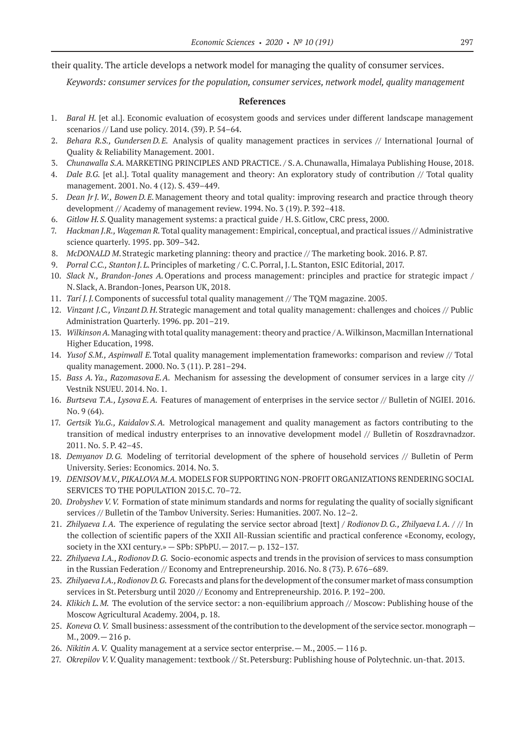their quality. The article develops a network model for managing the quality of consumer services.

*Keywords: consumer services for the population, consumer services, network model, quality management*

**References**

1. *Baral H.* [et al.]. Economic evaluation of ecosystem goods and services under different landscape management scenarios // Land use policy. 2014. (39). P. 54–64.
2. *Behara R.S., Gundersen D.E.* Analysis of quality management practices in services // International Journal of Quality & Reliability Management. 2001.
3. *Chunawalla S.A.* MARKETING PRINCIPLES AND PRACTICE. / S.A. Chunawalla, Himalaya Publishing House, 2018.
4. *Dale B.G.* [et al.]. Total quality management and theory: An exploratory study of contribution // Total quality management. 2001. No. 4 (12). S. 439–449.
5. *Dean Jr J. W., Bowen D.E.* Management theory and total quality: improving research and practice through theory development // Academy of management review. 1994. No. 3 (19). P. 392–418.
6. *Gitlow H. S.* Quality management systems: a practical guide / H. S. Gitlow, CRC press, 2000.
7. *Hackman J.R., Wageman R.* Total quality management: Empirical, conceptual, and practical issues // Administrative science quarterly. 1995. pp. 309–342.
8. *McDONALD M.* Strategic marketing planning: theory and practice // The marketing book. 2016. P. 87.
9. *Porral C.C., Stanton J.L.* Principles of marketing / C.C. Porral, J.L. Stanton, ESIC Editorial, 2017.
10. *Slack N., Brandon-Jones A.* Operations and process management: principles and practice for strategic impact / N. Slack, A. Brandon-Jones, Pearson UK, 2018.
11. *Tarí J.J.* Components of successful total quality management // The TQM magazine. 2005.
12. *Vinzant J.C., Vinzant D.H.* Strategic management and total quality management: challenges and choices // Public Administration Quarterly. 1996. pp. 201–219.
13. *Wilkinson A.* Managing with total quality management: theory and practice / A. Wilkinson, Macmillan International Higher Education, 1998.
14. *Yusof S.M., Aspinwall E.* Total quality management implementation frameworks: comparison and review // Total quality management. 2000. No. 3 (11). P. 281–294.
15. *Bass A. Ya., Razomasova E.A.* Mechanism for assessing the development of consumer services in a large city // Vestnik NSUEU. 2014. No. 1.
16. *Burtseva T.A., Lysova E.A.* Features of management of enterprises in the service sector // Bulletin of NGIEI. 2016. No. 9 (64).
17. *Gertsik Yu.G., Kaidalov S.A.* Metrological management and quality management as factors contributing to the transition of medical industry enterprises to an innovative development model // Bulletin of Roszdravnadzor. 2011. No. 5. P. 42–45.
18. *Demyanov D.G.* Modeling of territorial development of the sphere of household services // Bulletin of Perm University. Series: Economics. 2014. No. 3.
19. *DENISOV M.V., PIKALOVA M.A.* MODELS FOR SUPPORTING NON-PROFIT ORGANIZATIONS RENDERING SOCIAL SERVICES TO THE POPULATION 2015.C. 70–72.
20. *Drobyshev V. V.* Formation of state minimum standards and norms for regulating the quality of socially significant services // Bulletin of the Tambov University. Series: Humanities. 2007. No. 12–2.
21. *Zhilyaeva I.A.* The experience of regulating the service sector abroad [text] / *Rodionov D.G., Zhilyaeva I.A.* / // In the collection of scientific papers of the XXII All-Russian scientific and practical conference «Economy, ecology, society in the XXI century.» — SPb: SPbPU. — 2017. — p. 132–137.
22. *Zhilyaeva I.A., Rodionov D.G.* Socio-economic aspects and trends in the provision of services to mass consumption in the Russian Federation // Economy and Entrepreneurship. 2016. No. 8 (73). P. 676–689.
23. *Zhilyaeva I.A., Rodionov D.G.* Forecasts and plans for the development of the consumer market of mass consumption services in St. Petersburg until 2020 // Economy and Entrepreneurship. 2016. P. 192–200.
24. *Klikich L.M.* The evolution of the service sector: a non-equilibrium approach // Moscow: Publishing house of the Moscow Agricultural Academy. 2004, p. 18.
25. *Koneva O. V.* Small business: assessment of the contribution to the development of the service sector. monograph — M., 2009. — 216 p.
26. *Nikitin A. V.* Quality management at a service sector enterprise. — M., 2005. — 116 p.
27. *Okrepilov V. V.* Quality management: textbook // St. Petersburg: Publishing house of Polytechnic. un-that. 2013.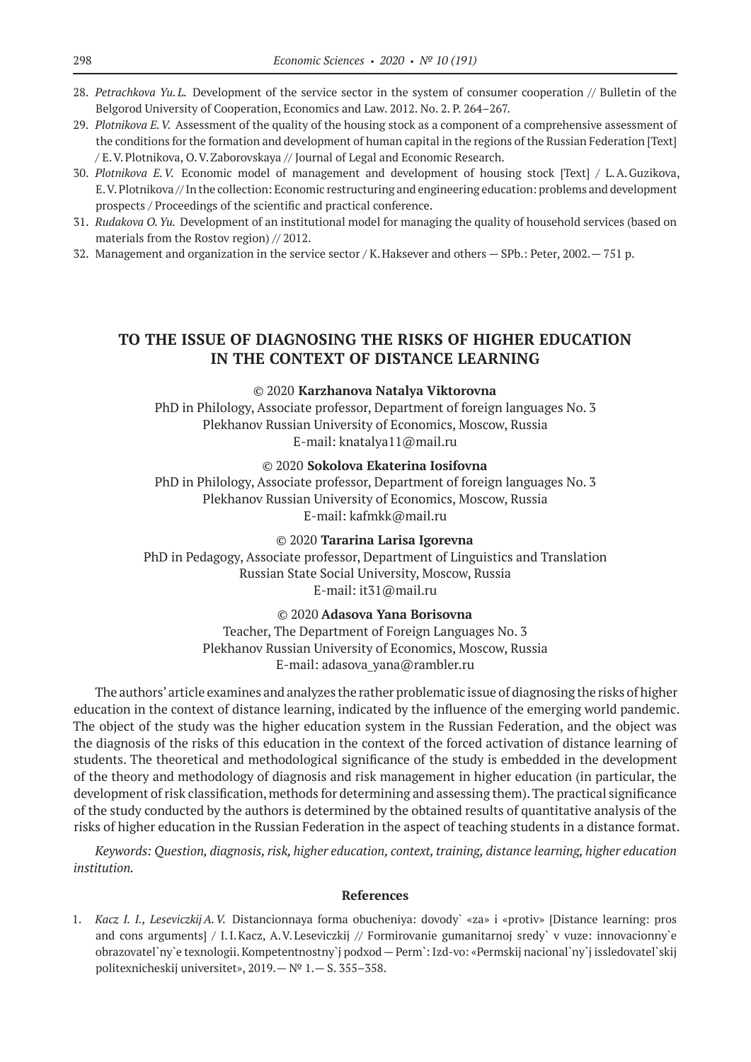28. *Petrachkova Yu.L.* Development of the service sector in the system of consumer cooperation // Bulletin of the Belgorod University of Cooperation, Economics and Law. 2012. No. 2. P. 264–267.
29. *Plotnikova E.V.* Assessment of the quality of the housing stock as a component of a comprehensive assessment of the conditions for the formation and development of human capital in the regions of the Russian Federation [Text] / E.V. Plotnikova, O.V. Zaborovskaya // Journal of Legal and Economic Research.
30. *Plotnikova E.V.* Economic model of management and development of housing stock [Text] / L.A. Guzikova, E.V. Plotnikova // In the collection: Economic restructuring and engineering education: problems and development prospects / Proceedings of the scientific and practical conference.
31. *Rudakova O.Yu.* Development of an institutional model for managing the quality of household services (based on materials from the Rostov region) // 2012.
32. Management and organization in the service sector / K. Haksever and others — SPb.: Peter, 2002. — 751 p.

# TO THE ISSUE OF DIAGNOSING THE RISKS OF HIGHER EDUCATION IN THE CONTEXT OF DISTANCE LEARNING

© 2020 **Karzhanova Natalya Viktorovna**
PhD in Philology, Associate professor, Department of foreign languages No. 3
Plekhanov Russian University of Economics, Moscow, Russia
E-mail: knatalya11@mail.ru

© 2020 **Sokolova Ekaterina Iosifovna**
PhD in Philology, Associate professor, Department of foreign languages No. 3
Plekhanov Russian University of Economics, Moscow, Russia
E-mail: kafmkk@mail.ru

© 2020 **Tararina Larisa Igorevna**
PhD in Pedagogy, Associate professor, Department of Linguistics and Translation
Russian State Social University, Moscow, Russia
E-mail: it31@mail.ru

© 2020 **Adasova Yana Borisovna**
Teacher, The Department of Foreign Languages No. 3
Plekhanov Russian University of Economics, Moscow, Russia
E-mail: adasova_yana@rambler.ru

The authors' article examines and analyzes the rather problematic issue of diagnosing the risks of higher education in the context of distance learning, indicated by the influence of the emerging world pandemic. The object of the study was the higher education system in the Russian Federation, and the object was the diagnosis of the risks of this education in the context of the forced activation of distance learning of students. The theoretical and methodological significance of the study is embedded in the development of the theory and methodology of diagnosis and risk management in higher education (in particular, the development of risk classification, methods for determining and assessing them). The practical significance of the study conducted by the authors is determined by the obtained results of quantitative analysis of the risks of higher education in the Russian Federation in the aspect of teaching students in a distance format.

*Keywords: Question, diagnosis, risk, higher education, context, training, distance learning, higher education institution.*

### References

1. *Kacz I. I., Leseviczkij A.V.* Distancionnaya forma obucheniya: dovody` «za» i «protiv» [Distance learning: pros and cons arguments] / I.I. Kacz, A.V. Leseviczkij // Formirovanie gumanitarnoj sredy` v vuze: innovacionny`e obrazovatel`ny`e texnologii. Kompetentnostny`j podxod — Perm`: Izd-vo: «Permskij nacional`ny`j issledovatel`skij politexnicheskij universitet», 2019. — № 1. — S. 355–358.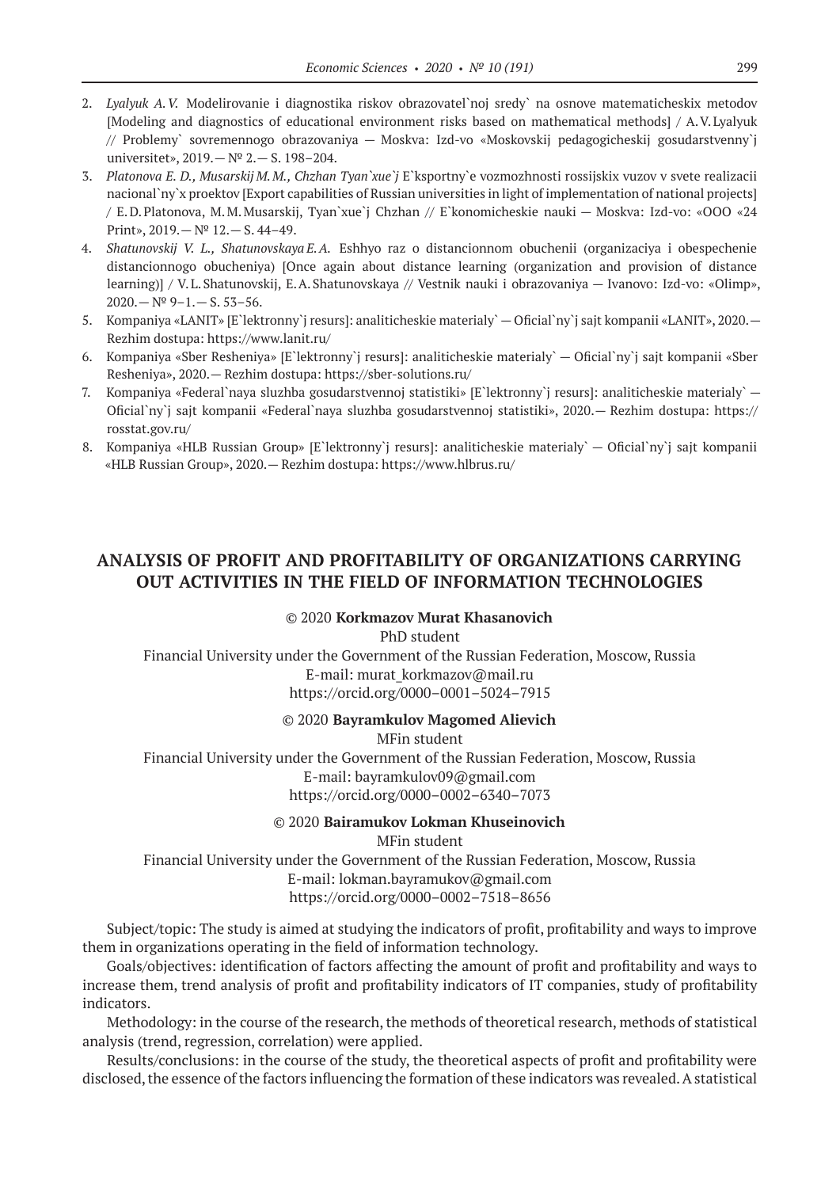2. *Lyalyuk A.V.* Modelirovanie i diagnostika riskov obrazovatel`noj sredy` na osnove matematicheskix metodov [Modeling and diagnostics of educational environment risks based on mathematical methods] / A.V. Lyalyuk // Problemy` sovremennogo obrazovaniya — Moskva: Izd-vo «Moskovskij pedagogicheskij gosudarstvenny`j universitet», 2019.— № 2.— S. 198–204.
3. *Platonova E. D., Musarskij M.M., Chzhan Tyan`xue`j* E`ksportny`e vozmozhnosti rossijskix vuzov v svete realizacii nacional`ny`x proektov [Export capabilities of Russian universities in light of implementation of national projects] / E.D. Platonova, M.M. Musarskij, Tyan`xue`j Chzhan // E`konomicheskie nauki — Moskva: Izd-vo: «OOO «24 Print», 2019.— № 12.— S. 44–49.
4. *Shatunovskij V. L., Shatunovskaya E.A.* Eshhyo raz o distancionnom obuchenii (organizaciya i obespechenie distancionnogo obucheniya) [Once again about distance learning (organization and provision of distance learning)] / V.L. Shatunovskij, E.A. Shatunovskaya // Vestnik nauki i obrazovaniya — Ivanovo: Izd-vo: «Olimp», 2020.— № 9–1.— S. 53–56.
5. Kompaniya «LANIT» [E`lektronny`j resurs]: analiticheskie materialy` — Oficial`ny`j sajt kompanii «LANIT», 2020.— Rezhim dostupa: https://www.lanit.ru/
6. Kompaniya «Sber Resheniya» [E`lektronny`j resurs]: analiticheskie materialy` — Oficial`ny`j sajt kompanii «Sber Resheniya», 2020.— Rezhim dostupa: https://sber-solutions.ru/
7. Kompaniya «Federal`naya sluzhba gosudarstvennoj statistiki» [E`lektronny`j resurs]: analiticheskie materialy` — Oficial`ny`j sajt kompanii «Federal`naya sluzhba gosudarstvennoj statistiki», 2020.— Rezhim dostupa: https://rosstat.gov.ru/
8. Kompaniya «HLB Russian Group» [E`lektronny`j resurs]: analiticheskie materialy` — Oficial`ny`j sajt kompanii «HLB Russian Group», 2020.— Rezhim dostupa: https://www.hlbrus.ru/

## ANALYSIS OF PROFIT AND PROFITABILITY OF ORGANIZATIONS CARRYING OUT ACTIVITIES IN THE FIELD OF INFORMATION TECHNOLOGIES

© 2020 **Korkmazov Murat Khasanovich**
PhD student
Financial University under the Government of the Russian Federation, Moscow, Russia
E-mail: murat_korkmazov@mail.ru
https://orcid.org/0000–0001–5024–7915

© 2020 **Bayramkulov Magomed Alievich**
MFin student
Financial University under the Government of the Russian Federation, Moscow, Russia
E-mail: bayramkulov09@gmail.com
https://orcid.org/0000–0002–6340–7073

© 2020 **Bairamukov Lokman Khuseinovich**
MFin student
Financial University under the Government of the Russian Federation, Moscow, Russia
E-mail: lokman.bayramukov@gmail.com
https://orcid.org/0000–0002–7518–8656

Subject/topic: The study is aimed at studying the indicators of profit, profitability and ways to improve them in organizations operating in the field of information technology.

Goals/objectives: identification of factors affecting the amount of profit and profitability and ways to increase them, trend analysis of profit and profitability indicators of IT companies, study of profitability indicators.

Methodology: in the course of the research, the methods of theoretical research, methods of statistical analysis (trend, regression, correlation) were applied.

Results/conclusions: in the course of the study, the theoretical aspects of profit and profitability were disclosed, the essence of the factors influencing the formation of these indicators was revealed. A statistical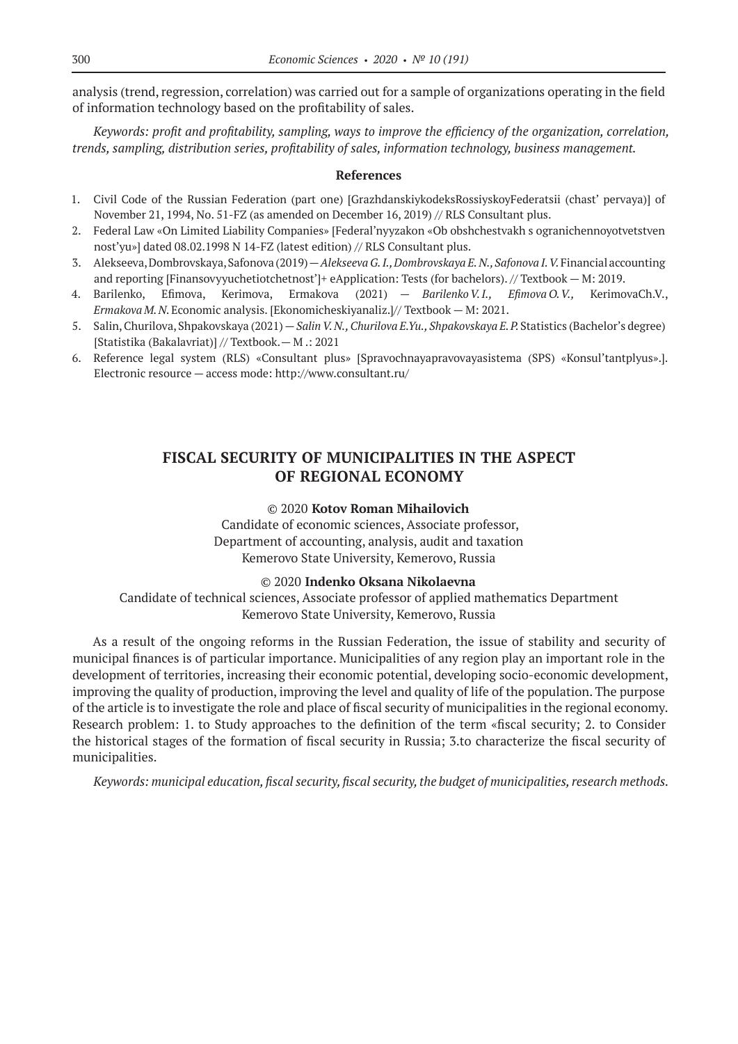analysis (trend, regression, correlation) was carried out for a sample of organizations operating in the field of information technology based on the profitability of sales.

*Keywords: profit and profitability, sampling, ways to improve the efficiency of the organization, correlation, trends, sampling, distribution series, profitability of sales, information technology, business management.*

**References**

1. Civil Code of the Russian Federation (part one) [GrazhdanskiykodeksRossiyskoyFederatsii (chast' pervaya)] of November 21, 1994, No. 51-FZ (as amended on December 16, 2019) // RLS Consultant plus.
2. Federal Law «On Limited Liability Companies» [Federal'nyyzakon «Ob obshchestvakh s ogranichennoyotvetstven nost'yu»] dated 08.02.1998 N 14-FZ (latest edition) // RLS Consultant plus.
3. Alekseeva, Dombrovskaya, Safonova (2019) — *Alekseeva G. I., Dombrovskaya E. N., Safonova I. V.* Financial accounting and reporting [Finansovyyuchetiotchetnost']+ eApplication: Tests (for bachelors). // Textbook — M: 2019.
4. Barilenko, Efimova, Kerimova, Ermakova (2021) — *Barilenko V. I., Efimova O. V.,* KerimovaCh.V., *Ermakova M. N.* Economic analysis. [Ekonomicheskiyanaliz.]// Textbook — M: 2021.
5. Salin, Churilova, Shpakovskaya (2021) — *Salin V. N., Churilova E.Yu., Shpakovskaya E. P.* Statistics (Bachelor's degree) [Statistika (Bakalavriat)] // Textbook.— M .: 2021
6. Reference legal system (RLS) «Consultant plus» [Spravochnayapravovayasistema (SPS) «Konsul'tantplyus».]. Electronic resource — access mode: http://www.consultant.ru/

## FISCAL SECURITY OF MUNICIPALITIES IN THE ASPECT OF REGIONAL ECONOMY

© 2020 **Kotov Roman Mihailovich**
Candidate of economic sciences, Associate professor,
Department of accounting, analysis, audit and taxation
Kemerovo State University, Kemerovo, Russia

© 2020 **Indenko Oksana Nikolaevna**
Candidate of technical sciences, Associate professor of applied mathematics Department
Kemerovo State University, Kemerovo, Russia

As a result of the ongoing reforms in the Russian Federation, the issue of stability and security of municipal finances is of particular importance. Municipalities of any region play an important role in the development of territories, increasing their economic potential, developing socio-economic development, improving the quality of production, improving the level and quality of life of the population. The purpose of the article is to investigate the role and place of fiscal security of municipalities in the regional economy. Research problem: 1. to Study approaches to the definition of the term «fiscal security; 2. to Consider the historical stages of the formation of fiscal security in Russia; 3.to characterize the fiscal security of municipalities.

*Keywords: municipal education, fiscal security, fiscal security, the budget of municipalities, research methods.*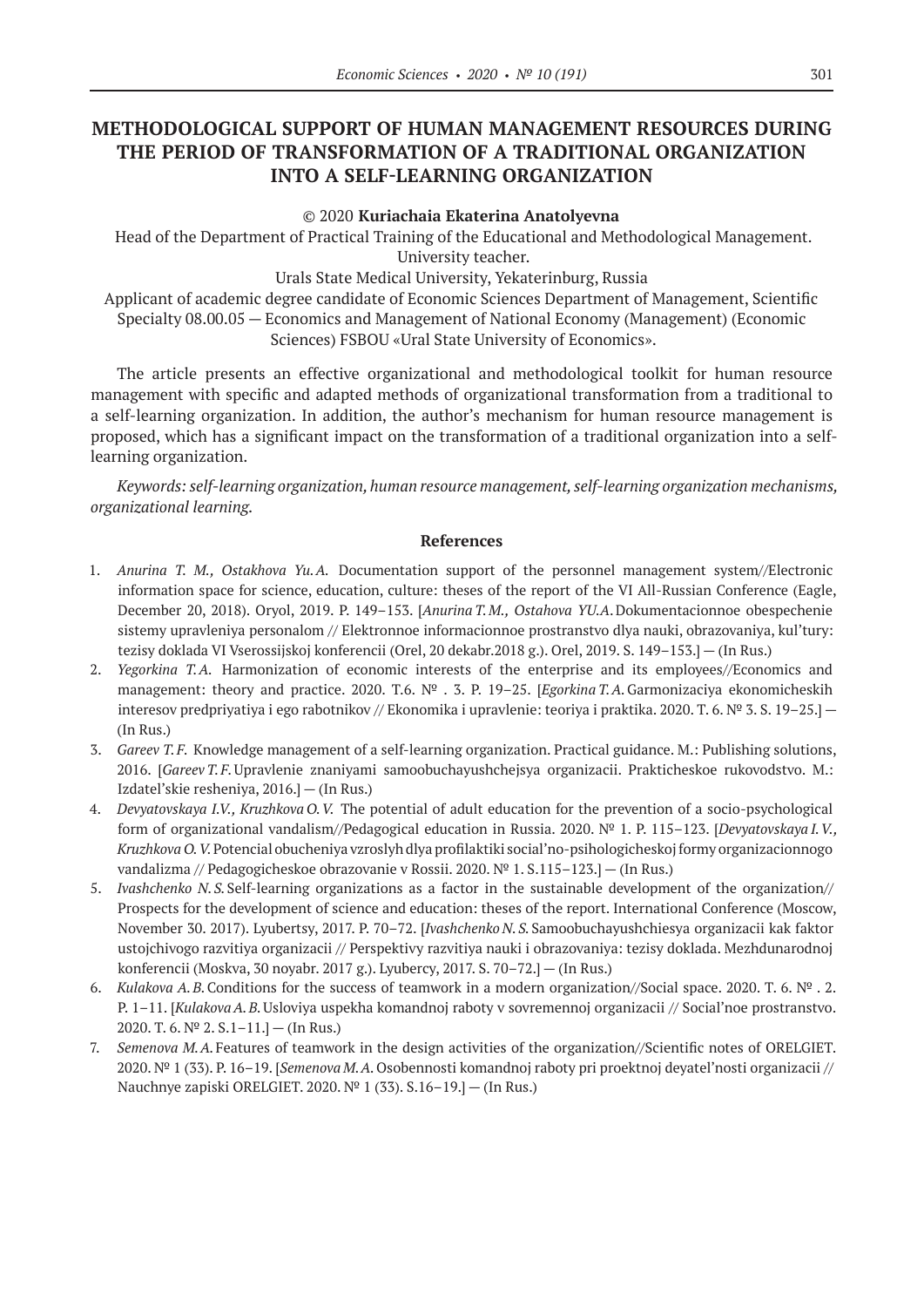# METHODOLOGICAL SUPPORT OF HUMAN MANAGEMENT RESOURCES DURING THE PERIOD OF TRANSFORMATION OF A TRADITIONAL ORGANIZATION INTO A SELF-LEARNING ORGANIZATION

© 2020 **Kuriachaia Ekaterina Anatolyevna**

Head of the Department of Practical Training of the Educational and Methodological Management. University teacher.

Urals State Medical University, Yekaterinburg, Russia

Applicant of academic degree candidate of Economic Sciences Department of Management, Scientific Specialty 08.00.05 — Economics and Management of National Economy (Management) (Economic Sciences) FSBOU «Ural State University of Economics».

The article presents an effective organizational and methodological toolkit for human resource management with specific and adapted methods of organizational transformation from a traditional to a self-learning organization. In addition, the author's mechanism for human resource management is proposed, which has a significant impact on the transformation of a traditional organization into a self-learning organization.

*Keywords: self-learning organization, human resource management, self-learning organization mechanisms, organizational learning.*

### References

1. *Anurina T. M., Ostakhova Yu. A.* Documentation support of the personnel management system//Electronic information space for science, education, culture: theses of the report of the VI All-Russian Conference (Eagle, December 20, 2018). Oryol, 2019. P. 149–153. [*Anurina T. M., Ostahova YU.A.* Dokumentacionnoe obespechenie sistemy upravleniya personalom // Elektronnoe informacionnoe prostranstvo dlya nauki, obrazovaniya, kul'tury: tezisy doklada VI Vserossijskoj konferencii (Orel, 20 dekabr.2018 g.). Orel, 2019. S. 149–153.] — (In Rus.)
2. *Yegorkina T. A.* Harmonization of economic interests of the enterprise and its employees//Economics and management: theory and practice. 2020. T.6. № . 3. P. 19–25. [*Egorkina T. A.* Garmonizaciya ekonomicheskih interesov predpriyatiya i ego rabotnikov // Ekonomika i upravlenie: teoriya i praktika. 2020. T. 6. № 3. S. 19–25.] — (In Rus.)
3. *Gareev T. F.* Knowledge management of a self-learning organization. Practical guidance. M.: Publishing solutions, 2016. [*Gareev T. F.* Upravlenie znaniyami samoobuchayushchejsya organizacii. Prakticheskoe rukovodstvo. M.: Izdatel'skie resheniya, 2016.] — (In Rus.)
4. *Devyatovskaya I.V., Kruzhkova O. V.* The potential of adult education for the prevention of a socio-psychological form of organizational vandalism//Pedagogical education in Russia. 2020. № 1. P. 115–123. [*Devyatovskaya I. V., Kruzhkova O. V.* Potencial obucheniya vzroslyh dlya profilaktiki social'no-psihologicheskoj formy organizacionnogo vandalizma // Pedagogicheskoe obrazovanie v Rossii. 2020. № 1. S.115–123.] — (In Rus.)
5. *Ivashchenko N. S.* Self-learning organizations as a factor in the sustainable development of the organization// Prospects for the development of science and education: theses of the report. International Conference (Moscow, November 30. 2017). Lyubertsy, 2017. P. 70–72. [*Ivashchenko N. S.* Samoobuchayushchiesya organizacii kak faktor ustojchivogo razvitiya organizacii // Perspektivy razvitiya nauki i obrazovaniya: tezisy doklada. Mezhdunarodnoj konferencii (Moskva, 30 noyabr. 2017 g.). Lyubercy, 2017. S. 70–72.] — (In Rus.)
6. *Kulakova A. B.* Conditions for the success of teamwork in a modern organization//Social space. 2020. T. 6. № . 2. P. 1–11. [*Kulakova A. B.* Usloviya uspekha komandnoj raboty v sovremennoj organizacii // Social'noe prostranstvo. 2020. T. 6. № 2. S.1–11.] — (In Rus.)
7. *Semenova M. A.* Features of teamwork in the design activities of the organization//Scientific notes of ORELGIET. 2020. № 1 (33). P. 16–19. [*Semenova M. A.* Osobennosti komandnoj raboty pri proektnoj deyatel'nosti organizacii // Nauchnye zapiski ORELGIET. 2020. № 1 (33). S.16–19.] — (In Rus.)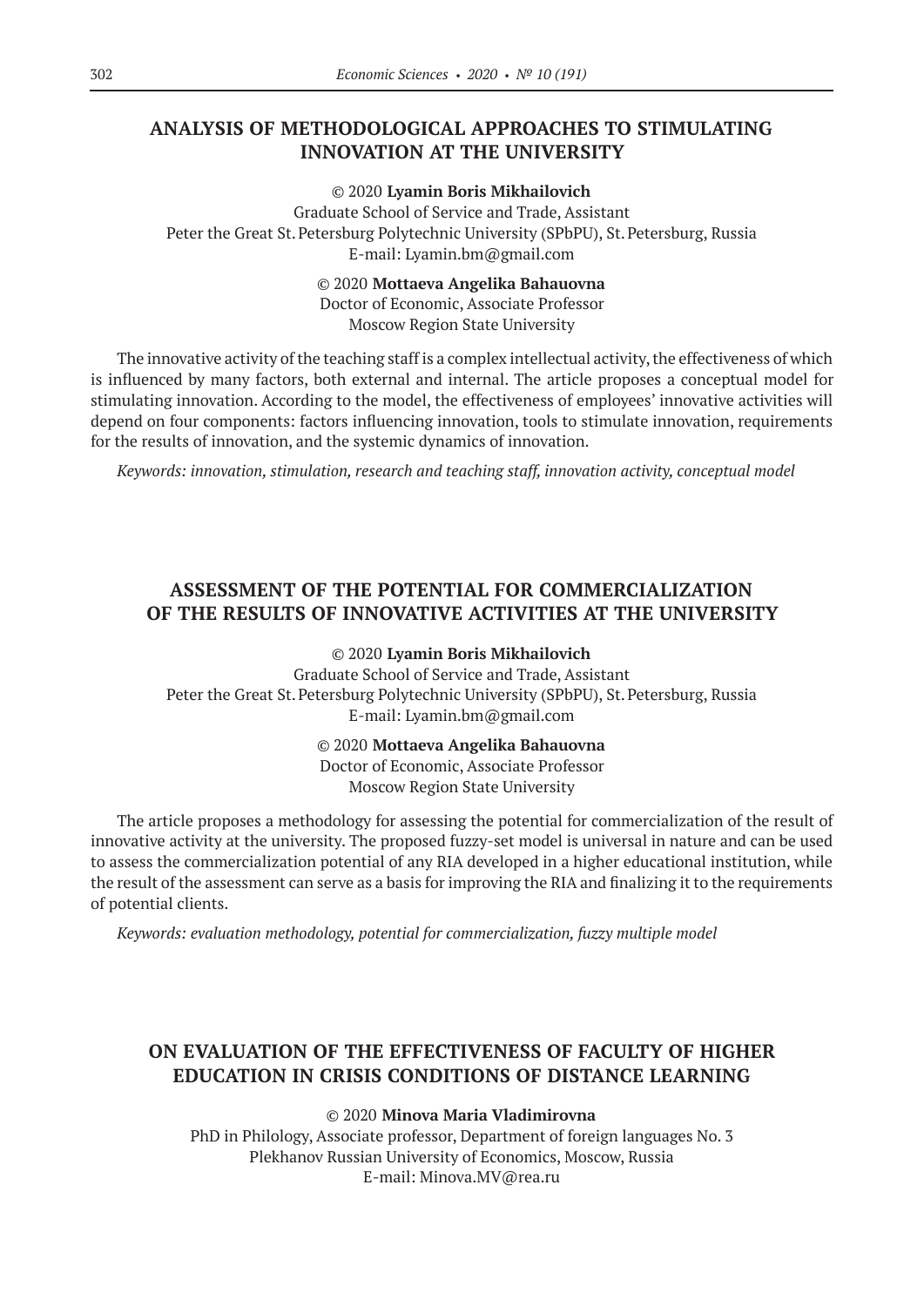## ANALYSIS OF METHODOLOGICAL APPROACHES TO STIMULATING INNOVATION AT THE UNIVERSITY

© 2020 **Lyamin Boris Mikhailovich**
Graduate School of Service and Trade, Assistant
Peter the Great St. Petersburg Polytechnic University (SPbPU), St. Petersburg, Russia
E-mail: Lyamin.bm@gmail.com

© 2020 **Mottaeva Angelika Bahauovna**
Doctor of Economic, Associate Professor
Moscow Region State University

The innovative activity of the teaching staff is a complex intellectual activity, the effectiveness of which is influenced by many factors, both external and internal. The article proposes a conceptual model for stimulating innovation. According to the model, the effectiveness of employees' innovative activities will depend on four components: factors influencing innovation, tools to stimulate innovation, requirements for the results of innovation, and the systemic dynamics of innovation.

*Keywords: innovation, stimulation, research and teaching staff, innovation activity, conceptual model*

## ASSESSMENT OF THE POTENTIAL FOR COMMERCIALIZATION OF THE RESULTS OF INNOVATIVE ACTIVITIES AT THE UNIVERSITY

© 2020 **Lyamin Boris Mikhailovich**
Graduate School of Service and Trade, Assistant
Peter the Great St. Petersburg Polytechnic University (SPbPU), St. Petersburg, Russia
E-mail: Lyamin.bm@gmail.com

© 2020 **Mottaeva Angelika Bahauovna**
Doctor of Economic, Associate Professor
Moscow Region State University

The article proposes a methodology for assessing the potential for commercialization of the result of innovative activity at the university. The proposed fuzzy-set model is universal in nature and can be used to assess the commercialization potential of any RIA developed in a higher educational institution, while the result of the assessment can serve as a basis for improving the RIA and finalizing it to the requirements of potential clients.

*Keywords: evaluation methodology, potential for commercialization, fuzzy multiple model*

## ON EVALUATION OF THE EFFECTIVENESS OF FACULTY OF HIGHER EDUCATION IN CRISIS CONDITIONS OF DISTANCE LEARNING

© 2020 **Minova Maria Vladimirovna**
PhD in Philology, Associate professor, Department of foreign languages No. 3
Plekhanov Russian University of Economics, Moscow, Russia
E-mail: Minova.MV@rea.ru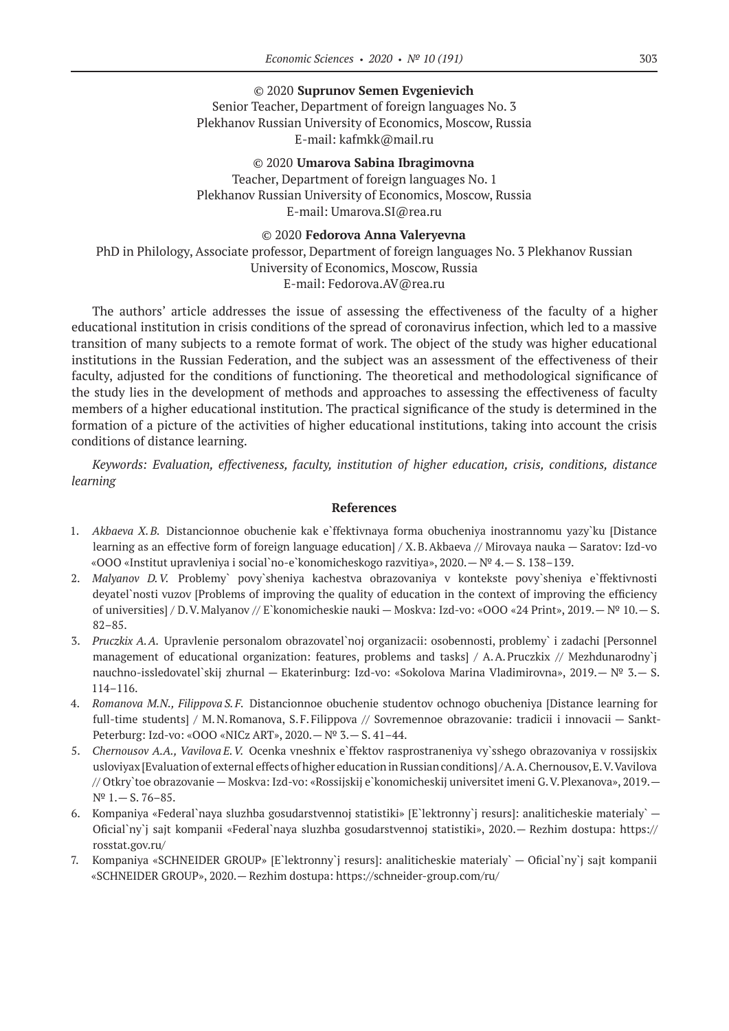© 2020 **Suprunov Semen Evgenievich**
Senior Teacher, Department of foreign languages No. 3
Plekhanov Russian University of Economics, Moscow, Russia
E-mail: kafmkk@mail.ru

© 2020 **Umarova Sabina Ibragimovna**
Teacher, Department of foreign languages No. 1
Plekhanov Russian University of Economics, Moscow, Russia
E-mail: Umarova.SI@rea.ru

© 2020 **Fedorova Anna Valeryevna**
PhD in Philology, Associate professor, Department of foreign languages No. 3 Plekhanov Russian University of Economics, Moscow, Russia
E-mail: Fedorova.AV@rea.ru

The authors' article addresses the issue of assessing the effectiveness of the faculty of a higher educational institution in crisis conditions of the spread of coronavirus infection, which led to a massive transition of many subjects to a remote format of work. The object of the study was higher educational institutions in the Russian Federation, and the subject was an assessment of the effectiveness of their faculty, adjusted for the conditions of functioning. The theoretical and methodological significance of the study lies in the development of methods and approaches to assessing the effectiveness of faculty members of a higher educational institution. The practical significance of the study is determined in the formation of a picture of the activities of higher educational institutions, taking into account the crisis conditions of distance learning.

*Keywords: Evaluation, effectiveness, faculty, institution of higher education, crisis, conditions, distance learning*

**References**

1. *Akbaeva X.B.* Distancionnoe obuchenie kak e`ffektivnaya forma obucheniya inostrannomu yazy`ku [Distance learning as an effective form of foreign language education] / X.B.Akbaeva // Mirovaya nauka — Saratov: Izd-vo «OOO «Institut upravleniya i social`no-e`konomicheskogo razvitiya», 2020.— № 4.— S. 138–139.
2. *Malyanov D.V.* Problemy` povy`sheniya kachestva obrazovaniya v kontekste povy`sheniya e`ffektivnosti deyatel`nosti vuzov [Problems of improving the quality of education in the context of improving the efficiency of universities] / D.V.Malyanov // E`konomicheskie nauki — Moskva: Izd-vo: «OOO «24 Print», 2019.— № 10.— S. 82–85.
3. *Pruczkix A.A.* Upravlenie personalom obrazovatel`noj organizacii: osobennosti, problemy` i zadachi [Personnel management of educational organization: features, problems and tasks] / A.A.Pruczkix // Mezhdunarodny`j nauchno-issledovatel`skij zhurnal — Ekaterinburg: Izd-vo: «Sokolova Marina Vladimirovna», 2019.— № 3.— S. 114–116.
4. *Romanova M.N., Filippova S.F.* Distancionnoe obuchenie studentov ochnogo obucheniya [Distance learning for full-time students] / M.N.Romanova, S.F.Filippova // Sovremennoe obrazovanie: tradicii i innovacii — Sankt-Peterburg: Izd-vo: «OOO «NICz ART», 2020.— № 3.— S. 41–44.
5. *Chernousov A.A., Vavilova E.V.* Ocenka vneshnix e`ffektov rasprostraneniya vy`sshego obrazovaniya v rossijskix usloviyax [Evaluation of external effects of higher education in Russian conditions] / A.A.Chernousov, E.V.Vavilova // Otkry`toe obrazovanie — Moskva: Izd-vo: «Rossijskij e`konomicheskij universitet imeni G.V.Plexanova», 2019.— № 1.— S. 76–85.
6. Kompaniya «Federal`naya sluzhba gosudarstvennoj statistiki» [E`lektronny`j resurs]: analiticheskie materialy` — Oficial`ny`j sajt kompanii «Federal`naya sluzhba gosudarstvennoj statistiki», 2020.— Rezhim dostupa: https://rosstat.gov.ru/
7. Kompaniya «SCHNEIDER GROUP» [E`lektronny`j resurs]: analiticheskie materialy` — Oficial`ny`j sajt kompanii «SCHNEIDER GROUP», 2020.— Rezhim dostupa: https://schneider-group.com/ru/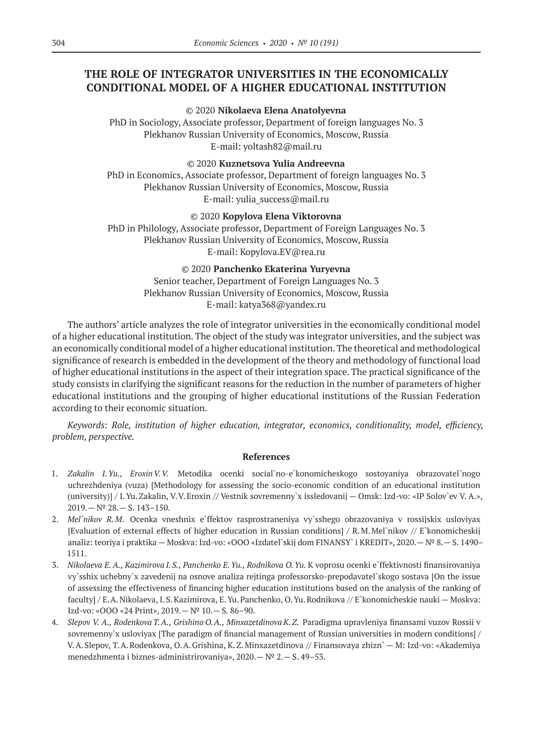# THE ROLE OF INTEGRATOR UNIVERSITIES IN THE ECONOMICALLY CONDITIONAL MODEL OF A HIGHER EDUCATIONAL INSTITUTION

© 2020 **Nikolaeva Elena Anatolyevna**
PhD in Sociology, Associate professor, Department of foreign languages No. 3
Plekhanov Russian University of Economics, Moscow, Russia
E-mail: yoltash82@mail.ru

© 2020 **Kuznetsova Yulia Andreevna**
PhD in Economics, Associate professor, Department of foreign languages No. 3
Plekhanov Russian University of Economics, Moscow, Russia
E-mail: yulia_success@mail.ru

© 2020 **Kopylova Elena Viktorovna**
PhD in Philology, Associate professor, Department of Foreign Languages No. 3
Plekhanov Russian University of Economics, Moscow, Russia
E-mail: Kopylova.EV@rea.ru

© 2020 **Panchenko Ekaterina Yuryevna**
Senior teacher, Department of Foreign Languages No. 3
Plekhanov Russian University of Economics, Moscow, Russia
E-mail: katya368@yandex.ru

The authors' article analyzes the role of integrator universities in the economically conditional model of a higher educational institution. The object of the study was integrator universities, and the subject was an economically conditional model of a higher educational institution. The theoretical and methodological significance of research is embedded in the development of the theory and methodology of functional load of higher educational institutions in the aspect of their integration space. The practical significance of the study consists in clarifying the significant reasons for the reduction in the number of parameters of higher educational institutions and the grouping of higher educational institutions of the Russian Federation according to their economic situation.

*Keywords: Role, institution of higher education, integrator, economics, conditionality, model, efficiency, problem, perspective.*

### References

1. *Zakalin I. Yu., Eroxin V. V.* Metodika ocenki social`no-e`konomicheskogo sostoyaniya obrazovatel`nogo uchrezhdeniya (vuza) [Methodology for assessing the socio-economic condition of an educational institution (university)] / I. Yu. Zakalin, V. V. Eroxin // Vestnik sovremenny`x issledovanij — Omsk: Izd-vo: «IP Solov`ev V. A.», 2019. — № 28. — S. 143–150.
2. *Mel`nikov R. M.* Ocenka vneshnix e`ffektov rasprostraneniya vy`sshego obrazovaniya v rossijskix usloviyax [Evaluation of external effects of higher education in Russian conditions] / R. M. Mel`nikov // E`konomicheskij analiz: teoriya i praktika — Moskva: Izd-vo: «OOO «Izdatel`skij dom FINANSY` i KREDIT», 2020. — № 8. — S. 1490–1511.
3. *Nikolaeva E. A., Kazimirova I. S., Panchenko E. Yu., Rodnikova O. Yu.* K voprosu ocenki e`ffektivnosti finansirovaniya vy`sshix uchebny`x zavedenij na osnove analiza rejtinga professorsko-prepodavatel`skogo sostava [On the issue of assessing the effectiveness of financing higher education institutions based on the analysis of the ranking of faculty] / E. A. Nikolaeva, I. S. Kazimirova, E. Yu. Panchenko, O. Yu. Rodnikova // E`konomicheskie nauki — Moskva: Izd-vo: «OOO «24 Print», 2019. — № 10. — S. 86–90.
4. *Slepov V. A., Rodenkova T. A., Grishina O. A., Minxazetdinova K. Z.* Paradigma upravleniya finansami vuzov Rossii v sovremenny`x usloviyax [The paradigm of financial management of Russian universities in modern conditions] / V. A. Slepov, T. A. Rodenkova, O. A. Grishina, K. Z. Minxazetdinova // Finansovaya zhizn` — M: Izd-vo: «Akademiya menedzhmenta i biznes-administrirovaniya», 2020. — № 2. — S. 49–53.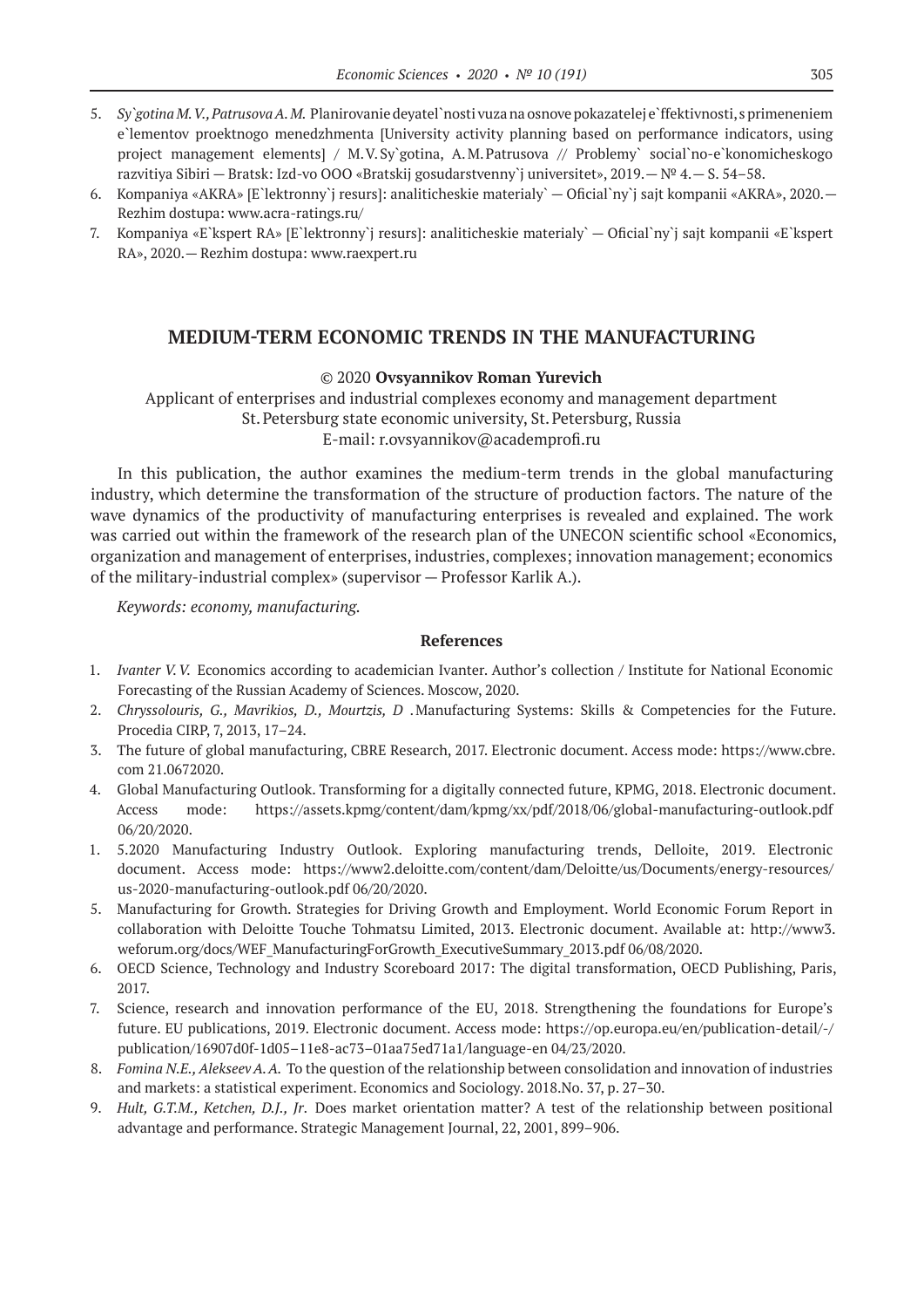5. *Sy`gotina M. V., Patrusova A. M.* Planirovanie deyatel`nosti vuza na osnove pokazatelej e`ffektivnosti, s primeneniem e`lementov proektnogo menedzhmenta [University activity planning based on performance indicators, using project management elements] / M.V. Sy`gotina, A.M. Patrusova // Problemy` social`no-e`konomicheskogo razvitiya Sibiri — Bratsk: Izd-vo OOO «Bratskij gosudarstvenny`j universitet», 2019.— № 4.— S. 54–58.
6. Kompaniya «AKRA» [E`lektronny`j resurs]: analiticheskie materialy` — Oficial`ny`j sajt kompanii «AKRA», 2020.— Rezhim dostupa: www.acra-ratings.ru/
7. Kompaniya «E`kspert RA» [E`lektronny`j resurs]: analiticheskie materialy` — Oficial`ny`j sajt kompanii «E`kspert RA», 2020.— Rezhim dostupa: www.raexpert.ru

## MEDIUM-TERM ECONOMIC TRENDS IN THE MANUFACTURING

© 2020 **Ovsyannikov Roman Yurevich**

Applicant of enterprises and industrial complexes economy and management department
St. Petersburg state economic university, St. Petersburg, Russia
E-mail: r.ovsyannikov@academprofi.ru

In this publication, the author examines the medium-term trends in the global manufacturing industry, which determine the transformation of the structure of production factors. The nature of the wave dynamics of the productivity of manufacturing enterprises is revealed and explained. The work was carried out within the framework of the research plan of the UNECON scientific school «Economics, organization and management of enterprises, industries, complexes; innovation management; economics of the military-industrial complex» (supervisor — Professor Karlik A.).

*Keywords: economy, manufacturing.*

### References

1. *Ivanter V. V.* Economics according to academician Ivanter. Author's collection / Institute for National Economic Forecasting of the Russian Academy of Sciences. Moscow, 2020.
2. *Chryssolouris, G., Mavrikios, D., Mourtzis, D* .Manufacturing Systems: Skills & Competencies for the Future. Procedia CIRP, 7, 2013, 17–24.
3. The future of global manufacturing, CBRE Research, 2017. Electronic document. Access mode: https://www.cbre.com 21.0672020.
4. Global Manufacturing Outlook. Transforming for a digitally connected future, KPMG, 2018. Electronic document. Access mode: https://assets.kpmg/content/dam/kpmg/xx/pdf/2018/06/global-manufacturing-outlook.pdf 06/20/2020.
1. 5.2020 Manufacturing Industry Outlook. Exploring manufacturing trends, Delloite, 2019. Electronic document. Access mode: https://www2.deloitte.com/content/dam/Deloitte/us/Documents/energy-resources/us-2020-manufacturing-outlook.pdf 06/20/2020.
5. Manufacturing for Growth. Strategies for Driving Growth and Employment. World Economic Forum Report in collaboration with Deloitte Touche Tohmatsu Limited, 2013. Electronic document. Available at: http://www3.weforum.org/docs/WEF_ManufacturingForGrowth_ExecutiveSummary_2013.pdf 06/08/2020.
6. OECD Science, Technology and Industry Scoreboard 2017: The digital transformation, OECD Publishing, Paris, 2017.
7. Science, research and innovation performance of the EU, 2018. Strengthening the foundations for Europe's future. EU publications, 2019. Electronic document. Access mode: https://op.europa.eu/en/publication-detail/-/publication/16907d0f-1d05–11e8-ac73–01aa75ed71a1/language-en 04/23/2020.
8. *Fomina N.E., Alekseev A. A.* To the question of the relationship between consolidation and innovation of industries and markets: a statistical experiment. Economics and Sociology. 2018.No. 37, p. 27–30.
9. *Hult, G.T.M., Ketchen, D.J., Jr.* Does market orientation matter? A test of the relationship between positional advantage and performance. Strategic Management Journal, 22, 2001, 899–906.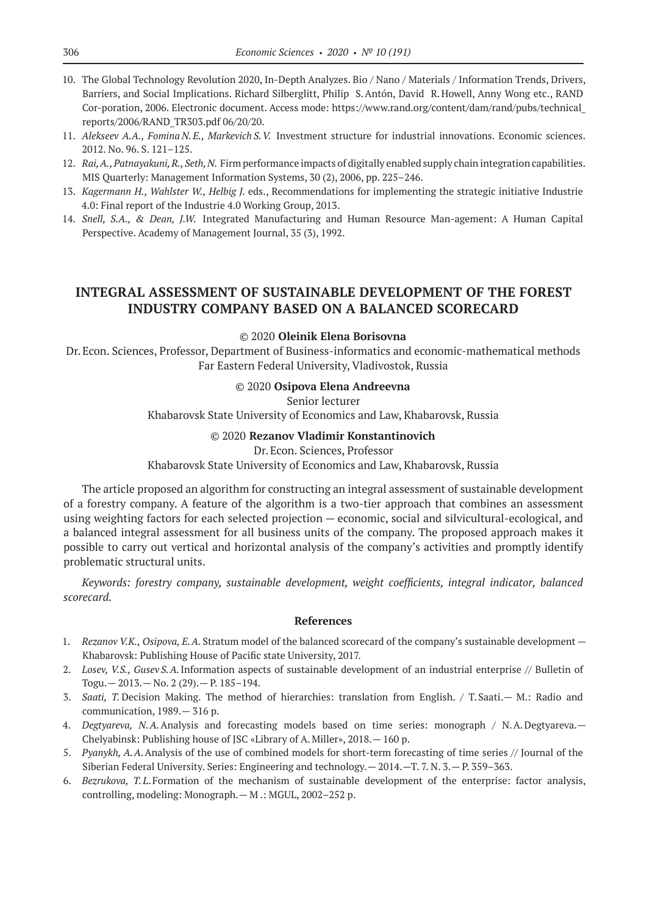10. The Global Technology Revolution 2020, In-Depth Analyzes. Bio / Nano / Materials / Information Trends, Drivers, Barriers, and Social Implications. Richard Silberglitt, Philip S. Antón, David R. Howell, Anny Wong etc., RAND Cor-poration, 2006. Electronic document. Access mode: https://www.rand.org/content/dam/rand/pubs/technical_reports/2006/RAND_TR303.pdf 06/20/20.
11. *Alekseev A.A., Fomina N.E., Markevich S.V.* Investment structure for industrial innovations. Economic sciences. 2012. No. 96. S. 121–125.
12. *Rai, A., Patnayakuni, R., Seth, N.* Firm performance impacts of digitally enabled supply chain integration capabilities. MIS Quarterly: Management Information Systems, 30 (2), 2006, pp. 225–246.
13. *Kagermann H., Wahlster W., Helbig J.* eds., Recommendations for implementing the strategic initiative Industrie 4.0: Final report of the Industrie 4.0 Working Group, 2013.
14. *Snell, S.A., & Dean, J.W.* Integrated Manufacturing and Human Resource Man-agement: A Human Capital Perspective. Academy of Management Journal, 35 (3), 1992.

## INTEGRAL ASSESSMENT OF SUSTAINABLE DEVELOPMENT OF THE FOREST INDUSTRY COMPANY BASED ON A BALANCED SCORECARD

© 2020 **Oleinik Elena Borisovna**

Dr. Econ. Sciences, Professor, Department of Business-informatics and economic-mathematical methods
Far Eastern Federal University, Vladivostok, Russia

© 2020 **Osipova Elena Andreevna**

Senior lecturer
Khabarovsk State University of Economics and Law, Khabarovsk, Russia

© 2020 **Rezanov Vladimir Konstantinovich**

Dr. Econ. Sciences, Professor
Khabarovsk State University of Economics and Law, Khabarovsk, Russia

The article proposed an algorithm for constructing an integral assessment of sustainable development of a forestry company. A feature of the algorithm is a two-tier approach that combines an assessment using weighting factors for each selected projection — economic, social and silvicultural-ecological, and a balanced integral assessment for all business units of the company. The proposed approach makes it possible to carry out vertical and horizontal analysis of the company's activities and promptly identify problematic structural units.

*Keywords: forestry company, sustainable development, weight coefficients, integral indicator, balanced scorecard.*

### References

1. *Rezanov V.K., Osipova, E.A.* Stratum model of the balanced scorecard of the company's sustainable development — Khabarovsk: Publishing House of Pacific state University, 2017.
2. *Losev, V.S., Gusev S.A.* Information aspects of sustainable development of an industrial enterprise // Bulletin of Togu. — 2013. — No. 2 (29). — P. 185–194.
3. *Saati, T.* Decision Making. The method of hierarchies: translation from English. / T. Saati. — M.: Radio and communication, 1989. — 316 p.
4. *Degtyareva, N.A.* Analysis and forecasting models based on time series: monograph / N.A. Degtyareva. — Chelyabinsk: Publishing house of JSC «Library of A. Miller», 2018. — 160 p.
5. *Pyanykh, A.A.* Analysis of the use of combined models for short-term forecasting of time series // Journal of the Siberian Federal University. Series: Engineering and technology. — 2014. —T. 7. N. 3. — P. 359–363.
6. *Bezrukova, T.L.* Formation of the mechanism of sustainable development of the enterprise: factor analysis, controlling, modeling: Monograph. — M .: MGUL, 2002–252 p.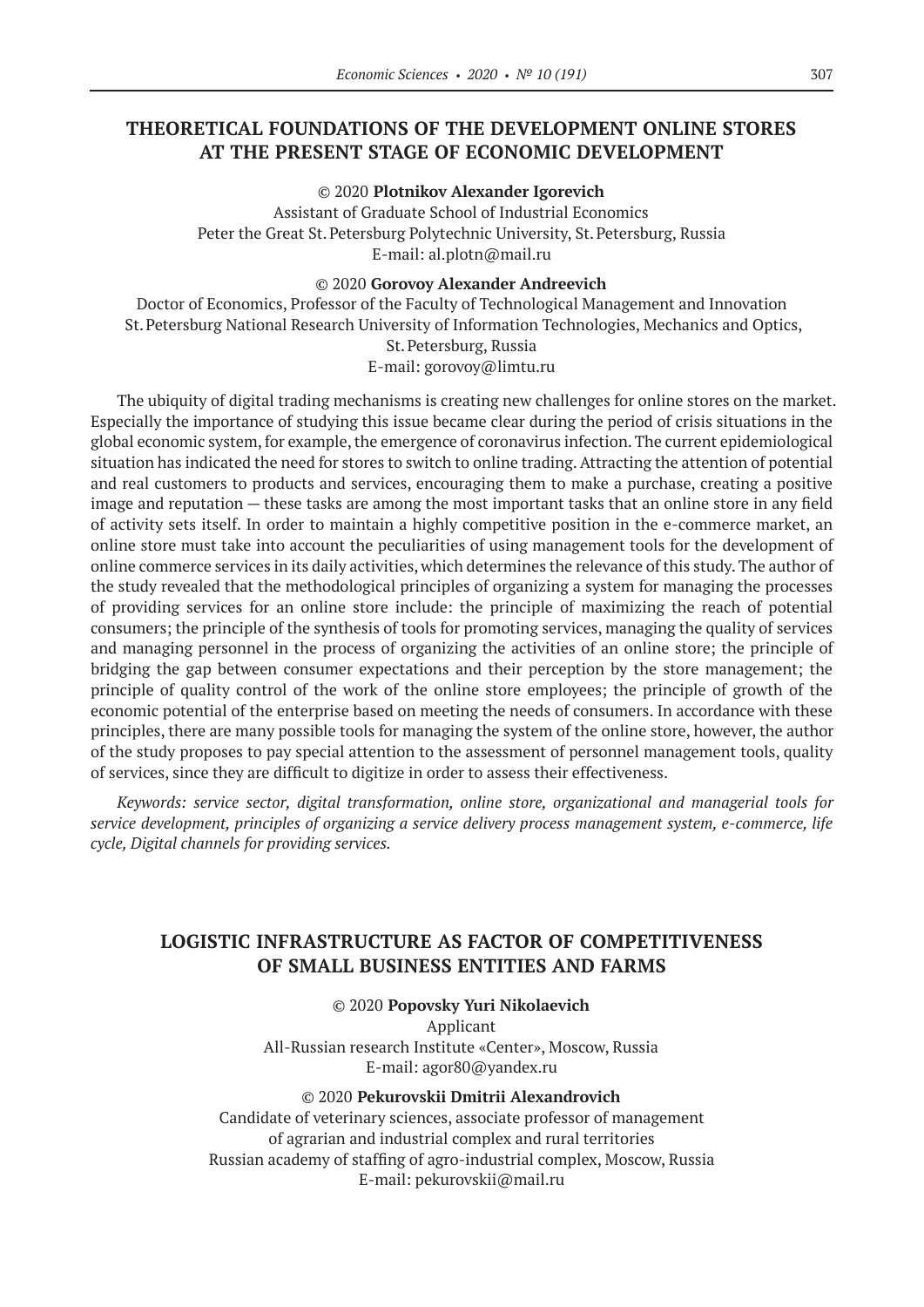## THEORETICAL FOUNDATIONS OF THE DEVELOPMENT ONLINE STORES AT THE PRESENT STAGE OF ECONOMIC DEVELOPMENT

© 2020 **Plotnikov Alexander Igorevich**
Assistant of Graduate School of Industrial Economics
Peter the Great St. Petersburg Polytechnic University, St. Petersburg, Russia
E-mail: al.plotn@mail.ru

© 2020 **Gorovoy Alexander Andreevich**
Doctor of Economics, Professor of the Faculty of Technological Management and Innovation
St. Petersburg National Research University of Information Technologies, Mechanics and Optics, St. Petersburg, Russia
E-mail: gorovoy@limtu.ru

The ubiquity of digital trading mechanisms is creating new challenges for online stores on the market. Especially the importance of studying this issue became clear during the period of crisis situations in the global economic system, for example, the emergence of coronavirus infection. The current epidemiological situation has indicated the need for stores to switch to online trading. Attracting the attention of potential and real customers to products and services, encouraging them to make a purchase, creating a positive image and reputation — these tasks are among the most important tasks that an online store in any field of activity sets itself. In order to maintain a highly competitive position in the e-commerce market, an online store must take into account the peculiarities of using management tools for the development of online commerce services in its daily activities, which determines the relevance of this study. The author of the study revealed that the methodological principles of organizing a system for managing the processes of providing services for an online store include: the principle of maximizing the reach of potential consumers; the principle of the synthesis of tools for promoting services, managing the quality of services and managing personnel in the process of organizing the activities of an online store; the principle of bridging the gap between consumer expectations and their perception by the store management; the principle of quality control of the work of the online store employees; the principle of growth of the economic potential of the enterprise based on meeting the needs of consumers. In accordance with these principles, there are many possible tools for managing the system of the online store, however, the author of the study proposes to pay special attention to the assessment of personnel management tools, quality of services, since they are difficult to digitize in order to assess their effectiveness.

*Keywords: service sector, digital transformation, online store, organizational and managerial tools for service development, principles of organizing a service delivery process management system, e-commerce, life cycle, Digital channels for providing services.*

## LOGISTIC INFRASTRUCTURE AS FACTOR OF COMPETITIVENESS OF SMALL BUSINESS ENTITIES AND FARMS

© 2020 **Popovsky Yuri Nikolaevich**
Applicant
All-Russian research Institute «Center», Moscow, Russia
E-mail: agor80@yandex.ru

© 2020 **Pekurovskii Dmitrii Alexandrovich**
Candidate of veterinary sciences, associate professor of management of agrarian and industrial complex and rural territories
Russian academy of staffing of agro-industrial complex, Moscow, Russia
E-mail: pekurovskii@mail.ru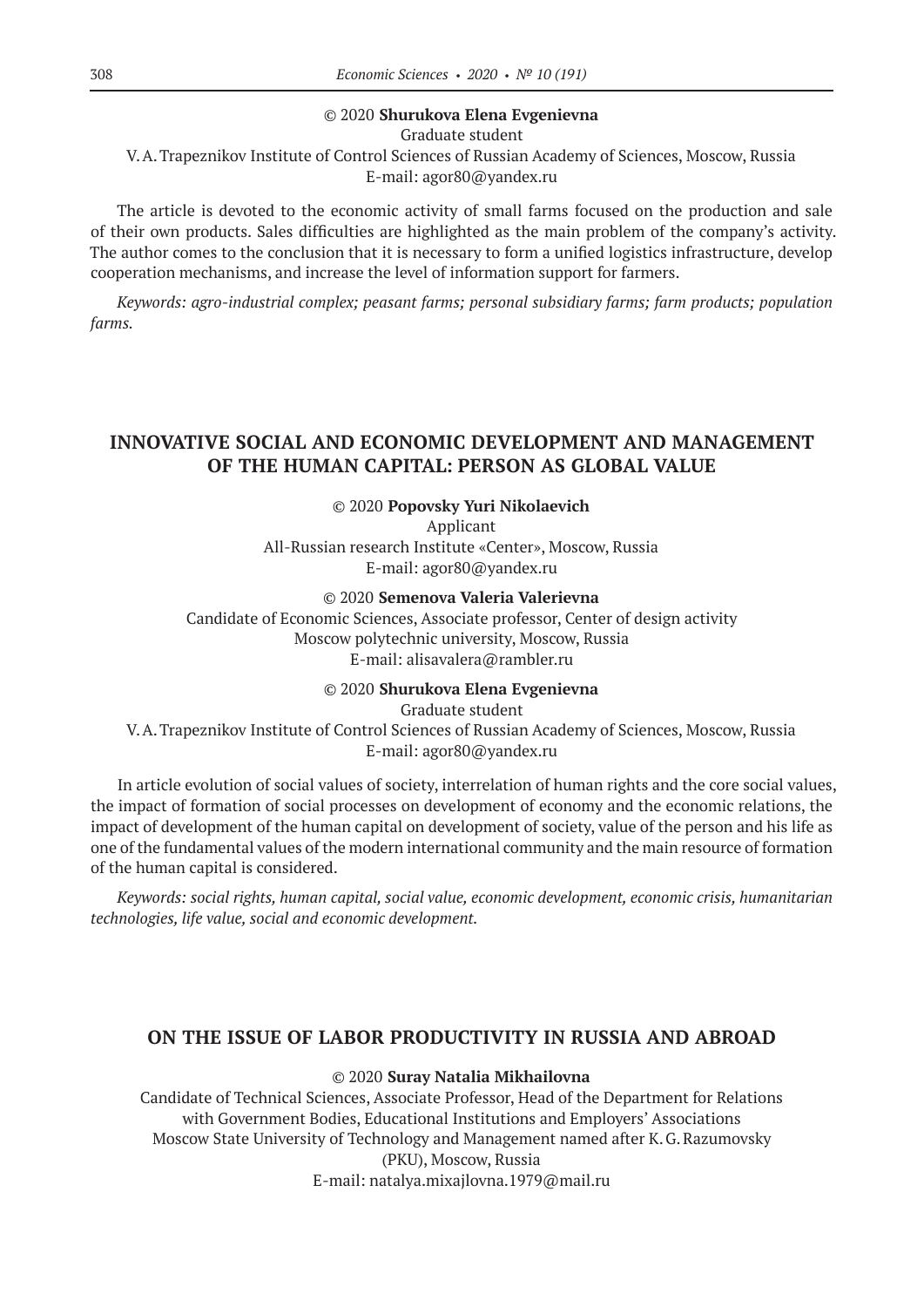© 2020 **Shurukova Elena Evgenievna**
Graduate student
V. A. Trapeznikov Institute of Control Sciences of Russian Academy of Sciences, Moscow, Russia
E-mail: agor80@yandex.ru

The article is devoted to the economic activity of small farms focused on the production and sale of their own products. Sales difficulties are highlighted as the main problem of the company's activity. The author comes to the conclusion that it is necessary to form a unified logistics infrastructure, develop cooperation mechanisms, and increase the level of information support for farmers.

*Keywords: agro-industrial complex; peasant farms; personal subsidiary farms; farm products; population farms.*

## INNOVATIVE SOCIAL AND ECONOMIC DEVELOPMENT AND MANAGEMENT OF THE HUMAN CAPITAL: PERSON AS GLOBAL VALUE

© 2020 **Popovsky Yuri Nikolaevich**
Applicant
All-Russian research Institute «Center», Moscow, Russia
E-mail: agor80@yandex.ru

© 2020 **Semenova Valeria Valerievna**
Candidate of Economic Sciences, Associate professor, Center of design activity
Moscow polytechnic university, Moscow, Russia
E-mail: alisavalera@rambler.ru

© 2020 **Shurukova Elena Evgenievna**
Graduate student
V. A. Trapeznikov Institute of Control Sciences of Russian Academy of Sciences, Moscow, Russia
E-mail: agor80@yandex.ru

In article evolution of social values of society, interrelation of human rights and the core social values, the impact of formation of social processes on development of economy and the economic relations, the impact of development of the human capital on development of society, value of the person and his life as one of the fundamental values of the modern international community and the main resource of formation of the human capital is considered.

*Keywords: social rights, human capital, social value, economic development, economic crisis, humanitarian technologies, life value, social and economic development.*

## ON THE ISSUE OF LABOR PRODUCTIVITY IN RUSSIA AND ABROAD

© 2020 **Suray Natalia Mikhailovna**
Candidate of Technical Sciences, Associate Professor, Head of the Department for Relations with Government Bodies, Educational Institutions and Employers' Associations
Moscow State University of Technology and Management named after K. G. Razumovsky (PKU), Moscow, Russia
E-mail: natalya.mixajlovna.1979@mail.ru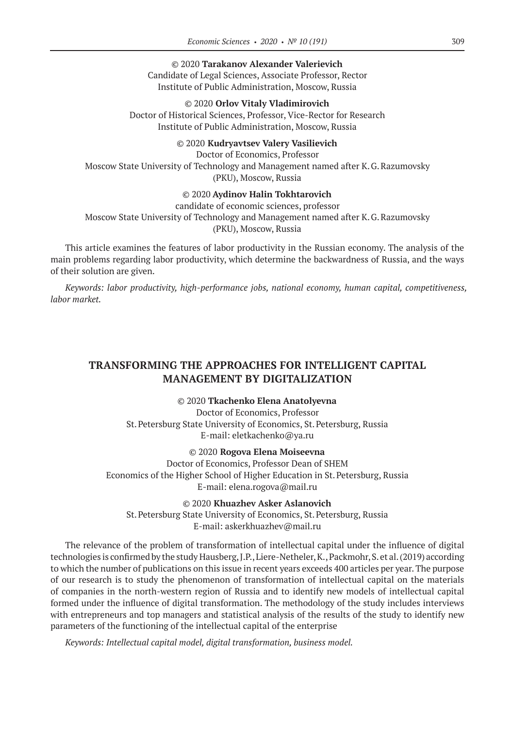© 2020 **Tarakanov Alexander Valerievich**
Candidate of Legal Sciences, Associate Professor, Rector
Institute of Public Administration, Moscow, Russia

© 2020 **Orlov Vitaly Vladimirovich**
Doctor of Historical Sciences, Professor, Vice-Rector for Research
Institute of Public Administration, Moscow, Russia

© 2020 **Kudryavtsev Valery Vasilievich**
Doctor of Economics, Professor
Moscow State University of Technology and Management named after K. G. Razumovsky (PKU), Moscow, Russia

© 2020 **Aydinov Halin Tokhtarovich**
candidate of economic sciences, professor
Moscow State University of Technology and Management named after K. G. Razumovsky (PKU), Moscow, Russia

This article examines the features of labor productivity in the Russian economy. The analysis of the main problems regarding labor productivity, which determine the backwardness of Russia, and the ways of their solution are given.

*Keywords: labor productivity, high-performance jobs, national economy, human capital, competitiveness, labor market.*

## TRANSFORMING THE APPROACHES FOR INTELLIGENT CAPITAL MANAGEMENT BY DIGITALIZATION

© 2020 **Tkachenko Elena Anatolyevna**
Doctor of Economics, Professor
St. Petersburg State University of Economics, St. Petersburg, Russia
E-mail: eletkachenko@ya.ru

© 2020 **Rogova Elena Moiseevna**
Doctor of Economics, Professor Dean of SHEM
Economics of the Higher School of Higher Education in St. Petersburg, Russia
E-mail: elena.rogova@mail.ru

© 2020 **Khuazhev Asker Aslanovich**
St. Petersburg State University of Economics, St. Petersburg, Russia
E-mail: askerkhuazhev@mail.ru

The relevance of the problem of transformation of intellectual capital under the influence of digital technologies is confirmed by the study Hausberg, J.P., Liere-Netheler, K., Packmohr, S. et al. (2019) according to which the number of publications on this issue in recent years exceeds 400 articles per year. The purpose of our research is to study the phenomenon of transformation of intellectual capital on the materials of companies in the north-western region of Russia and to identify new models of intellectual capital formed under the influence of digital transformation. The methodology of the study includes interviews with entrepreneurs and top managers and statistical analysis of the results of the study to identify new parameters of the functioning of the intellectual capital of the enterprise

*Keywords: Intellectual capital model, digital transformation, business model.*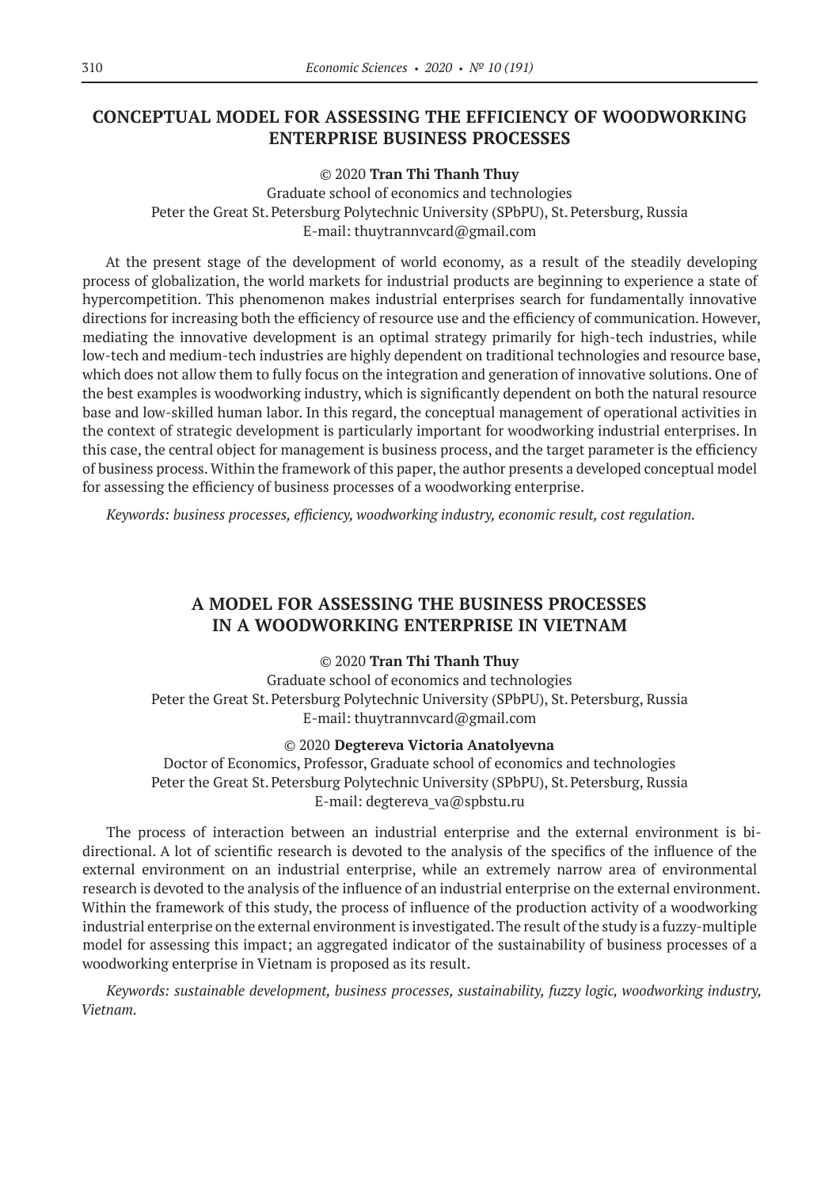## CONCEPTUAL MODEL FOR ASSESSING THE EFFICIENCY OF WOODWORKING ENTERPRISE BUSINESS PROCESSES

© 2020 **Tran Thi Thanh Thuy**
Graduate school of economics and technologies
Peter the Great St. Petersburg Polytechnic University (SPbPU), St. Petersburg, Russia
E-mail: thuytrannvcard@gmail.com

At the present stage of the development of world economy, as a result of the steadily developing process of globalization, the world markets for industrial products are beginning to experience a state of hypercompetition. This phenomenon makes industrial enterprises search for fundamentally innovative directions for increasing both the efficiency of resource use and the efficiency of communication. However, mediating the innovative development is an optimal strategy primarily for high-tech industries, while low-tech and medium-tech industries are highly dependent on traditional technologies and resource base, which does not allow them to fully focus on the integration and generation of innovative solutions. One of the best examples is woodworking industry, which is significantly dependent on both the natural resource base and low-skilled human labor. In this regard, the conceptual management of operational activities in the context of strategic development is particularly important for woodworking industrial enterprises. In this case, the central object for management is business process, and the target parameter is the efficiency of business process. Within the framework of this paper, the author presents a developed conceptual model for assessing the efficiency of business processes of a woodworking enterprise.

*Keywords: business processes, efficiency, woodworking industry, economic result, cost regulation.*

## A MODEL FOR ASSESSING THE BUSINESS PROCESSES IN A WOODWORKING ENTERPRISE IN VIETNAM

© 2020 **Tran Thi Thanh Thuy**
Graduate school of economics and technologies
Peter the Great St. Petersburg Polytechnic University (SPbPU), St. Petersburg, Russia
E-mail: thuytrannvcard@gmail.com

© 2020 **Degtereva Victoria Anatolyevna**
Doctor of Economics, Professor, Graduate school of economics and technologies
Peter the Great St. Petersburg Polytechnic University (SPbPU), St. Petersburg, Russia
E-mail: degtereva_va@spbstu.ru

The process of interaction between an industrial enterprise and the external environment is bi-directional. A lot of scientific research is devoted to the analysis of the specifics of the influence of the external environment on an industrial enterprise, while an extremely narrow area of environmental research is devoted to the analysis of the influence of an industrial enterprise on the external environment. Within the framework of this study, the process of influence of the production activity of a woodworking industrial enterprise on the external environment is investigated. The result of the study is a fuzzy-multiple model for assessing this impact; an aggregated indicator of the sustainability of business processes of a woodworking enterprise in Vietnam is proposed as its result.

*Keywords: sustainable development, business processes, sustainability, fuzzy logic, woodworking industry, Vietnam.*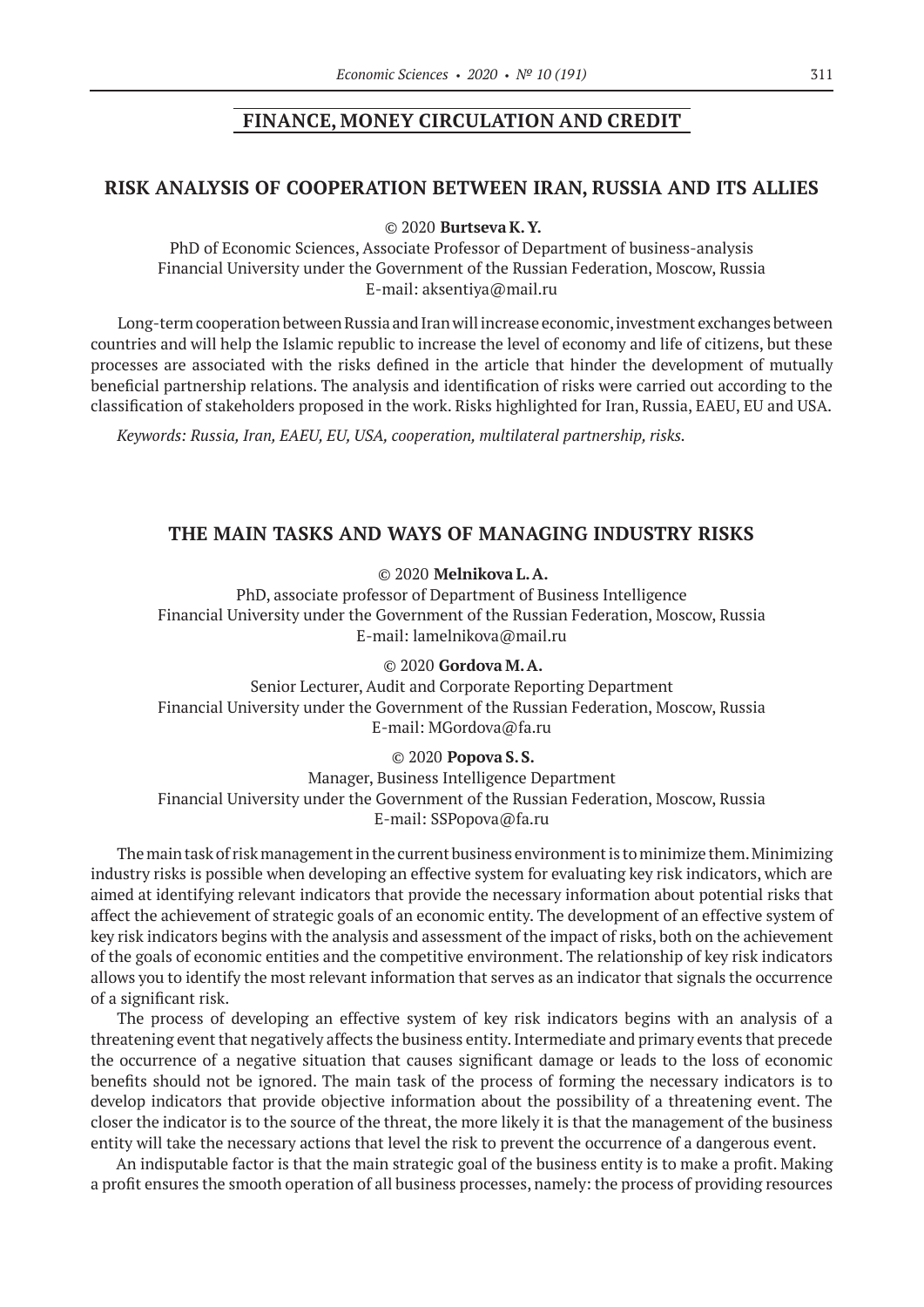## FINANCE, MONEY CIRCULATION AND CREDIT

### RISK ANALYSIS OF COOPERATION BETWEEN IRAN, RUSSIA AND ITS ALLIES

© 2020 **Burtseva K. Y.**

PhD of Economic Sciences, Associate Professor of Department of business-analysis
Financial University under the Government of the Russian Federation, Moscow, Russia
E-mail: aksentiya@mail.ru

Long-term cooperation between Russia and Iran will increase economic, investment exchanges between countries and will help the Islamic republic to increase the level of economy and life of citizens, but these processes are associated with the risks defined in the article that hinder the development of mutually beneficial partnership relations. The analysis and identification of risks were carried out according to the classification of stakeholders proposed in the work. Risks highlighted for Iran, Russia, EAEU, EU and USA.

*Keywords: Russia, Iran, EAEU, EU, USA, cooperation, multilateral partnership, risks.*

### THE MAIN TASKS AND WAYS OF MANAGING INDUSTRY RISKS

© 2020 **Melnikova L. A.**

PhD, associate professor of Department of Business Intelligence
Financial University under the Government of the Russian Federation, Moscow, Russia
E-mail: lamelnikova@mail.ru

© 2020 **Gordova M. A.**

Senior Lecturer, Audit and Corporate Reporting Department
Financial University under the Government of the Russian Federation, Moscow, Russia
E-mail: MGordova@fa.ru

© 2020 **Popova S. S.**

Manager, Business Intelligence Department
Financial University under the Government of the Russian Federation, Moscow, Russia
E-mail: SSPopova@fa.ru

The main task of risk management in the current business environment is to minimize them. Minimizing industry risks is possible when developing an effective system for evaluating key risk indicators, which are aimed at identifying relevant indicators that provide the necessary information about potential risks that affect the achievement of strategic goals of an economic entity. The development of an effective system of key risk indicators begins with the analysis and assessment of the impact of risks, both on the achievement of the goals of economic entities and the competitive environment. The relationship of key risk indicators allows you to identify the most relevant information that serves as an indicator that signals the occurrence of a significant risk.

The process of developing an effective system of key risk indicators begins with an analysis of a threatening event that negatively affects the business entity. Intermediate and primary events that precede the occurrence of a negative situation that causes significant damage or leads to the loss of economic benefits should not be ignored. The main task of the process of forming the necessary indicators is to develop indicators that provide objective information about the possibility of a threatening event. The closer the indicator is to the source of the threat, the more likely it is that the management of the business entity will take the necessary actions that level the risk to prevent the occurrence of a dangerous event.

An indisputable factor is that the main strategic goal of the business entity is to make a profit. Making a profit ensures the smooth operation of all business processes, namely: the process of providing resources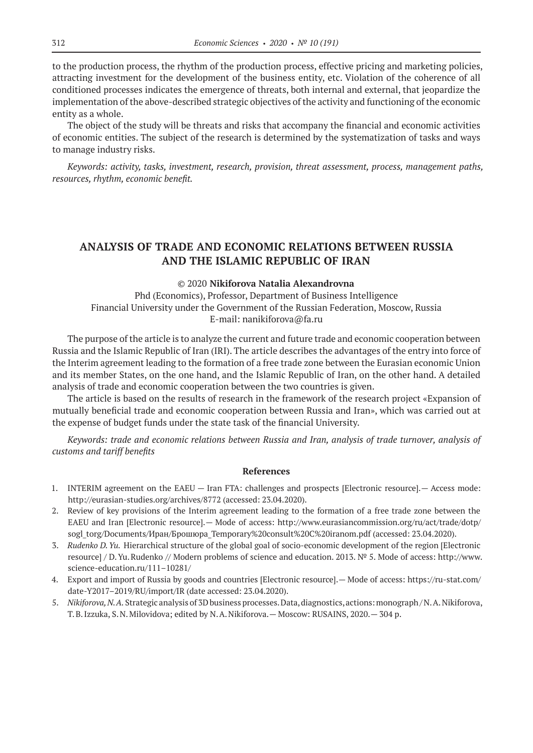to the production process, the rhythm of the production process, effective pricing and marketing policies, attracting investment for the development of the business entity, etc. Violation of the coherence of all conditioned processes indicates the emergence of threats, both internal and external, that jeopardize the implementation of the above-described strategic objectives of the activity and functioning of the economic entity as a whole.

The object of the study will be threats and risks that accompany the financial and economic activities of economic entities. The subject of the research is determined by the systematization of tasks and ways to manage industry risks.

*Keywords: activity, tasks, investment, research, provision, threat assessment, process, management paths, resources, rhythm, economic benefit.*

## ANALYSIS OF TRADE AND ECONOMIC RELATIONS BETWEEN RUSSIA AND THE ISLAMIC REPUBLIC OF IRAN

© 2020 **Nikiforova Natalia Alexandrovna**

Phd (Economics), Professor, Department of Business Intelligence
Financial University under the Government of the Russian Federation, Moscow, Russia
E-mail: nanikiforova@fa.ru

The purpose of the article is to analyze the current and future trade and economic cooperation between Russia and the Islamic Republic of Iran (IRI). The article describes the advantages of the entry into force of the Interim agreement leading to the formation of a free trade zone between the Eurasian economic Union and its member States, on the one hand, and the Islamic Republic of Iran, on the other hand. A detailed analysis of trade and economic cooperation between the two countries is given.

The article is based on the results of research in the framework of the research project «Expansion of mutually beneficial trade and economic cooperation between Russia and Iran», which was carried out at the expense of budget funds under the state task of the financial University.

*Keywords: trade and economic relations between Russia and Iran, analysis of trade turnover, analysis of customs and tariff benefits*

### References

1. INTERIM agreement on the EAEU — Iran FTA: challenges and prospects [Electronic resource].— Access mode: http://eurasian-studies.org/archives/8772 (accessed: 23.04.2020).
2. Review of key provisions of the Interim agreement leading to the formation of a free trade zone between the EAEU and Iran [Electronic resource].— Mode of access: http://www.eurasiancommission.org/ru/act/trade/dotp/sogl_torg/Documents/Иран/Брошюра_Temporary%20consult%20C%20iranom.pdf (accessed: 23.04.2020).
3. *Rudenko D. Yu.* Hierarchical structure of the global goal of socio-economic development of the region [Electronic resource] / D. Yu. Rudenko // Modern problems of science and education. 2013. № 5. Mode of access: http://www.science-education.ru/111–10281/
4. Export and import of Russia by goods and countries [Electronic resource].— Mode of access: https://ru-stat.com/date-Y2017–2019/RU/import/IR (date accessed: 23.04.2020).
5. *Nikiforova, N. A.* Strategic analysis of 3D business processes. Data, diagnostics, actions: monograph / N. A. Nikiforova, T. B. Izzuka, S. N. Milovidova; edited by N. A. Nikiforova.— Moscow: RUSAINS, 2020.— 304 p.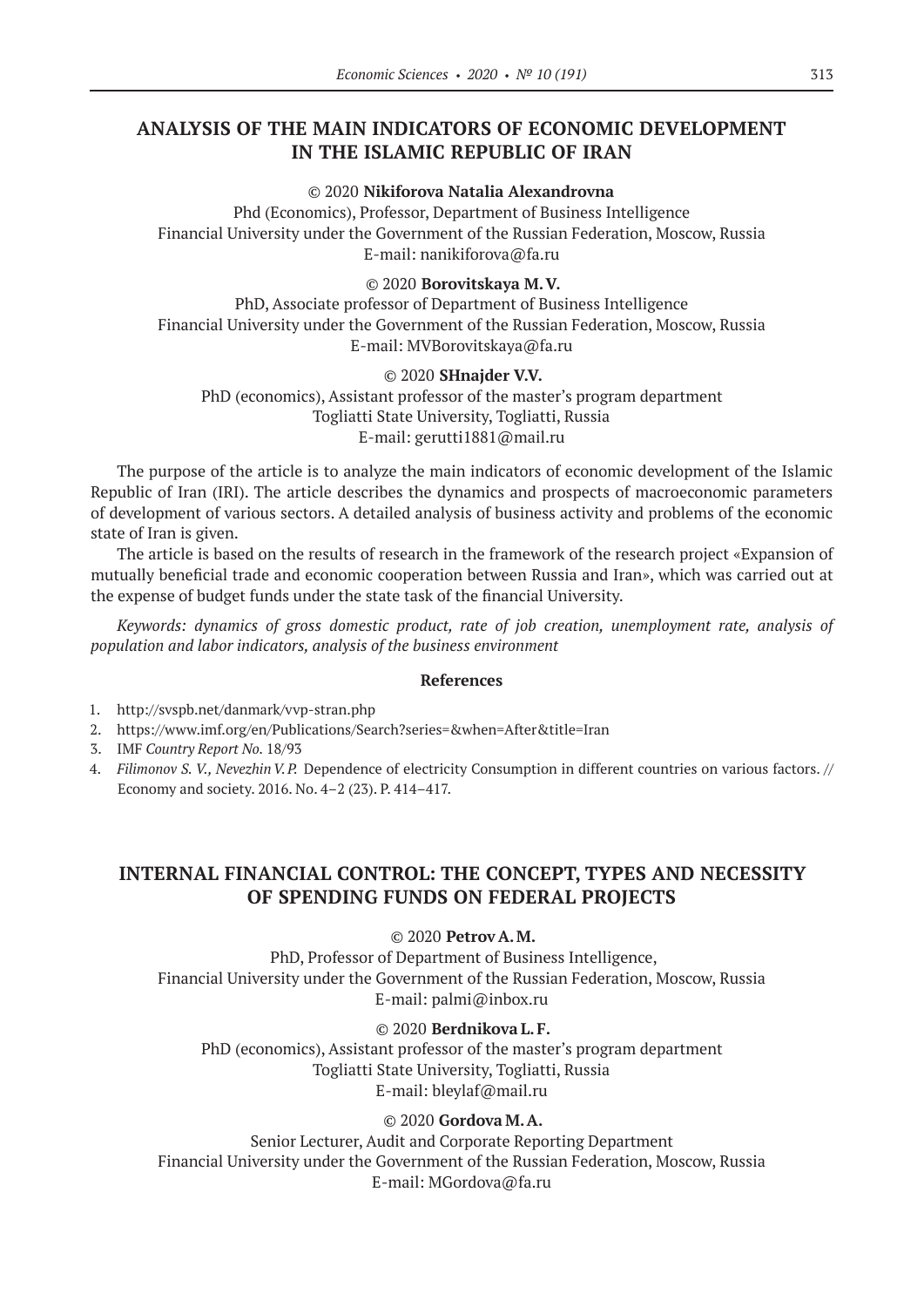## ANALYSIS OF THE MAIN INDICATORS OF ECONOMIC DEVELOPMENT IN THE ISLAMIC REPUBLIC OF IRAN

© 2020 **Nikiforova Natalia Alexandrovna**
Phd (Economics), Professor, Department of Business Intelligence
Financial University under the Government of the Russian Federation, Moscow, Russia
E-mail: nanikiforova@fa.ru

© 2020 **Borovitskaya M. V.**
PhD, Associate professor of Department of Business Intelligence
Financial University under the Government of the Russian Federation, Moscow, Russia
E-mail: MVBorovitskaya@fa.ru

© 2020 **SHnajder V.V.**
PhD (economics), Assistant professor of the master's program department
Togliatti State University, Togliatti, Russia
E-mail: gerutti1881@mail.ru

The purpose of the article is to analyze the main indicators of economic development of the Islamic Republic of Iran (IRI). The article describes the dynamics and prospects of macroeconomic parameters of development of various sectors. A detailed analysis of business activity and problems of the economic state of Iran is given.

The article is based on the results of research in the framework of the research project «Expansion of mutually beneficial trade and economic cooperation between Russia and Iran», which was carried out at the expense of budget funds under the state task of the financial University.

*Keywords: dynamics of gross domestic product, rate of job creation, unemployment rate, analysis of population and labor indicators, analysis of the business environment*

**References**

1. http://svspb.net/danmark/vvp-stran.php
2. https://www.imf.org/en/Publications/Search?series=&when=After&title=Iran
3. IMF *Country Report No.* 18/93
4. *Filimonov S. V., Nevezhin V. P.* Dependence of electricity Consumption in different countries on various factors. // Economy and society. 2016. No. 4–2 (23). P. 414–417.

## INTERNAL FINANCIAL CONTROL: THE CONCEPT, TYPES AND NECESSITY OF SPENDING FUNDS ON FEDERAL PROJECTS

© 2020 **Petrov A. M.**
PhD, Professor of Department of Business Intelligence,
Financial University under the Government of the Russian Federation, Moscow, Russia
E-mail: palmi@inbox.ru

© 2020 **Berdnikova L. F.**
PhD (economics), Assistant professor of the master's program department
Togliatti State University, Togliatti, Russia
E-mail: bleylaf@mail.ru

© 2020 **Gordova M. A.**
Senior Lecturer, Audit and Corporate Reporting Department
Financial University under the Government of the Russian Federation, Moscow, Russia
E-mail: MGordova@fa.ru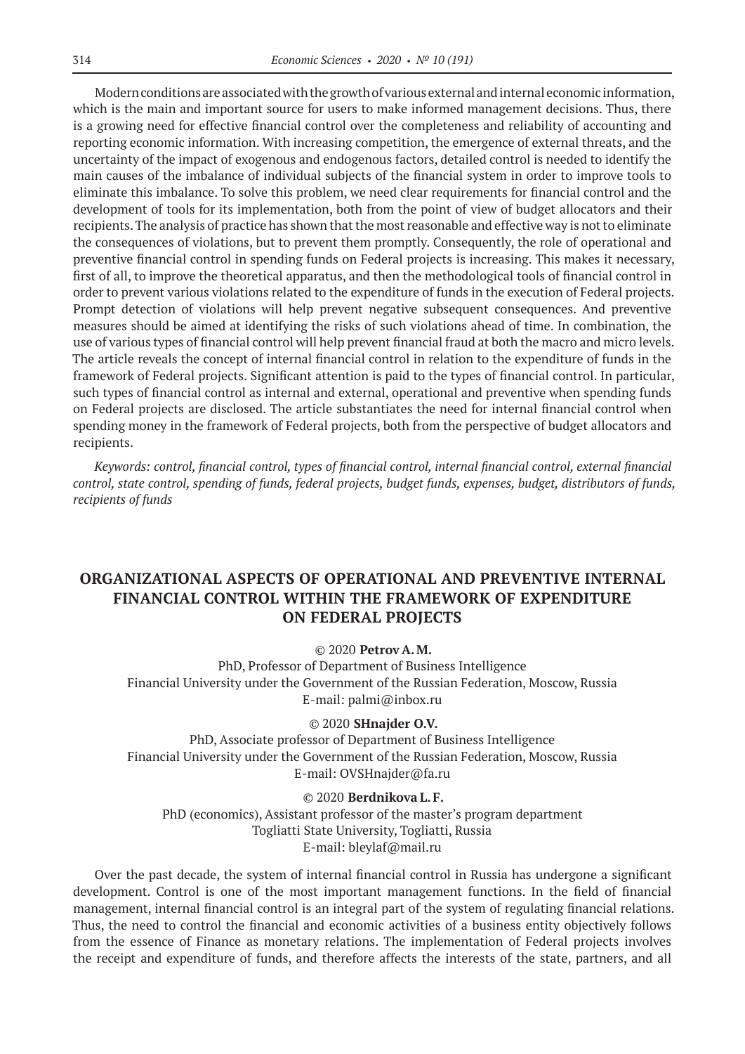Modern conditions are associated with the growth of various external and internal economic information, which is the main and important source for users to make informed management decisions. Thus, there is a growing need for effective financial control over the completeness and reliability of accounting and reporting economic information. With increasing competition, the emergence of external threats, and the uncertainty of the impact of exogenous and endogenous factors, detailed control is needed to identify the main causes of the imbalance of individual subjects of the financial system in order to improve tools to eliminate this imbalance. To solve this problem, we need clear requirements for financial control and the development of tools for its implementation, both from the point of view of budget allocators and their recipients. The analysis of practice has shown that the most reasonable and effective way is not to eliminate the consequences of violations, but to prevent them promptly. Consequently, the role of operational and preventive financial control in spending funds on Federal projects is increasing. This makes it necessary, first of all, to improve the theoretical apparatus, and then the methodological tools of financial control in order to prevent various violations related to the expenditure of funds in the execution of Federal projects. Prompt detection of violations will help prevent negative subsequent consequences. And preventive measures should be aimed at identifying the risks of such violations ahead of time. In combination, the use of various types of financial control will help prevent financial fraud at both the macro and micro levels. The article reveals the concept of internal financial control in relation to the expenditure of funds in the framework of Federal projects. Significant attention is paid to the types of financial control. In particular, such types of financial control as internal and external, operational and preventive when spending funds on Federal projects are disclosed. The article substantiates the need for internal financial control when spending money in the framework of Federal projects, both from the perspective of budget allocators and recipients.

*Keywords: control, financial control, types of financial control, internal financial control, external financial control, state control, spending of funds, federal projects, budget funds, expenses, budget, distributors of funds, recipients of funds*

## ORGANIZATIONAL ASPECTS OF OPERATIONAL AND PREVENTIVE INTERNAL FINANCIAL CONTROL WITHIN THE FRAMEWORK OF EXPENDITURE ON FEDERAL PROJECTS

© 2020 **Petrov A. M.**
PhD, Professor of Department of Business Intelligence
Financial University under the Government of the Russian Federation, Moscow, Russia
E-mail: palmi@inbox.ru

© 2020 **SHnajder O.V.**
PhD, Associate professor of Department of Business Intelligence
Financial University under the Government of the Russian Federation, Moscow, Russia
E-mail: OVSHnajder@fa.ru

© 2020 **Berdnikova L. F.**
PhD (economics), Assistant professor of the master's program department
Togliatti State University, Togliatti, Russia
E-mail: bleylaf@mail.ru

Over the past decade, the system of internal financial control in Russia has undergone a significant development. Control is one of the most important management functions. In the field of financial management, internal financial control is an integral part of the system of regulating financial relations. Thus, the need to control the financial and economic activities of a business entity objectively follows from the essence of Finance as monetary relations. The implementation of Federal projects involves the receipt and expenditure of funds, and therefore affects the interests of the state, partners, and all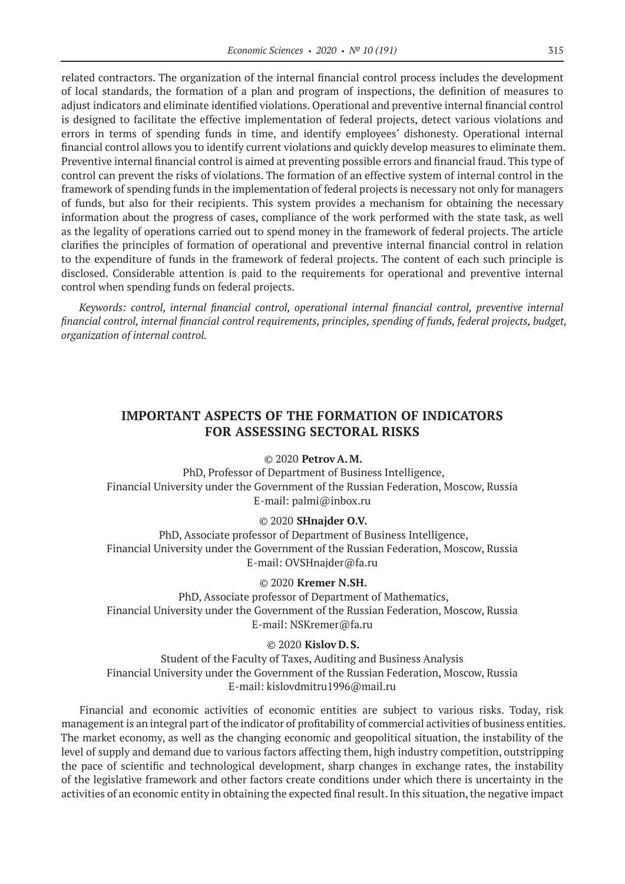related contractors. The organization of the internal financial control process includes the development of local standards, the formation of a plan and program of inspections, the definition of measures to adjust indicators and eliminate identified violations. Operational and preventive internal financial control is designed to facilitate the effective implementation of federal projects, detect various violations and errors in terms of spending funds in time, and identify employees' dishonesty. Operational internal financial control allows you to identify current violations and quickly develop measures to eliminate them. Preventive internal financial control is aimed at preventing possible errors and financial fraud. This type of control can prevent the risks of violations. The formation of an effective system of internal control in the framework of spending funds in the implementation of federal projects is necessary not only for managers of funds, but also for their recipients. This system provides a mechanism for obtaining the necessary information about the progress of cases, compliance of the work performed with the state task, as well as the legality of operations carried out to spend money in the framework of federal projects. The article clarifies the principles of formation of operational and preventive internal financial control in relation to the expenditure of funds in the framework of federal projects. The content of each such principle is disclosed. Considerable attention is paid to the requirements for operational and preventive internal control when spending funds on federal projects.

*Keywords: control, internal financial control, operational internal financial control, preventive internal financial control, internal financial control requirements, principles, spending of funds, federal projects, budget, organization of internal control.*

## IMPORTANT ASPECTS OF THE FORMATION OF INDICATORS FOR ASSESSING SECTORAL RISKS

© 2020 **Petrov A. M.**
PhD, Professor of Department of Business Intelligence,
Financial University under the Government of the Russian Federation, Moscow, Russia
E-mail: palmi@inbox.ru

© 2020 **SHnajder O.V.**
PhD, Associate professor of Department of Business Intelligence,
Financial University under the Government of the Russian Federation, Moscow, Russia
E-mail: OVSHnajder@fa.ru

© 2020 **Kremer N.SH.**
PhD, Associate professor of Department of Mathematics,
Financial University under the Government of the Russian Federation, Moscow, Russia
E-mail: NSKremer@fa.ru

© 2020 **Kislov D. S.**
Student of the Faculty of Taxes, Auditing and Business Analysis
Financial University under the Government of the Russian Federation, Moscow, Russia
E-mail: kislovdmitru1996@mail.ru

Financial and economic activities of economic entities are subject to various risks. Today, risk management is an integral part of the indicator of profitability of commercial activities of business entities. The market economy, as well as the changing economic and geopolitical situation, the instability of the level of supply and demand due to various factors affecting them, high industry competition, outstripping the pace of scientific and technological development, sharp changes in exchange rates, the instability of the legislative framework and other factors create conditions under which there is uncertainty in the activities of an economic entity in obtaining the expected final result. In this situation, the negative impact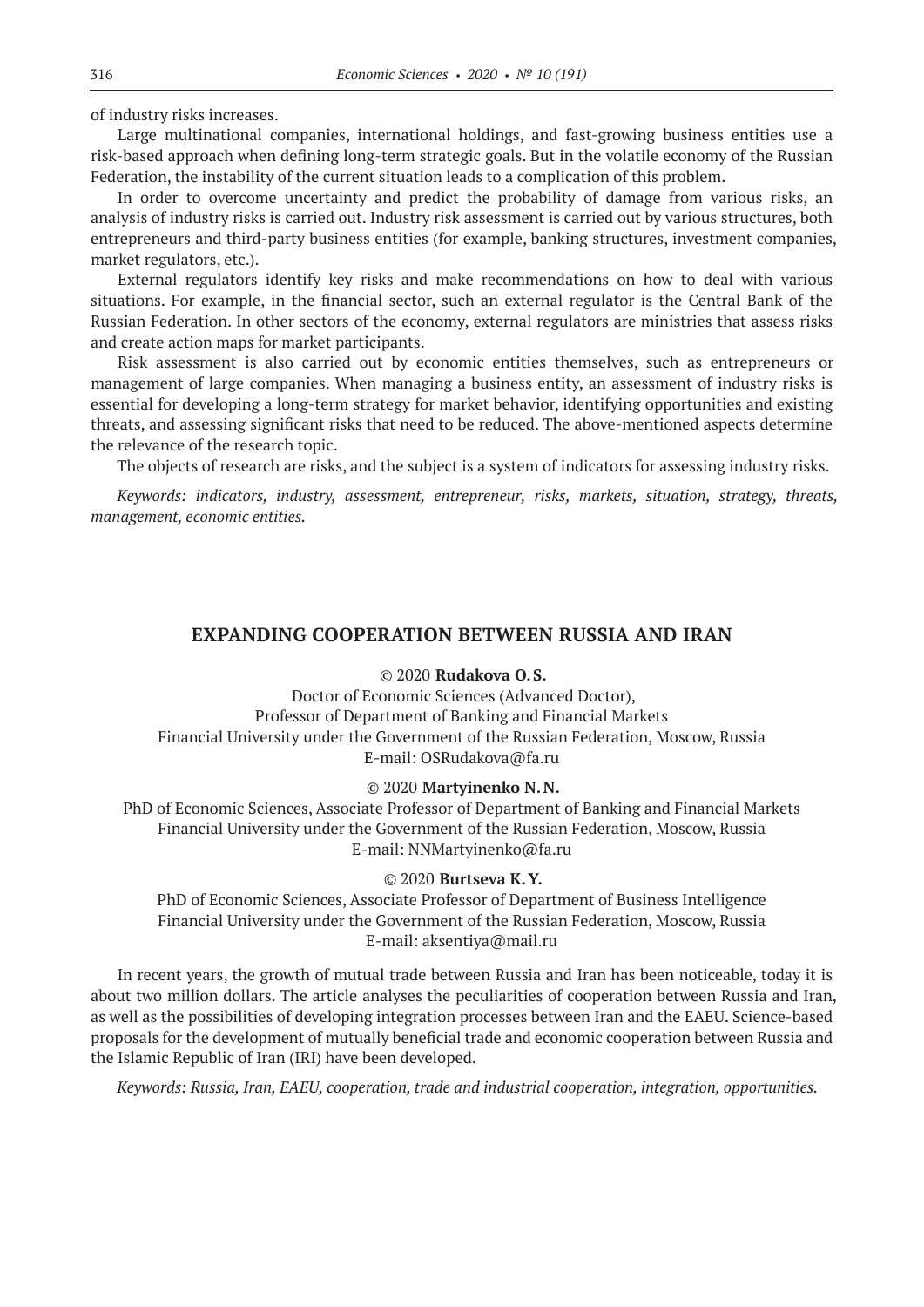of industry risks increases.

Large multinational companies, international holdings, and fast-growing business entities use a risk-based approach when defining long-term strategic goals. But in the volatile economy of the Russian Federation, the instability of the current situation leads to a complication of this problem.

In order to overcome uncertainty and predict the probability of damage from various risks, an analysis of industry risks is carried out. Industry risk assessment is carried out by various structures, both entrepreneurs and third-party business entities (for example, banking structures, investment companies, market regulators, etc.).

External regulators identify key risks and make recommendations on how to deal with various situations. For example, in the financial sector, such an external regulator is the Central Bank of the Russian Federation. In other sectors of the economy, external regulators are ministries that assess risks and create action maps for market participants.

Risk assessment is also carried out by economic entities themselves, such as entrepreneurs or management of large companies. When managing a business entity, an assessment of industry risks is essential for developing a long-term strategy for market behavior, identifying opportunities and existing threats, and assessing significant risks that need to be reduced. The above-mentioned aspects determine the relevance of the research topic.

The objects of research are risks, and the subject is a system of indicators for assessing industry risks.

*Keywords: indicators, industry, assessment, entrepreneur, risks, markets, situation, strategy, threats, management, economic entities.*

## EXPANDING COOPERATION BETWEEN RUSSIA AND IRAN

© 2020 **Rudakova O.S.**
Doctor of Economic Sciences (Advanced Doctor),
Professor of Department of Banking and Financial Markets
Financial University under the Government of the Russian Federation, Moscow, Russia
E-mail: OSRudakova@fa.ru

© 2020 **Martyinenko N.N.**
PhD of Economic Sciences, Associate Professor of Department of Banking and Financial Markets
Financial University under the Government of the Russian Federation, Moscow, Russia
E-mail: NNMartyinenko@fa.ru

© 2020 **Burtseva K.Y.**
PhD of Economic Sciences, Associate Professor of Department of Business Intelligence
Financial University under the Government of the Russian Federation, Moscow, Russia
E-mail: aksentiya@mail.ru

In recent years, the growth of mutual trade between Russia and Iran has been noticeable, today it is about two million dollars. The article analyses the peculiarities of cooperation between Russia and Iran, as well as the possibilities of developing integration processes between Iran and the EAEU. Science-based proposals for the development of mutually beneficial trade and economic cooperation between Russia and the Islamic Republic of Iran (IRI) have been developed.

*Keywords: Russia, Iran, EAEU, cooperation, trade and industrial cooperation, integration, opportunities.*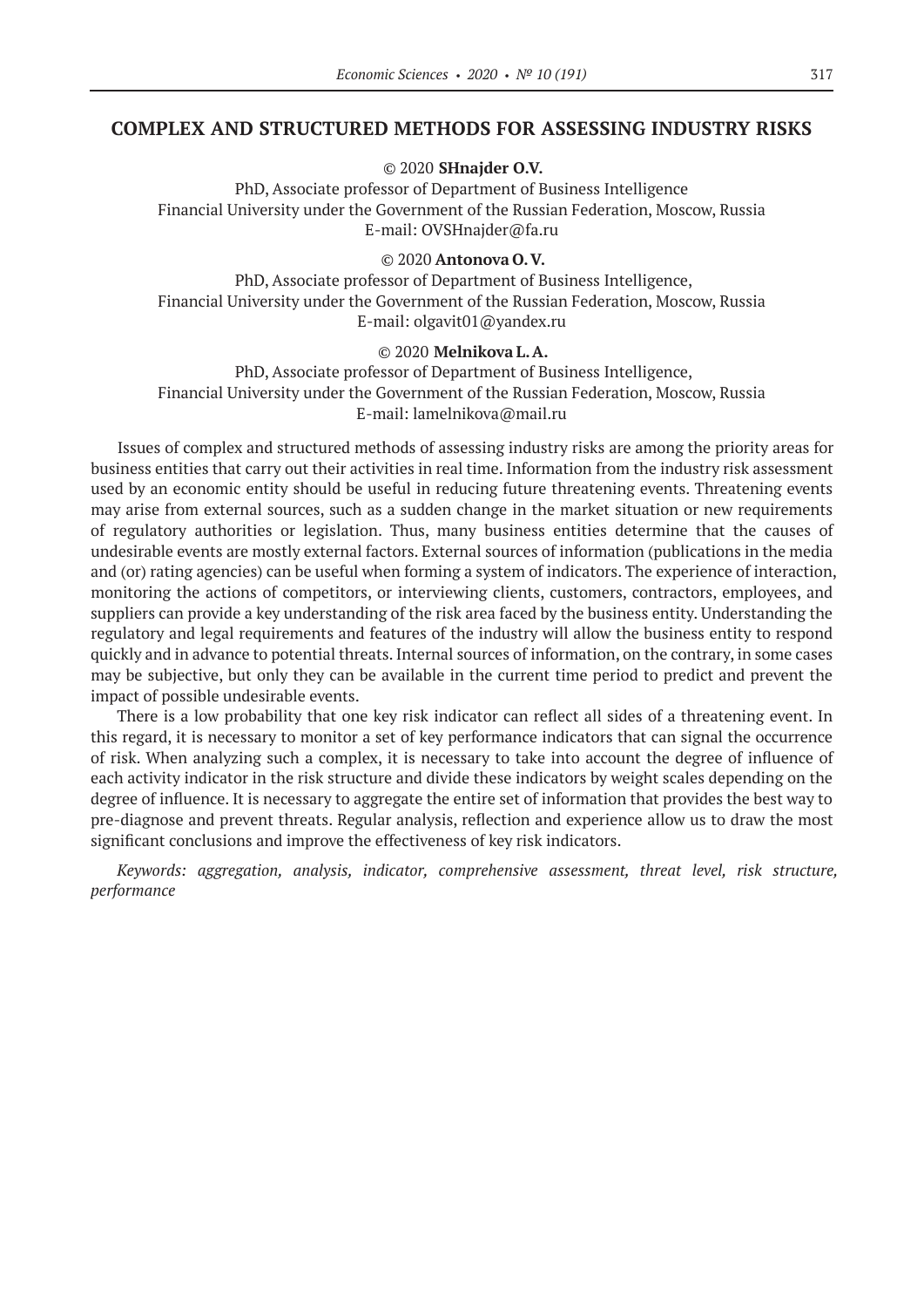## COMPLEX AND STRUCTURED METHODS FOR ASSESSING INDUSTRY RISKS

© 2020 **SHnajder O.V.**

PhD, Associate professor of Department of Business Intelligence
Financial University under the Government of the Russian Federation, Moscow, Russia
E-mail: OVSHnajder@fa.ru

© 2020 **Antonova O. V.**

PhD, Associate professor of Department of Business Intelligence,
Financial University under the Government of the Russian Federation, Moscow, Russia
E-mail: olgavit01@yandex.ru

© 2020 **Melnikova L. A.**

PhD, Associate professor of Department of Business Intelligence,
Financial University under the Government of the Russian Federation, Moscow, Russia
E-mail: lamelnikova@mail.ru

Issues of complex and structured methods of assessing industry risks are among the priority areas for business entities that carry out their activities in real time. Information from the industry risk assessment used by an economic entity should be useful in reducing future threatening events. Threatening events may arise from external sources, such as a sudden change in the market situation or new requirements of regulatory authorities or legislation. Thus, many business entities determine that the causes of undesirable events are mostly external factors. External sources of information (publications in the media and (or) rating agencies) can be useful when forming a system of indicators. The experience of interaction, monitoring the actions of competitors, or interviewing clients, customers, contractors, employees, and suppliers can provide a key understanding of the risk area faced by the business entity. Understanding the regulatory and legal requirements and features of the industry will allow the business entity to respond quickly and in advance to potential threats. Internal sources of information, on the contrary, in some cases may be subjective, but only they can be available in the current time period to predict and prevent the impact of possible undesirable events.

There is a low probability that one key risk indicator can reflect all sides of a threatening event. In this regard, it is necessary to monitor a set of key performance indicators that can signal the occurrence of risk. When analyzing such a complex, it is necessary to take into account the degree of influence of each activity indicator in the risk structure and divide these indicators by weight scales depending on the degree of influence. It is necessary to aggregate the entire set of information that provides the best way to pre-diagnose and prevent threats. Regular analysis, reflection and experience allow us to draw the most significant conclusions and improve the effectiveness of key risk indicators.

*Keywords: aggregation, analysis, indicator, comprehensive assessment, threat level, risk structure, performance*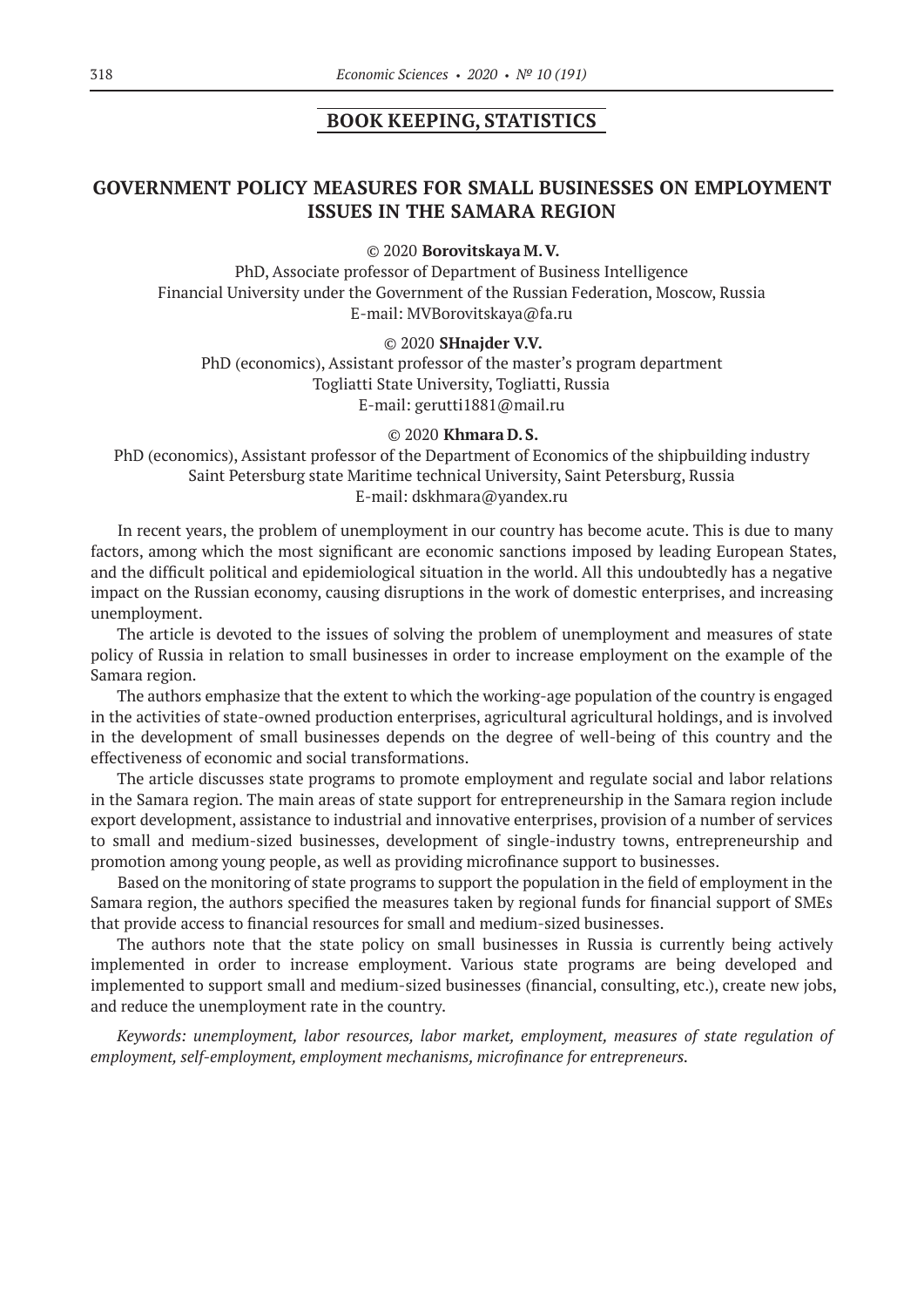## BOOK KEEPING, STATISTICS

# GOVERNMENT POLICY MEASURES FOR SMALL BUSINESSES ON EMPLOYMENT ISSUES IN THE SAMARA REGION

© 2020 **Borovitskaya M. V.**

PhD, Associate professor of Department of Business Intelligence
Financial University under the Government of the Russian Federation, Moscow, Russia
E-mail: MVBorovitskaya@fa.ru

© 2020 **SHnajder V.V.**

PhD (economics), Assistant professor of the master's program department
Togliatti State University, Togliatti, Russia
E-mail: gerutti1881@mail.ru

© 2020 **Khmara D. S.**

PhD (economics), Assistant professor of the Department of Economics of the shipbuilding industry
Saint Petersburg state Maritime technical University, Saint Petersburg, Russia
E-mail: dskhmara@yandex.ru

In recent years, the problem of unemployment in our country has become acute. This is due to many factors, among which the most significant are economic sanctions imposed by leading European States, and the difficult political and epidemiological situation in the world. All this undoubtedly has a negative impact on the Russian economy, causing disruptions in the work of domestic enterprises, and increasing unemployment.

The article is devoted to the issues of solving the problem of unemployment and measures of state policy of Russia in relation to small businesses in order to increase employment on the example of the Samara region.

The authors emphasize that the extent to which the working-age population of the country is engaged in the activities of state-owned production enterprises, agricultural agricultural holdings, and is involved in the development of small businesses depends on the degree of well-being of this country and the effectiveness of economic and social transformations.

The article discusses state programs to promote employment and regulate social and labor relations in the Samara region. The main areas of state support for entrepreneurship in the Samara region include export development, assistance to industrial and innovative enterprises, provision of a number of services to small and medium-sized businesses, development of single-industry towns, entrepreneurship and promotion among young people, as well as providing microfinance support to businesses.

Based on the monitoring of state programs to support the population in the field of employment in the Samara region, the authors specified the measures taken by regional funds for financial support of SMEs that provide access to financial resources for small and medium-sized businesses.

The authors note that the state policy on small businesses in Russia is currently being actively implemented in order to increase employment. Various state programs are being developed and implemented to support small and medium-sized businesses (financial, consulting, etc.), create new jobs, and reduce the unemployment rate in the country.

*Keywords: unemployment, labor resources, labor market, employment, measures of state regulation of employment, self-employment, employment mechanisms, microfinance for entrepreneurs.*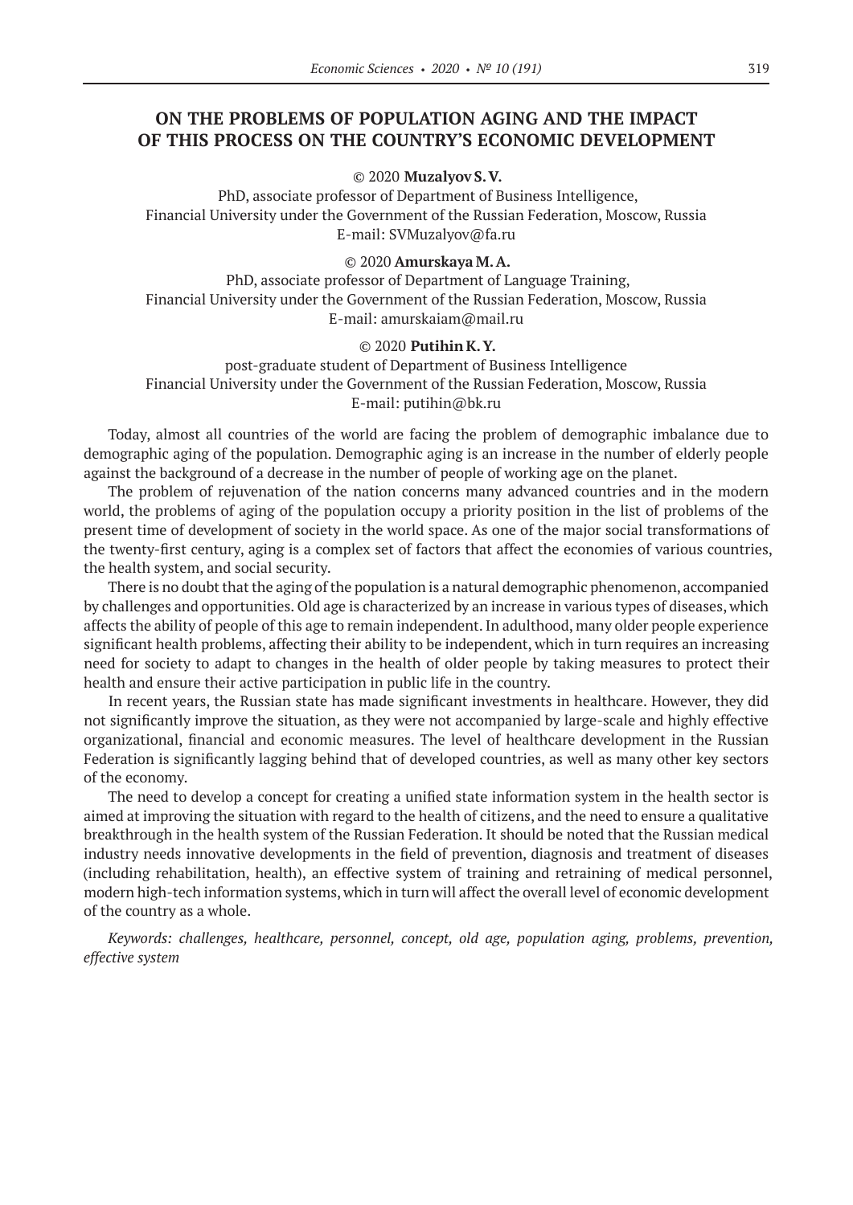# ON THE PROBLEMS OF POPULATION AGING AND THE IMPACT OF THIS PROCESS ON THE COUNTRY'S ECONOMIC DEVELOPMENT

© 2020 **Muzalyov S. V.**

PhD, associate professor of Department of Business Intelligence,
Financial University under the Government of the Russian Federation, Moscow, Russia
E-mail: SVMuzalyov@fa.ru

© 2020 **Amurskaya M. A.**

PhD, associate professor of Department of Language Training,
Financial University under the Government of the Russian Federation, Moscow, Russia
E-mail: amurskaiam@mail.ru

© 2020 **Putihin K. Y.**

post-graduate student of Department of Business Intelligence
Financial University under the Government of the Russian Federation, Moscow, Russia
E-mail: putihin@bk.ru

Today, almost all countries of the world are facing the problem of demographic imbalance due to demographic aging of the population. Demographic aging is an increase in the number of elderly people against the background of a decrease in the number of people of working age on the planet.

The problem of rejuvenation of the nation concerns many advanced countries and in the modern world, the problems of aging of the population occupy a priority position in the list of problems of the present time of development of society in the world space. As one of the major social transformations of the twenty-first century, aging is a complex set of factors that affect the economies of various countries, the health system, and social security.

There is no doubt that the aging of the population is a natural demographic phenomenon, accompanied by challenges and opportunities. Old age is characterized by an increase in various types of diseases, which affects the ability of people of this age to remain independent. In adulthood, many older people experience significant health problems, affecting their ability to be independent, which in turn requires an increasing need for society to adapt to changes in the health of older people by taking measures to protect their health and ensure their active participation in public life in the country.

In recent years, the Russian state has made significant investments in healthcare. However, they did not significantly improve the situation, as they were not accompanied by large-scale and highly effective organizational, financial and economic measures. The level of healthcare development in the Russian Federation is significantly lagging behind that of developed countries, as well as many other key sectors of the economy.

The need to develop a concept for creating a unified state information system in the health sector is aimed at improving the situation with regard to the health of citizens, and the need to ensure a qualitative breakthrough in the health system of the Russian Federation. It should be noted that the Russian medical industry needs innovative developments in the field of prevention, diagnosis and treatment of diseases (including rehabilitation, health), an effective system of training and retraining of medical personnel, modern high-tech information systems, which in turn will affect the overall level of economic development of the country as a whole.

*Keywords: challenges, healthcare, personnel, concept, old age, population aging, problems, prevention, effective system*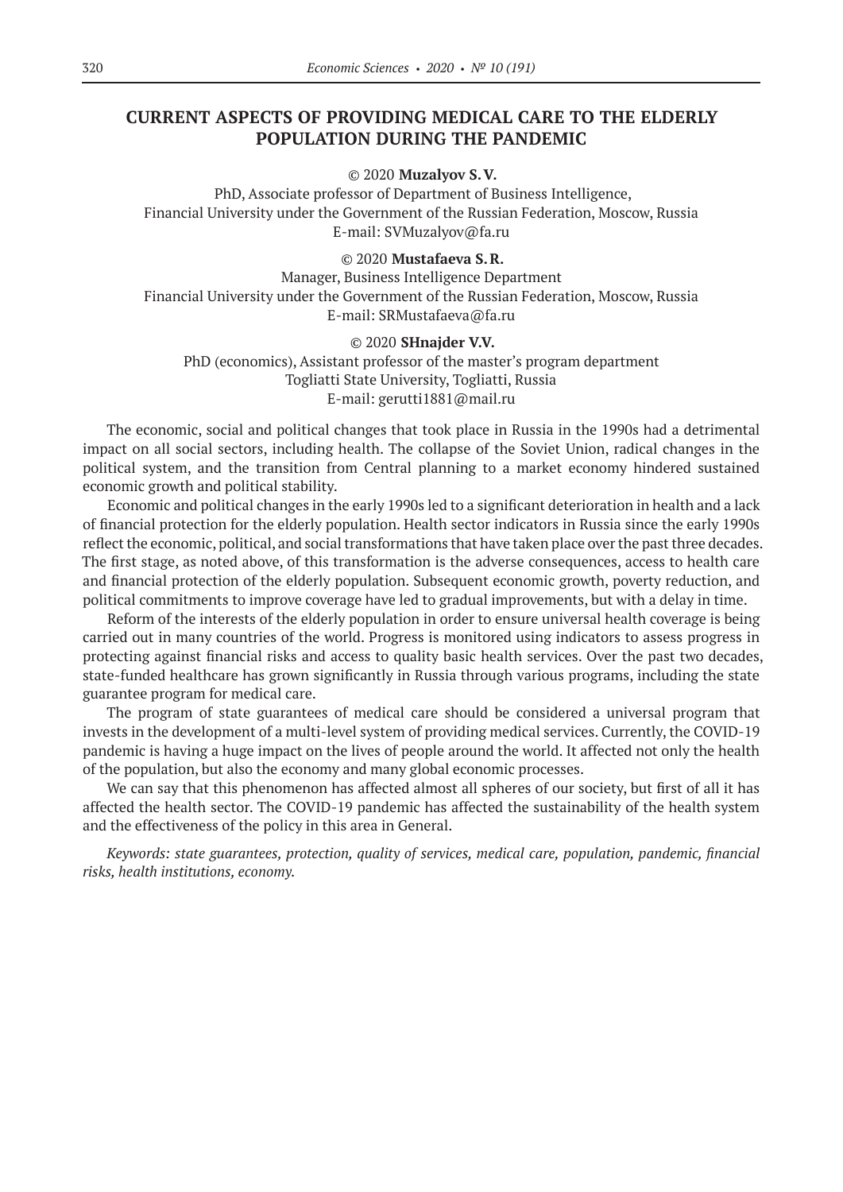# CURRENT ASPECTS OF PROVIDING MEDICAL CARE TO THE ELDERLY POPULATION DURING THE PANDEMIC

© 2020 **Muzalyov S. V.**

PhD, Associate professor of Department of Business Intelligence,
Financial University under the Government of the Russian Federation, Moscow, Russia
E-mail: SVMuzalyov@fa.ru

© 2020 **Mustafaeva S. R.**

Manager, Business Intelligence Department
Financial University under the Government of the Russian Federation, Moscow, Russia
E-mail: SRMustafaeva@fa.ru

© 2020 **SHnajder V.V.**

PhD (economics), Assistant professor of the master's program department
Togliatti State University, Togliatti, Russia
E-mail: gerutti1881@mail.ru

The economic, social and political changes that took place in Russia in the 1990s had a detrimental impact on all social sectors, including health. The collapse of the Soviet Union, radical changes in the political system, and the transition from Central planning to a market economy hindered sustained economic growth and political stability.

Economic and political changes in the early 1990s led to a significant deterioration in health and a lack of financial protection for the elderly population. Health sector indicators in Russia since the early 1990s reflect the economic, political, and social transformations that have taken place over the past three decades. The first stage, as noted above, of this transformation is the adverse consequences, access to health care and financial protection of the elderly population. Subsequent economic growth, poverty reduction, and political commitments to improve coverage have led to gradual improvements, but with a delay in time.

Reform of the interests of the elderly population in order to ensure universal health coverage is being carried out in many countries of the world. Progress is monitored using indicators to assess progress in protecting against financial risks and access to quality basic health services. Over the past two decades, state-funded healthcare has grown significantly in Russia through various programs, including the state guarantee program for medical care.

The program of state guarantees of medical care should be considered a universal program that invests in the development of a multi-level system of providing medical services. Currently, the COVID-19 pandemic is having a huge impact on the lives of people around the world. It affected not only the health of the population, but also the economy and many global economic processes.

We can say that this phenomenon has affected almost all spheres of our society, but first of all it has affected the health sector. The COVID-19 pandemic has affected the sustainability of the health system and the effectiveness of the policy in this area in General.

*Keywords: state guarantees, protection, quality of services, medical care, population, pandemic, financial risks, health institutions, economy.*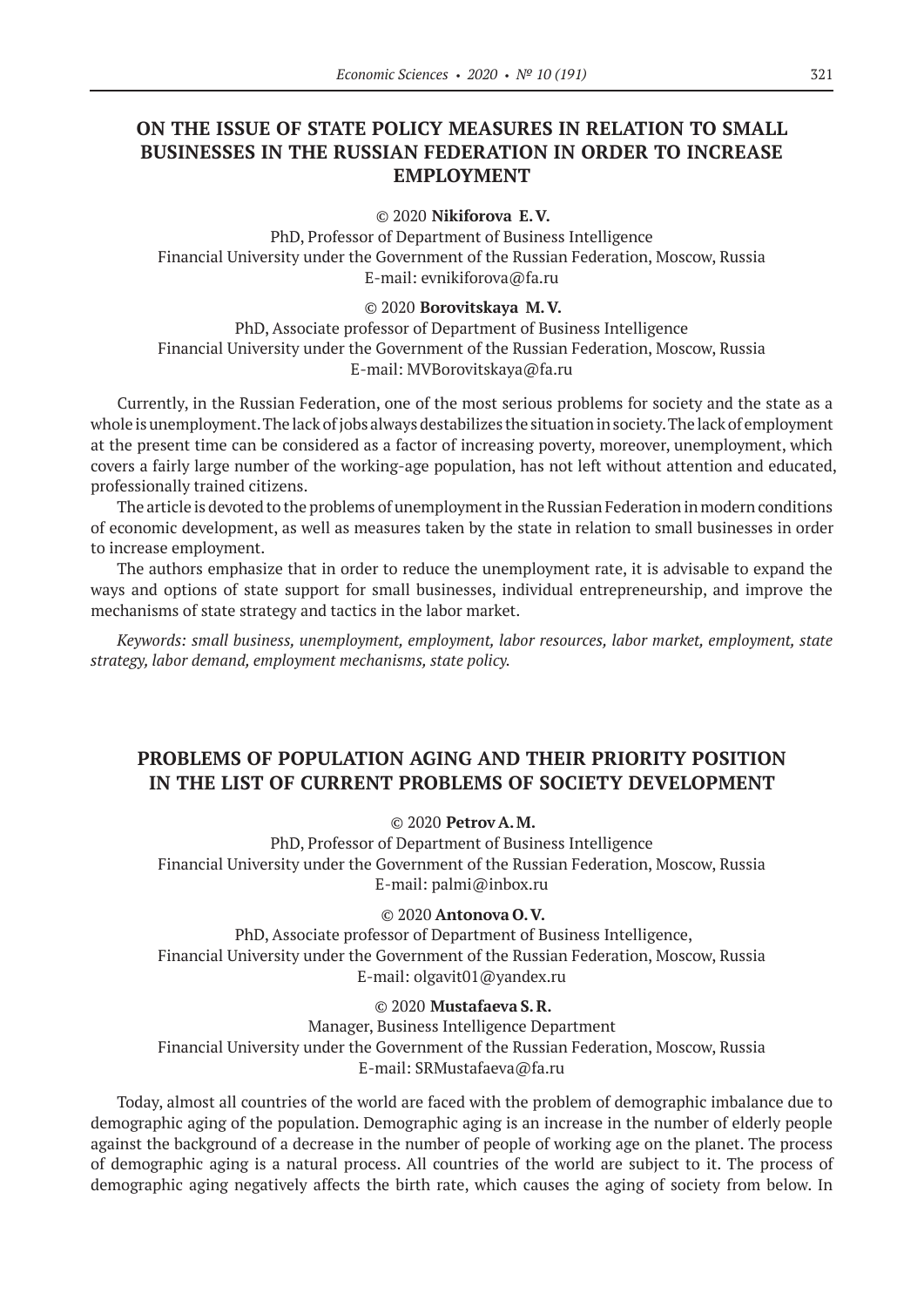## ON THE ISSUE OF STATE POLICY MEASURES IN RELATION TO SMALL BUSINESSES IN THE RUSSIAN FEDERATION IN ORDER TO INCREASE EMPLOYMENT

© 2020 **Nikiforova E.V.**

PhD, Professor of Department of Business Intelligence
Financial University under the Government of the Russian Federation, Moscow, Russia
E-mail: evnikiforova@fa.ru

© 2020 **Borovitskaya M.V.**

PhD, Associate professor of Department of Business Intelligence
Financial University under the Government of the Russian Federation, Moscow, Russia
E-mail: MVBorovitskaya@fa.ru

Currently, in the Russian Federation, one of the most serious problems for society and the state as a whole is unemployment. The lack of jobs always destabilizes the situation in society. The lack of employment at the present time can be considered as a factor of increasing poverty, moreover, unemployment, which covers a fairly large number of the working-age population, has not left without attention and educated, professionally trained citizens.

The article is devoted to the problems of unemployment in the Russian Federation in modern conditions of economic development, as well as measures taken by the state in relation to small businesses in order to increase employment.

The authors emphasize that in order to reduce the unemployment rate, it is advisable to expand the ways and options of state support for small businesses, individual entrepreneurship, and improve the mechanisms of state strategy and tactics in the labor market.

*Keywords: small business, unemployment, employment, labor resources, labor market, employment, state strategy, labor demand, employment mechanisms, state policy.*

## PROBLEMS OF POPULATION AGING AND THEIR PRIORITY POSITION IN THE LIST OF CURRENT PROBLEMS OF SOCIETY DEVELOPMENT

© 2020 **Petrov A.M.**

PhD, Professor of Department of Business Intelligence
Financial University under the Government of the Russian Federation, Moscow, Russia
E-mail: palmi@inbox.ru

© 2020 **Antonova O.V.**

PhD, Associate professor of Department of Business Intelligence,
Financial University under the Government of the Russian Federation, Moscow, Russia
E-mail: olgavit01@yandex.ru

© 2020 **Mustafaeva S.R.**

Manager, Business Intelligence Department
Financial University under the Government of the Russian Federation, Moscow, Russia
E-mail: SRMustafaeva@fa.ru

Today, almost all countries of the world are faced with the problem of demographic imbalance due to demographic aging of the population. Demographic aging is an increase in the number of elderly people against the background of a decrease in the number of people of working age on the planet. The process of demographic aging is a natural process. All countries of the world are subject to it. The process of demographic aging negatively affects the birth rate, which causes the aging of society from below. In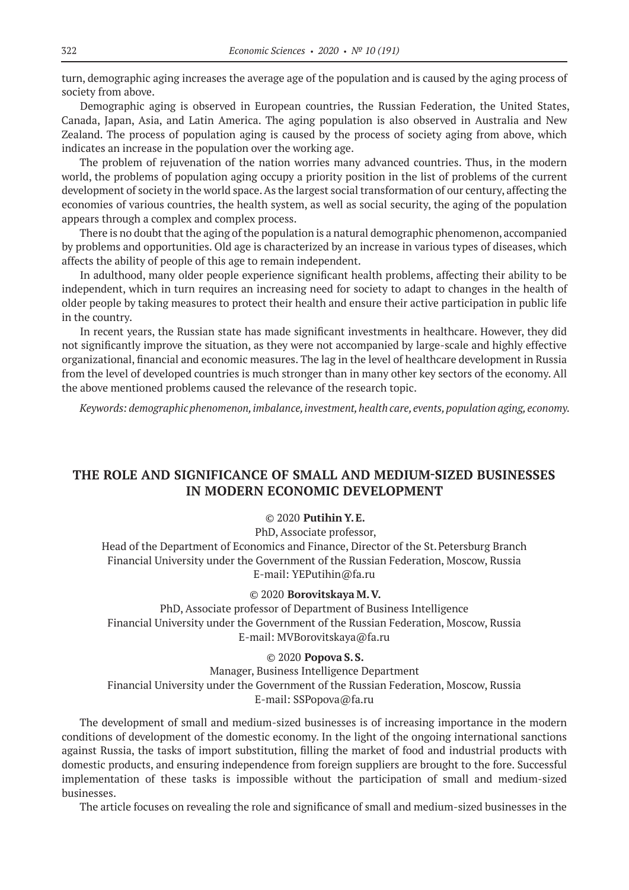turn, demographic aging increases the average age of the population and is caused by the aging process of society from above.

Demographic aging is observed in European countries, the Russian Federation, the United States, Canada, Japan, Asia, and Latin America. The aging population is also observed in Australia and New Zealand. The process of population aging is caused by the process of society aging from above, which indicates an increase in the population over the working age.

The problem of rejuvenation of the nation worries many advanced countries. Thus, in the modern world, the problems of population aging occupy a priority position in the list of problems of the current development of society in the world space. As the largest social transformation of our century, affecting the economies of various countries, the health system, as well as social security, the aging of the population appears through a complex and complex process.

There is no doubt that the aging of the population is a natural demographic phenomenon, accompanied by problems and opportunities. Old age is characterized by an increase in various types of diseases, which affects the ability of people of this age to remain independent.

In adulthood, many older people experience significant health problems, affecting their ability to be independent, which in turn requires an increasing need for society to adapt to changes in the health of older people by taking measures to protect their health and ensure their active participation in public life in the country.

In recent years, the Russian state has made significant investments in healthcare. However, they did not significantly improve the situation, as they were not accompanied by large-scale and highly effective organizational, financial and economic measures. The lag in the level of healthcare development in Russia from the level of developed countries is much stronger than in many other key sectors of the economy. All the above mentioned problems caused the relevance of the research topic.

*Keywords: demographic phenomenon, imbalance, investment, health care, events, population aging, economy.*

## THE ROLE AND SIGNIFICANCE OF SMALL AND MEDIUM-SIZED BUSINESSES IN MODERN ECONOMIC DEVELOPMENT

© 2020 **Putihin Y. E.**
PhD, Associate professor,
Head of the Department of Economics and Finance, Director of the St. Petersburg Branch
Financial University under the Government of the Russian Federation, Moscow, Russia
E-mail: YEPutihin@fa.ru

© 2020 **Borovitskaya M. V.**
PhD, Associate professor of Department of Business Intelligence
Financial University under the Government of the Russian Federation, Moscow, Russia
E-mail: MVBorovitskaya@fa.ru

© 2020 **Popova S. S.**
Manager, Business Intelligence Department
Financial University under the Government of the Russian Federation, Moscow, Russia
E-mail: SSPopova@fa.ru

The development of small and medium-sized businesses is of increasing importance in the modern conditions of development of the domestic economy. In the light of the ongoing international sanctions against Russia, the tasks of import substitution, filling the market of food and industrial products with domestic products, and ensuring independence from foreign suppliers are brought to the fore. Successful implementation of these tasks is impossible without the participation of small and medium-sized businesses.

The article focuses on revealing the role and significance of small and medium-sized businesses in the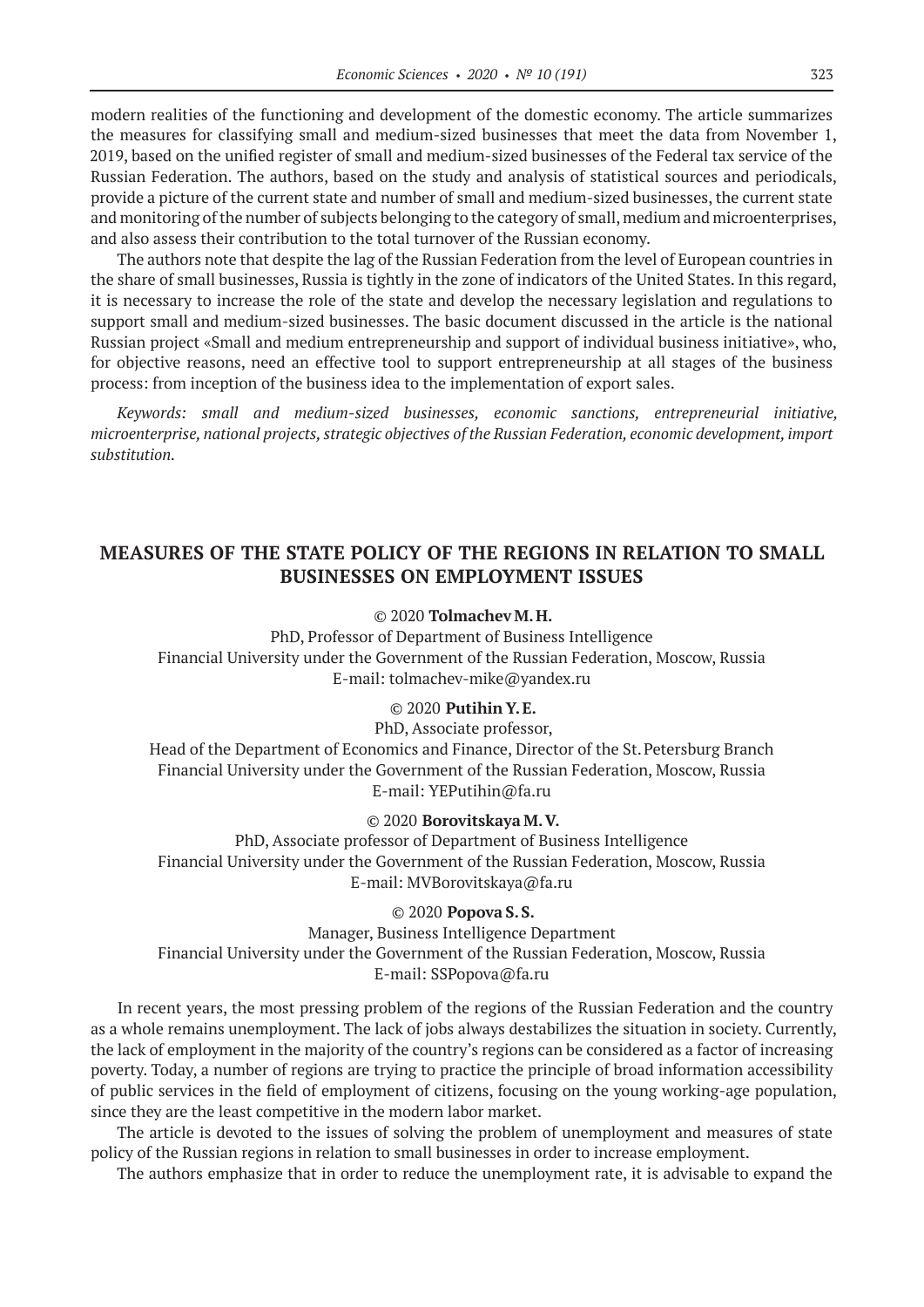modern realities of the functioning and development of the domestic economy. The article summarizes the measures for classifying small and medium-sized businesses that meet the data from November 1, 2019, based on the unified register of small and medium-sized businesses of the Federal tax service of the Russian Federation. The authors, based on the study and analysis of statistical sources and periodicals, provide a picture of the current state and number of small and medium-sized businesses, the current state and monitoring of the number of subjects belonging to the category of small, medium and microenterprises, and also assess their contribution to the total turnover of the Russian economy.

The authors note that despite the lag of the Russian Federation from the level of European countries in the share of small businesses, Russia is tightly in the zone of indicators of the United States. In this regard, it is necessary to increase the role of the state and develop the necessary legislation and regulations to support small and medium-sized businesses. The basic document discussed in the article is the national Russian project «Small and medium entrepreneurship and support of individual business initiative», who, for objective reasons, need an effective tool to support entrepreneurship at all stages of the business process: from inception of the business idea to the implementation of export sales.

*Keywords: small and medium-sized businesses, economic sanctions, entrepreneurial initiative, microenterprise, national projects, strategic objectives of the Russian Federation, economic development, import substitution.*

## MEASURES OF THE STATE POLICY OF THE REGIONS IN RELATION TO SMALL BUSINESSES ON EMPLOYMENT ISSUES

© 2020 **Tolmachev M. H.**
PhD, Professor of Department of Business Intelligence
Financial University under the Government of the Russian Federation, Moscow, Russia
E-mail: tolmachev-mike@yandex.ru

© 2020 **Putihin Y. E.**
PhD, Associate professor,
Head of the Department of Economics and Finance, Director of the St. Petersburg Branch
Financial University under the Government of the Russian Federation, Moscow, Russia
E-mail: YEPutihin@fa.ru

© 2020 **Borovitskaya M. V.**
PhD, Associate professor of Department of Business Intelligence
Financial University under the Government of the Russian Federation, Moscow, Russia
E-mail: MVBorovitskaya@fa.ru

© 2020 **Popova S. S.**
Manager, Business Intelligence Department
Financial University under the Government of the Russian Federation, Moscow, Russia
E-mail: SSPopova@fa.ru

In recent years, the most pressing problem of the regions of the Russian Federation and the country as a whole remains unemployment. The lack of jobs always destabilizes the situation in society. Currently, the lack of employment in the majority of the country's regions can be considered as a factor of increasing poverty. Today, a number of regions are trying to practice the principle of broad information accessibility of public services in the field of employment of citizens, focusing on the young working-age population, since they are the least competitive in the modern labor market.

The article is devoted to the issues of solving the problem of unemployment and measures of state policy of the Russian regions in relation to small businesses in order to increase employment.

The authors emphasize that in order to reduce the unemployment rate, it is advisable to expand the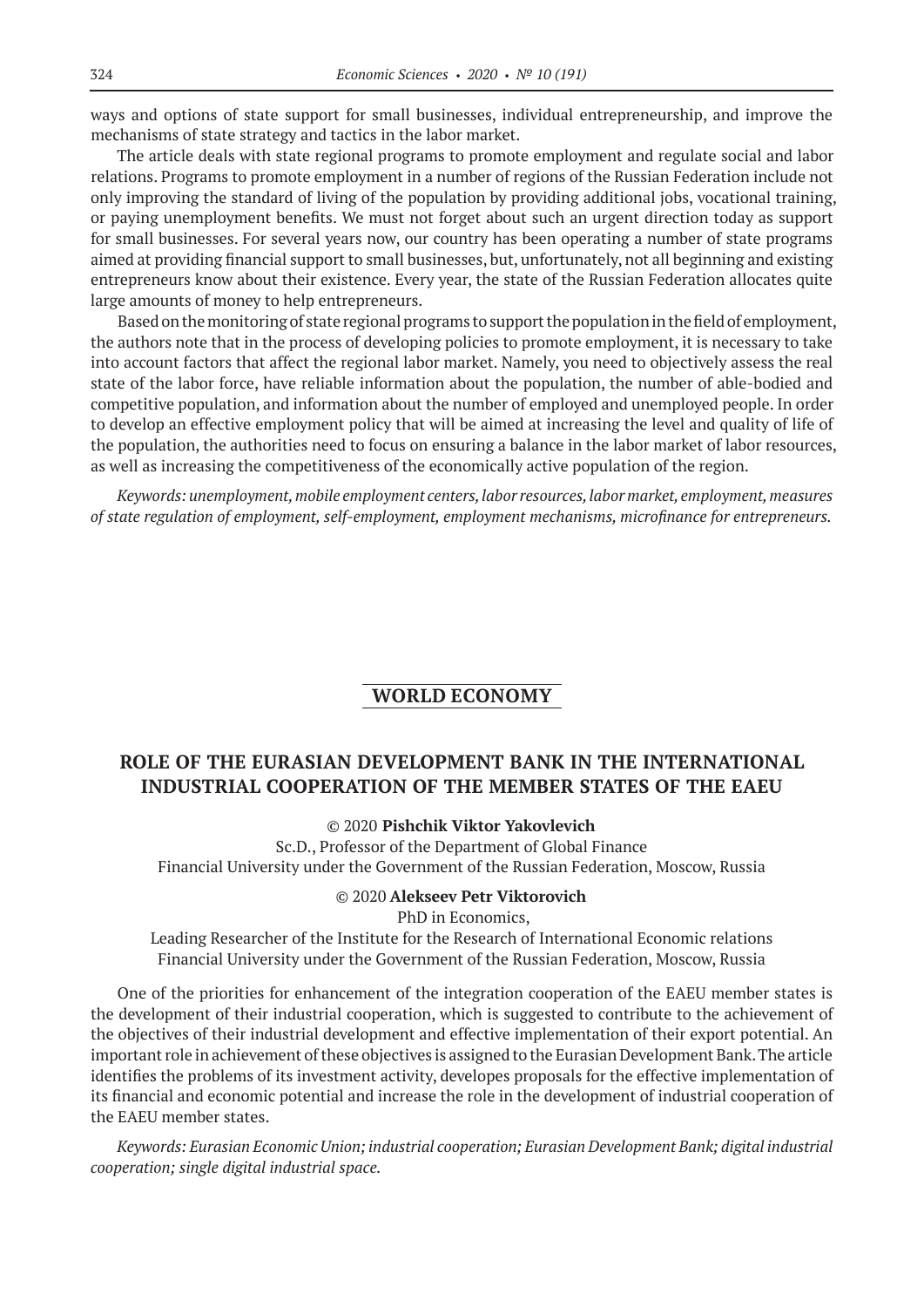ways and options of state support for small businesses, individual entrepreneurship, and improve the mechanisms of state strategy and tactics in the labor market.

The article deals with state regional programs to promote employment and regulate social and labor relations. Programs to promote employment in a number of regions of the Russian Federation include not only improving the standard of living of the population by providing additional jobs, vocational training, or paying unemployment benefits. We must not forget about such an urgent direction today as support for small businesses. For several years now, our country has been operating a number of state programs aimed at providing financial support to small businesses, but, unfortunately, not all beginning and existing entrepreneurs know about their existence. Every year, the state of the Russian Federation allocates quite large amounts of money to help entrepreneurs.

Based on the monitoring of state regional programs to support the population in the field of employment, the authors note that in the process of developing policies to promote employment, it is necessary to take into account factors that affect the regional labor market. Namely, you need to objectively assess the real state of the labor force, have reliable information about the population, the number of able-bodied and competitive population, and information about the number of employed and unemployed people. In order to develop an effective employment policy that will be aimed at increasing the level and quality of life of the population, the authorities need to focus on ensuring a balance in the labor market of labor resources, as well as increasing the competitiveness of the economically active population of the region.

*Keywords: unemployment, mobile employment centers, labor resources, labor market, employment, measures of state regulation of employment, self-employment, employment mechanisms, microfinance for entrepreneurs.*

## WORLD ECONOMY

### ROLE OF THE EURASIAN DEVELOPMENT BANK IN THE INTERNATIONAL INDUSTRIAL COOPERATION OF THE MEMBER STATES OF THE EAEU

© 2020 **Pishchik Viktor Yakovlevich**
Sc.D., Professor of the Department of Global Finance
Financial University under the Government of the Russian Federation, Moscow, Russia

© 2020 **Alekseev Petr Viktorovich**
PhD in Economics,
Leading Researcher of the Institute for the Research of International Economic relations
Financial University under the Government of the Russian Federation, Moscow, Russia

One of the priorities for enhancement of the integration cooperation of the EAEU member states is the development of their industrial cooperation, which is suggested to contribute to the achievement of the objectives of their industrial development and effective implementation of their export potential. An important role in achievement of these objectives is assigned to the Eurasian Development Bank. The article identifies the problems of its investment activity, developes proposals for the effective implementation of its financial and economic potential and increase the role in the development of industrial cooperation of the EAEU member states.

*Keywords: Eurasian Economic Union; industrial cooperation; Eurasian Development Bank; digital industrial cooperation; single digital industrial space.*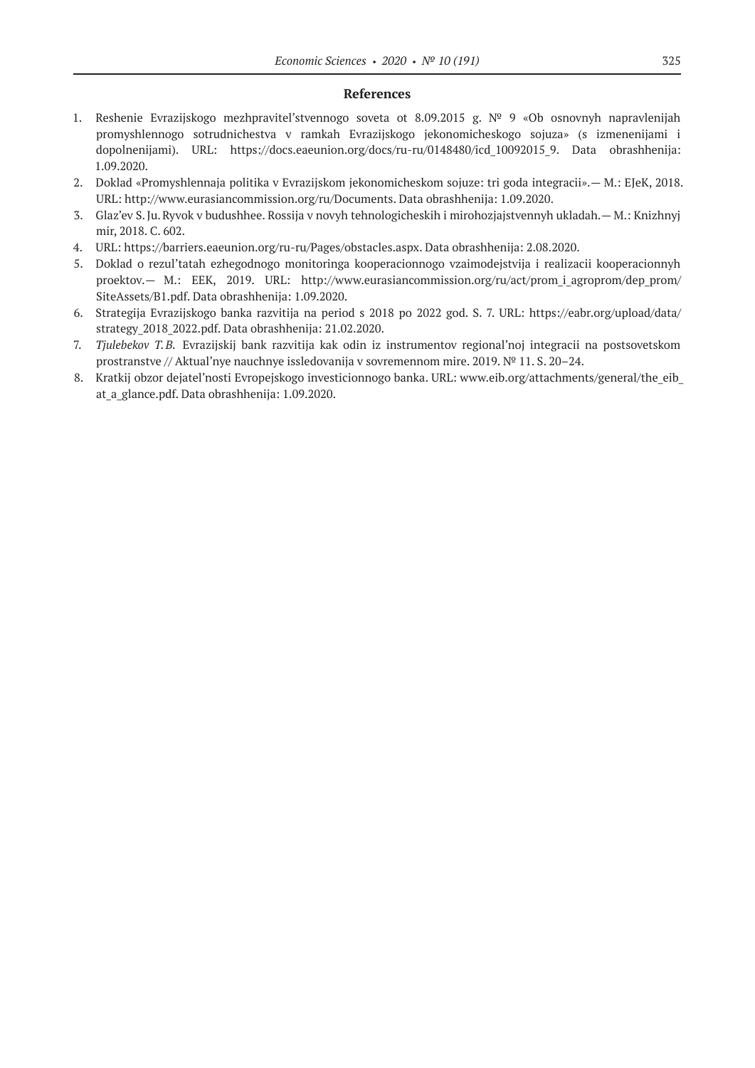## References

1. Reshenie Evrazijskogo mezhpravitel'stvennogo soveta ot 8.09.2015 g. № 9 «Ob osnovnyh napravlenijah promyshlennogo sotrudnichestva v ramkah Evrazijskogo jekonomicheskogo sojuza» (s izmenenijami i dopolnenijami). URL: https://docs.eaeunion.org/docs/ru-ru/0148480/icd_10092015_9. Data obrashhenija: 1.09.2020.
2. Doklad «Promyshlennaja politika v Evrazijskom jekonomicheskom sojuze: tri goda integracii».— M.: EJeK, 2018. URL: http://www.eurasiancommission.org/ru/Documents. Data obrashhenija: 1.09.2020.
3. Glaz'ev S. Ju. Ryvok v budushhee. Rossija v novyh tehnologicheskih i mirohozjajstvennyh ukladah.— M.: Knizhnyj mir, 2018. C. 602.
4. URL: https://barriers.eaeunion.org/ru-ru/Pages/obstacles.aspx. Data obrashhenija: 2.08.2020.
5. Doklad o rezul'tatah ezhegodnogo monitoringa kooperacionnogo vzaimodejstvija i realizacii kooperacionnyh proektov.— M.: EEK, 2019. URL: http://www.eurasiancommission.org/ru/act/prom_i_agroprom/dep_prom/SiteAssets/B1.pdf. Data obrashhenija: 1.09.2020.
6. Strategija Evrazijskogo banka razvitija na period s 2018 po 2022 god. S. 7. URL: https://eabr.org/upload/data/strategy_2018_2022.pdf. Data obrashhenija: 21.02.2020.
7. *Tjulebekov T. B.* Evrazijskij bank razvitija kak odin iz instrumentov regional'noj integracii na postsovetskom prostranstve // Aktual'nye nauchnye issledovanija v sovremennom mire. 2019. № 11. S. 20–24.
8. Kratkij obzor dejatel'nosti Evropejskogo investicionnogo banka. URL: www.eib.org/attachments/general/the_eib_at_a_glance.pdf. Data obrashhenija: 1.09.2020.